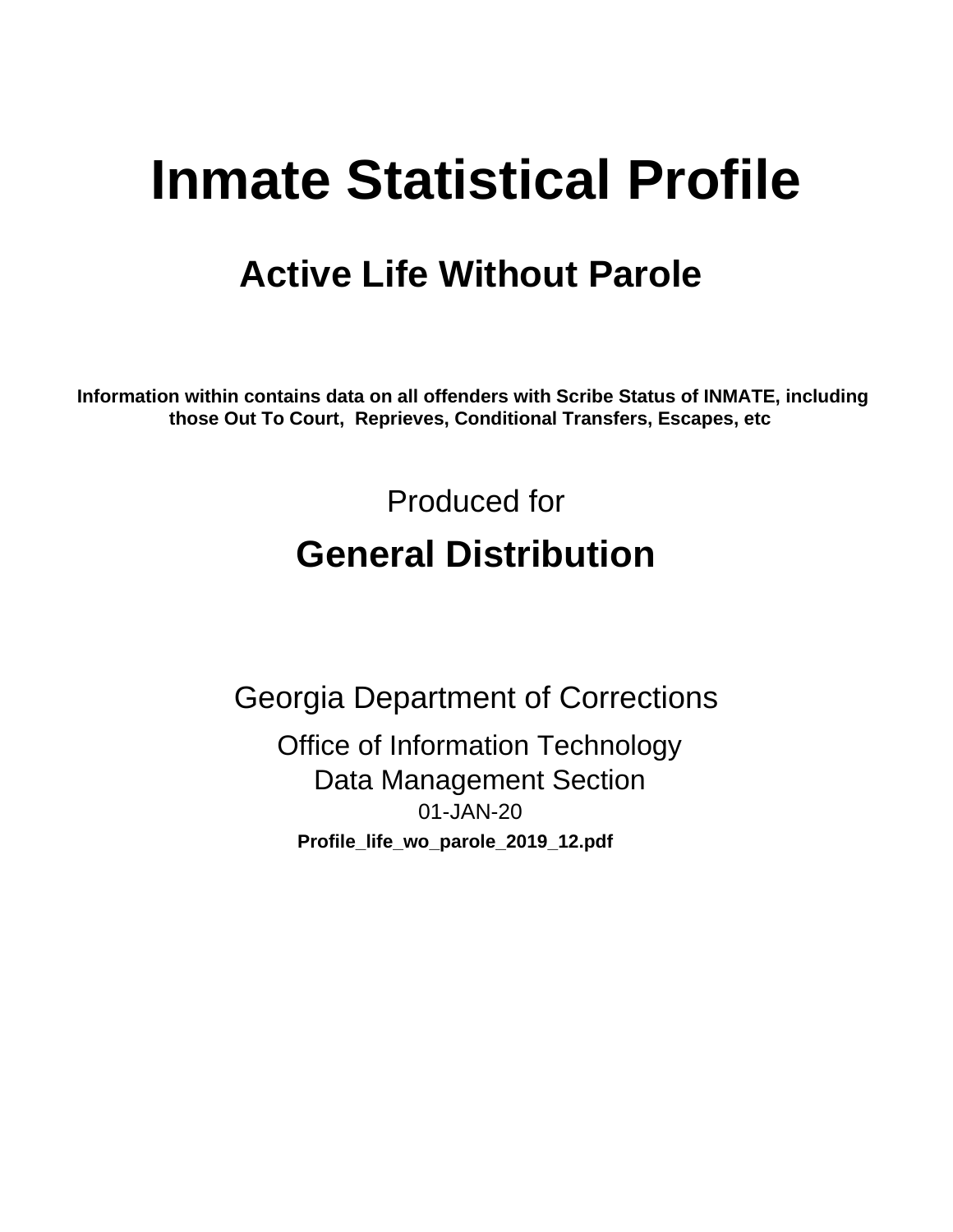# Inmate Statistical Profile

## Active Life Without Parole

**Information within contains data on all offenders with Scribe Status of INMATE, including those Out To Court, Reprieves, Conditional Transfers, Escapes, etc**

Produced for

## General Distribution

Georgia Department of Corrections

Office of Information Technology

Data Management Section

01-JAN-20

**Profile_life_wo_parole_2019_12.pdf**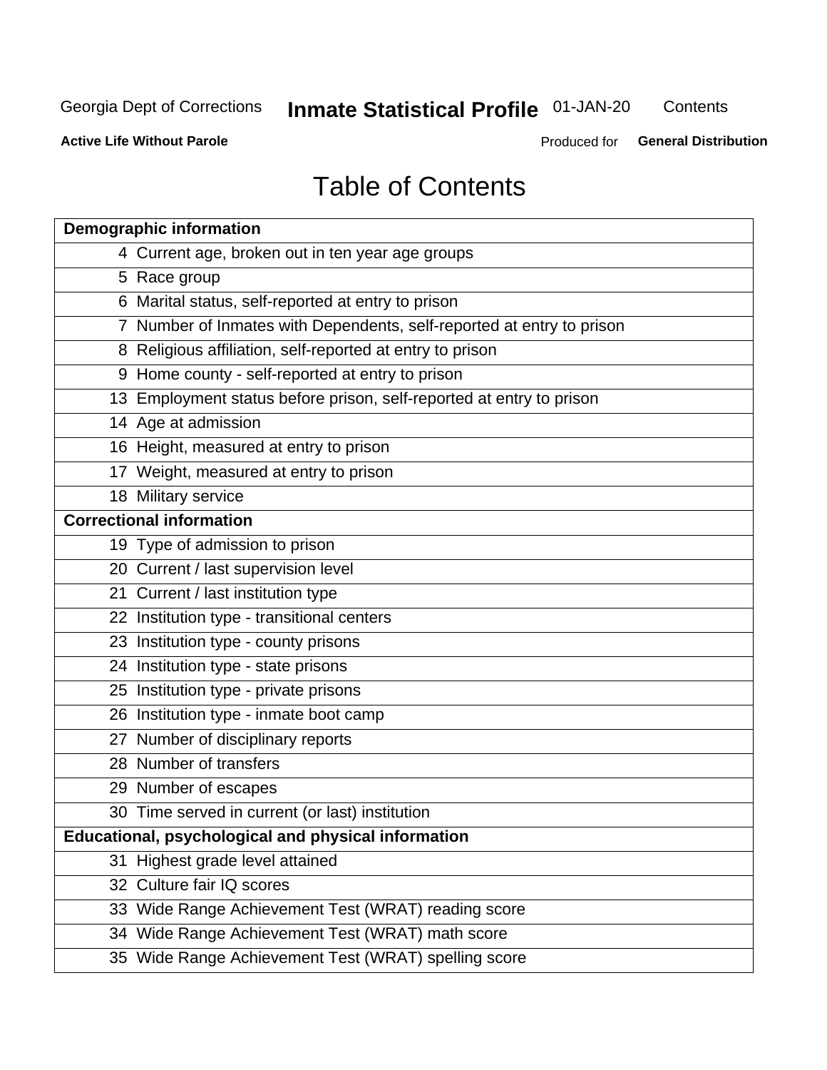# Table of Contents

| Demographic information | |
|---|---|
| 4 | Current age, broken out in ten year age groups |
| 5 | Race group |
| 6 | Marital status, self-reported at entry to prison |
| 7 | Number of Inmates with Dependents, self-reported at entry to prison |
| 8 | Religious affiliation, self-reported at entry to prison |
| 9 | Home county - self-reported at entry to prison |
| 13 | Employment status before prison, self-reported at entry to prison |
| 14 | Age at admission |
| 16 | Height, measured at entry to prison |
| 17 | Weight, measured at entry to prison |
| 18 | Military service |
| **Correctional information** | |
| 19 | Type of admission to prison |
| 20 | Current / last supervision level |
| 21 | Current / last institution type |
| 22 | Institution type - transitional centers |
| 23 | Institution type - county prisons |
| 24 | Institution type - state prisons |
| 25 | Institution type - private prisons |
| 26 | Institution type - inmate boot camp |
| 27 | Number of disciplinary reports |
| 28 | Number of transfers |
| 29 | Number of escapes |
| 30 | Time served in current (or last) institution |
| **Educational, psychological and physical information** | |
| 31 | Highest grade level attained |
| 32 | Culture fair IQ scores |
| 33 | Wide Range Achievement Test (WRAT) reading score |
| 34 | Wide Range Achievement Test (WRAT) math score |
| 35 | Wide Range Achievement Test (WRAT) spelling score |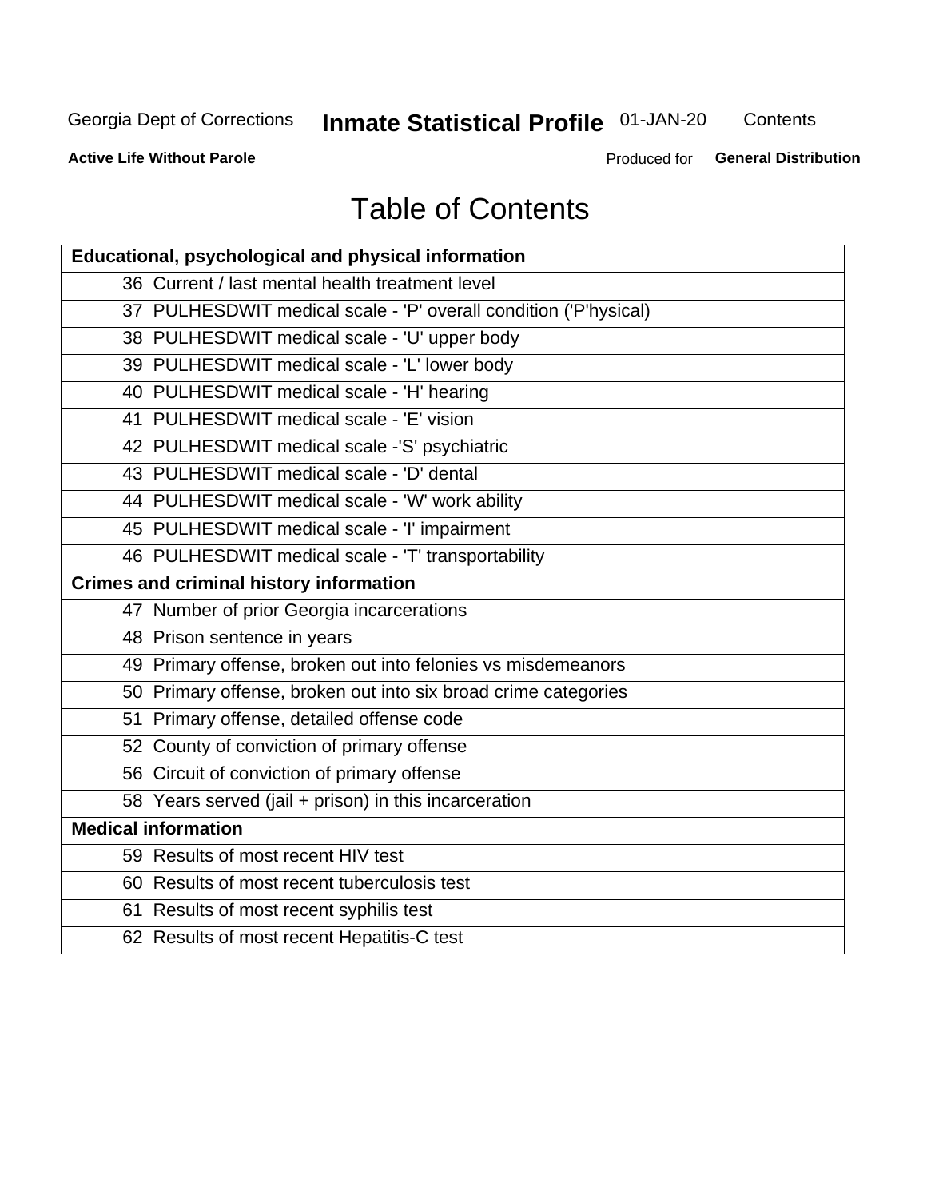# Table of Contents

| Educational, psychological and physical information |
|---|
| 36 Current / last mental health treatment level |
| 37 PULHESDWIT medical scale - 'P' overall condition ('P'hysical) |
| 38 PULHESDWIT medical scale - 'U' upper body |
| 39 PULHESDWIT medical scale - 'L' lower body |
| 40 PULHESDWIT medical scale - 'H' hearing |
| 41 PULHESDWIT medical scale - 'E' vision |
| 42 PULHESDWIT medical scale -'S' psychiatric |
| 43 PULHESDWIT medical scale - 'D' dental |
| 44 PULHESDWIT medical scale - 'W' work ability |
| 45 PULHESDWIT medical scale - 'I' impairment |
| 46 PULHESDWIT medical scale - 'T' transportability |
| **Crimes and criminal history information** |
| 47 Number of prior Georgia incarcerations |
| 48 Prison sentence in years |
| 49 Primary offense, broken out into felonies vs misdemeanors |
| 50 Primary offense, broken out into six broad crime categories |
| 51 Primary offense, detailed offense code |
| 52 County of conviction of primary offense |
| 56 Circuit of conviction of primary offense |
| 58 Years served (jail + prison) in this incarceration |
| **Medical information** |
| 59 Results of most recent HIV test |
| 60 Results of most recent tuberculosis test |
| 61 Results of most recent syphilis test |
| 62 Results of most recent Hepatitis-C test |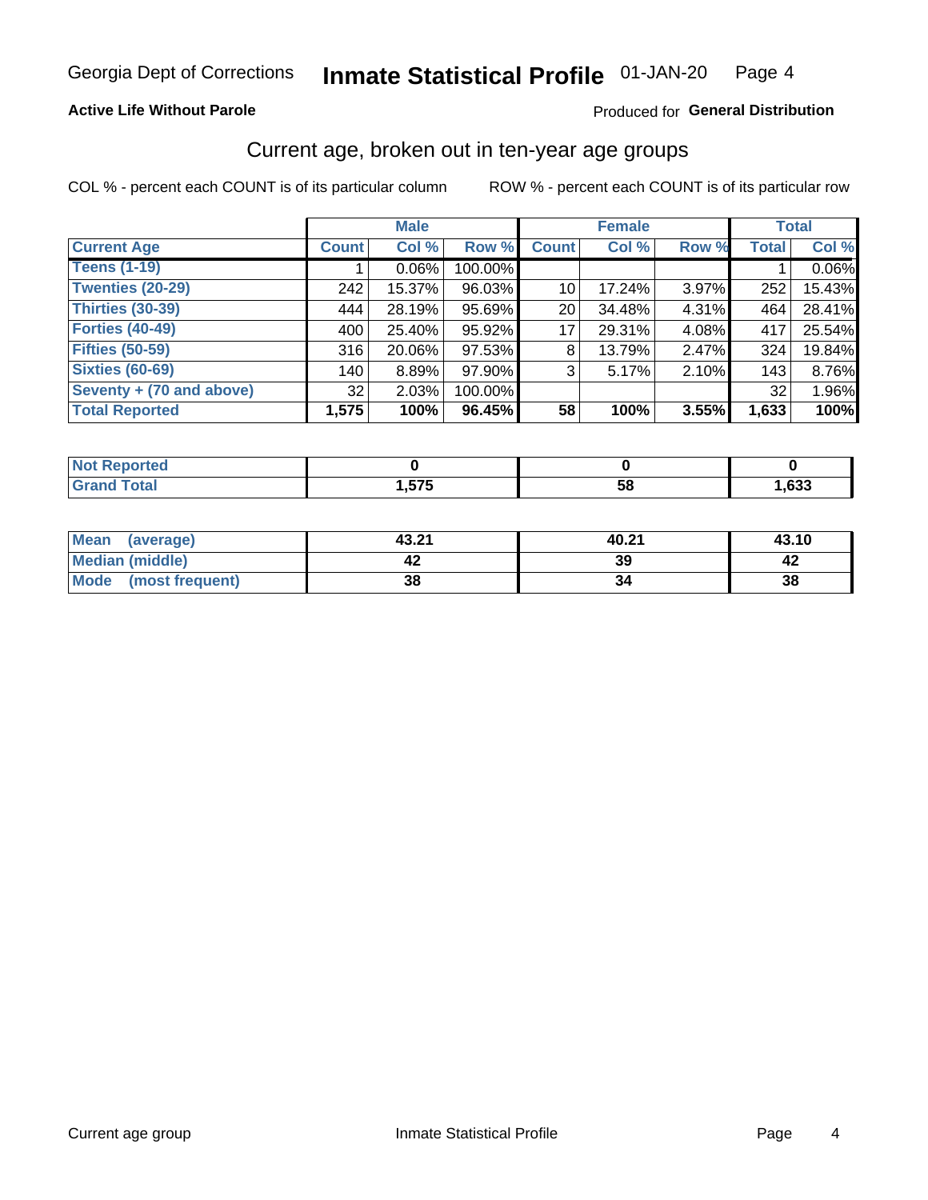Georgia Dept of Corrections **Inmate Statistical Profile** 01-JAN-20

**Active Life Without Parole**

Produced for **General Distribution**

## Current age, broken out in ten-year age groups

COL % - percent each COUNT is of its particular column

ROW % - percent each COUNT is of its particular row

| | Male | | | Female | | | Total | |
|---|---|---|---|---|---|---|---|---|
| **Current Age** | **Count** | **Col %** | **Row %** | **Count** | **Col %** | **Row %** | **Total** | **Col %** |
| **Teens (1-19)** | 1 | 0.06% | 100.00% | | | | 1 | 0.06% |
| **Twenties (20-29)** | 242 | 15.37% | 96.03% | 10 | 17.24% | 3.97% | 252 | 15.43% |
| **Thirties (30-39)** | 444 | 28.19% | 95.69% | 20 | 34.48% | 4.31% | 464 | 28.41% |
| **Forties (40-49)** | 400 | 25.40% | 95.92% | 17 | 29.31% | 4.08% | 417 | 25.54% |
| **Fifties (50-59)** | 316 | 20.06% | 97.53% | 8 | 13.79% | 2.47% | 324 | 19.84% |
| **Sixties (60-69)** | 140 | 8.89% | 97.90% | 3 | 5.17% | 2.10% | 143 | 8.76% |
| **Seventy + (70 and above)** | 32 | 2.03% | 100.00% | | | | 32 | 1.96% |
| **Total Reported** | **1,575** | **100%** | **96.45%** | **58** | **100%** | **3.55%** | **1,633** | **100%** |

| | Male | Female | Total |
|---|---|---|---|
| **Not Reported** | **0** | **0** | **0** |
| **Grand Total** | **1,575** | **58** | **1,633** |

| | Male | Female | Total |
|---|---|---|---|
| **Mean (average)** | **43.21** | **40.21** | **43.10** |
| **Median (middle)** | **42** | **39** | **42** |
| **Mode (most frequent)** | **38** | **34** | **38** |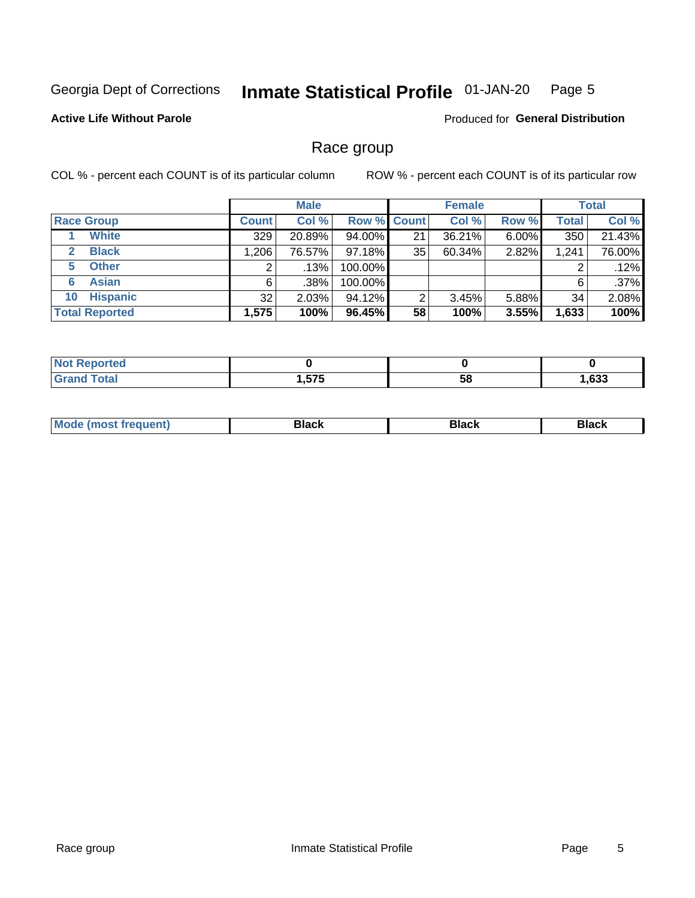Georgia Dept of Corrections **Inmate Statistical Profile** 01-JAN-20

**Active Life Without Parole**

Produced for **General Distribution**

## Race group

COL % - percent each COUNT is of its particular column

ROW % - percent each COUNT is of its particular row

| | Male | | | Female | | | Total | |
|---|---|---|---|---|---|---|---|---|
| **Race Group** | **Count** | **Col %** | **Row %** | **Count** | **Col %** | **Row %** | **Total** | **Col %** |
| 1 **White** | 329 | 20.89% | 94.00% | 21 | 36.21% | 6.00% | 350 | 21.43% |
| 2 **Black** | 1,206 | 76.57% | 97.18% | 35 | 60.34% | 2.82% | 1,241 | 76.00% |
| 5 **Other** | 2 | .13% | 100.00% | | | | 2 | .12% |
| 6 **Asian** | 6 | .38% | 100.00% | | | | 6 | .37% |
| 10 **Hispanic** | 32 | 2.03% | 94.12% | 2 | 3.45% | 5.88% | 34 | 2.08% |
| **Total Reported** | **1,575** | **100%** | **96.45%** | **58** | **100%** | **3.55%** | **1,633** | **100%** |

| | Male | Female | Total |
|---|---|---|---|
| **Not Reported** | **0** | **0** | **0** |
| **Grand Total** | **1,575** | **58** | **1,633** |

| | Male | Female | Total |
|---|---|---|---|
| **Mode (most frequent)** | **Black** | **Black** | **Black** |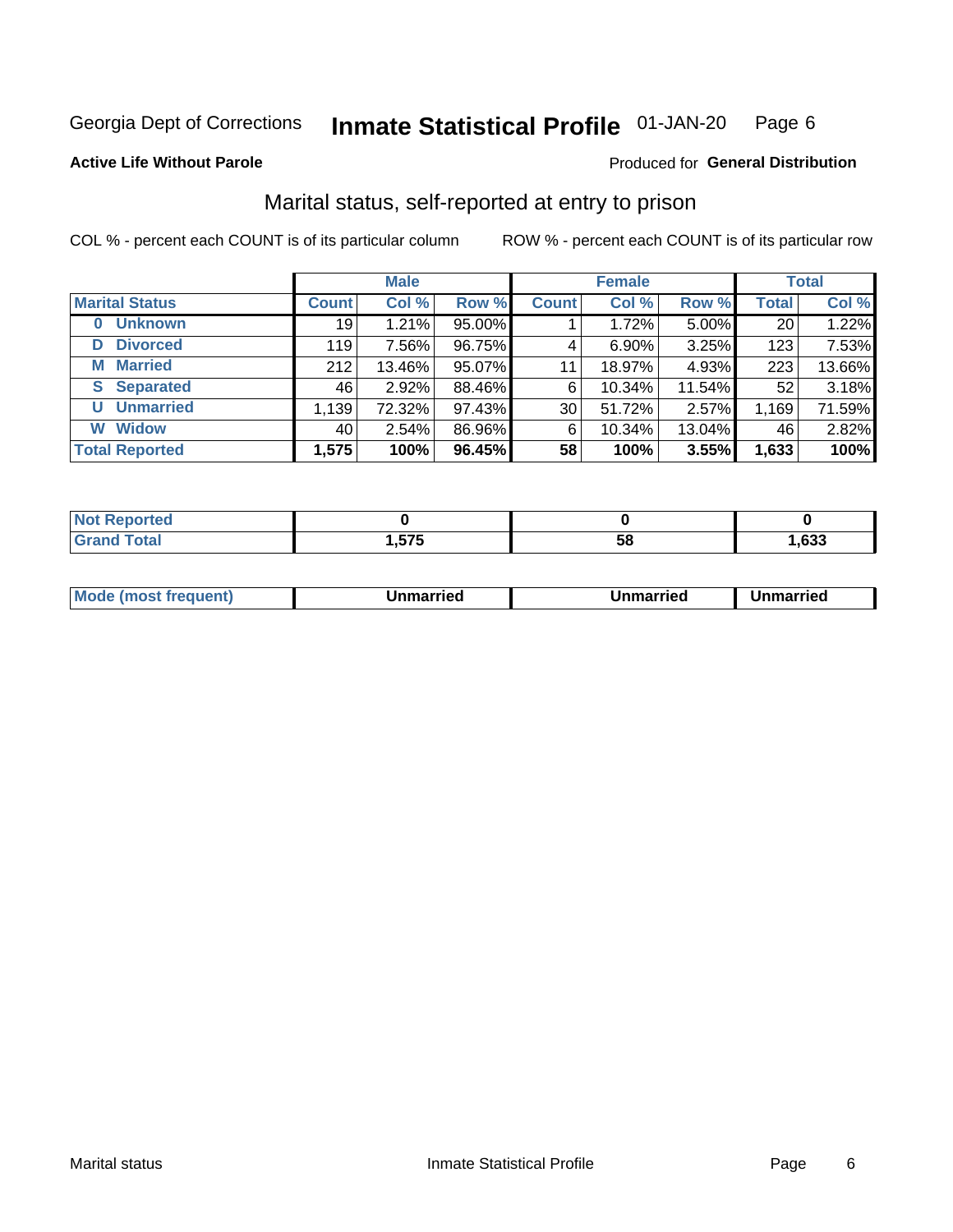Georgia Dept of Corrections **Inmate Statistical Profile** 01-JAN-20

**Active Life Without Parole**

Produced for **General Distribution**

## Marital status, self-reported at entry to prison

COL % - percent each COUNT is of its particular column

ROW % - percent each COUNT is of its particular row

| | Male | | | Female | | | Total | |
|---|---|---|---|---|---|---|---|---|
| **Marital Status** | **Count** | **Col %** | **Row %** | **Count** | **Col %** | **Row %** | **Total** | **Col %** |
| **0 Unknown** | 19 | 1.21% | 95.00% | 1 | 1.72% | 5.00% | 20 | 1.22% |
| **D Divorced** | 119 | 7.56% | 96.75% | 4 | 6.90% | 3.25% | 123 | 7.53% |
| **M Married** | 212 | 13.46% | 95.07% | 11 | 18.97% | 4.93% | 223 | 13.66% |
| **S Separated** | 46 | 2.92% | 88.46% | 6 | 10.34% | 11.54% | 52 | 3.18% |
| **U Unmarried** | 1,139 | 72.32% | 97.43% | 30 | 51.72% | 2.57% | 1,169 | 71.59% |
| **W Widow** | 40 | 2.54% | 86.96% | 6 | 10.34% | 13.04% | 46 | 2.82% |
| **Total Reported** | **1,575** | **100%** | **96.45%** | **58** | **100%** | **3.55%** | **1,633** | **100%** |

| | Male | Female | Total |
|---|---|---|---|
| **Not Reported** | **0** | **0** | **0** |
| **Grand Total** | **1,575** | **58** | **1,633** |

| | Male | Female | Total |
|---|---|---|---|
| **Mode (most frequent)** | **Unmarried** | **Unmarried** | **Unmarried** |

Marital status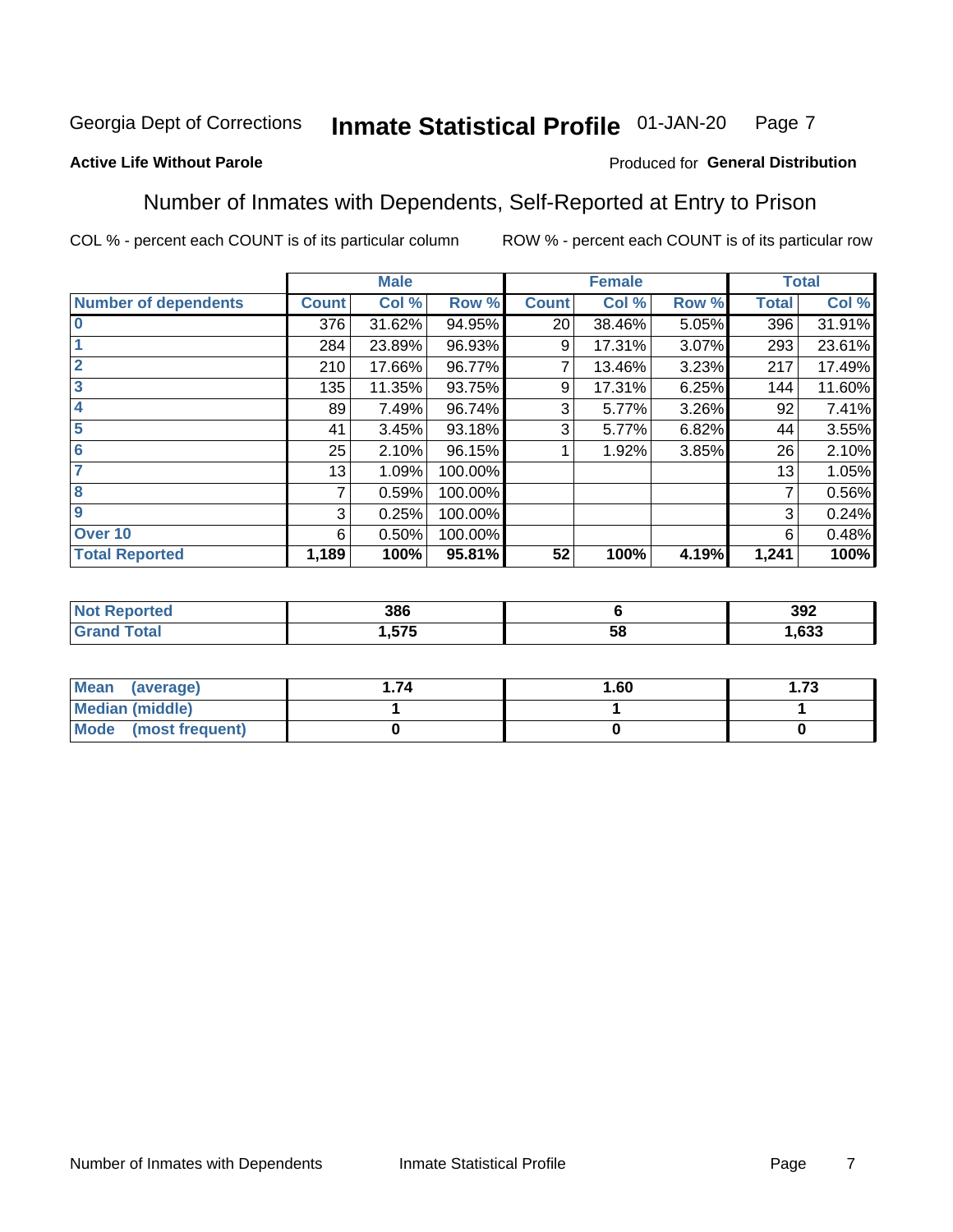Georgia Dept of Corrections **Inmate Statistical Profile** 01-JAN-20

**Active Life Without Parole**

Produced for **General Distribution**

## Number of Inmates with Dependents, Self-Reported at Entry to Prison

COL % - percent each COUNT is of its particular column ROW % - percent each COUNT is of its particular row

| | Male | | | Female | | | Total | |
|---|---|---|---|---|---|---|---|---|
| **Number of dependents** | **Count** | **Col %** | **Row %** | **Count** | **Col %** | **Row %** | **Total** | **Col %** |
| **0** | 376 | 31.62% | 94.95% | 20 | 38.46% | 5.05% | 396 | 31.91% |
| **1** | 284 | 23.89% | 96.93% | 9 | 17.31% | 3.07% | 293 | 23.61% |
| **2** | 210 | 17.66% | 96.77% | 7 | 13.46% | 3.23% | 217 | 17.49% |
| **3** | 135 | 11.35% | 93.75% | 9 | 17.31% | 6.25% | 144 | 11.60% |
| **4** | 89 | 7.49% | 96.74% | 3 | 5.77% | 3.26% | 92 | 7.41% |
| **5** | 41 | 3.45% | 93.18% | 3 | 5.77% | 6.82% | 44 | 3.55% |
| **6** | 25 | 2.10% | 96.15% | 1 | 1.92% | 3.85% | 26 | 2.10% |
| **7** | 13 | 1.09% | 100.00% | | | | 13 | 1.05% |
| **8** | 7 | 0.59% | 100.00% | | | | 7 | 0.56% |
| **9** | 3 | 0.25% | 100.00% | | | | 3 | 0.24% |
| **Over 10** | 6 | 0.50% | 100.00% | | | | 6 | 0.48% |
| **Total Reported** | **1,189** | **100%** | **95.81%** | **52** | **100%** | **4.19%** | **1,241** | **100%** |

| | Male | Female | Total |
|---|---|---|---|
| **Not Reported** | **386** | **6** | **392** |
| **Grand Total** | **1,575** | **58** | **1,633** |

| | Male | Female | Total |
|---|---|---|---|
| **Mean (average)** | **1.74** | **1.60** | **1.73** |
| **Median (middle)** | **1** | **1** | **1** |
| **Mode (most frequent)** | **0** | **0** | **0** |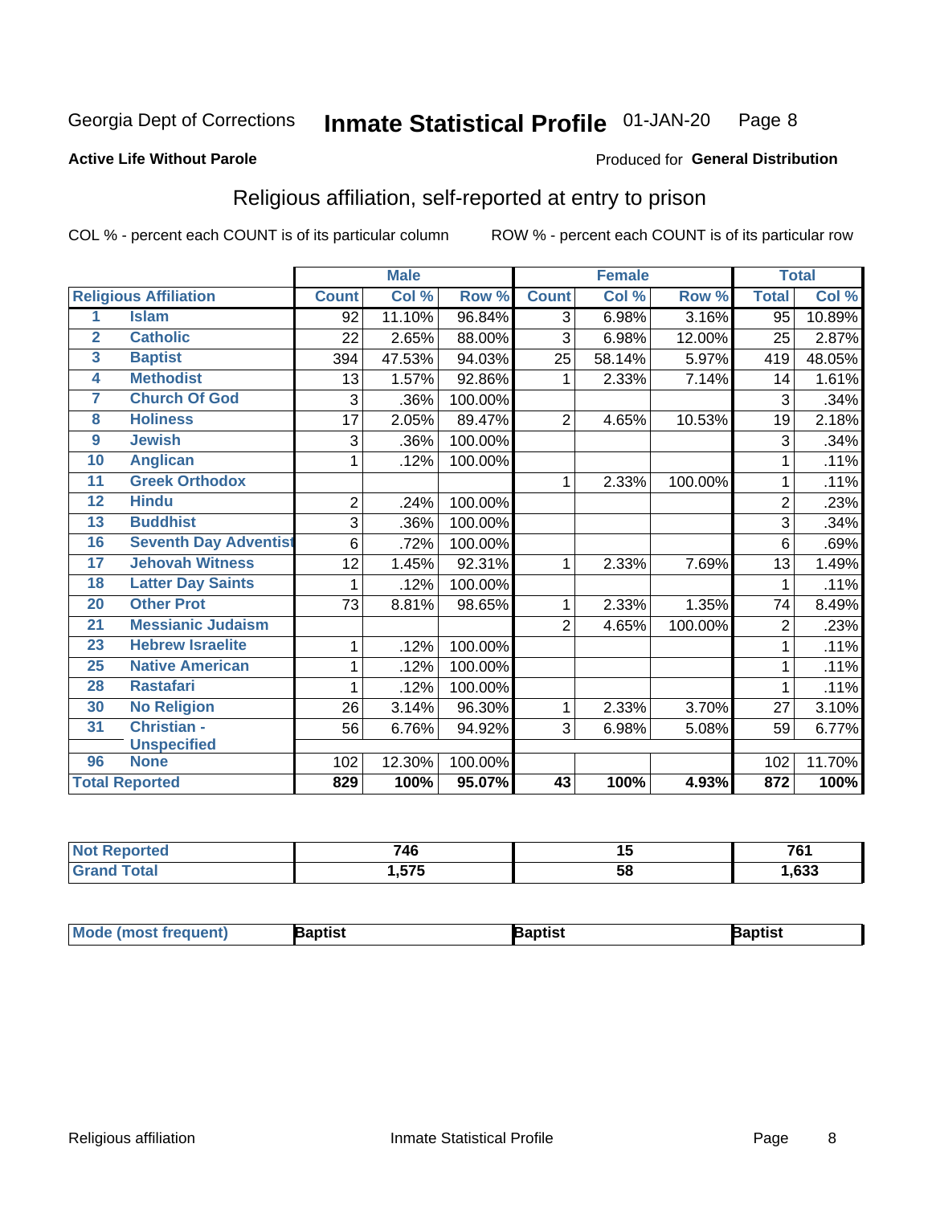Georgia Dept of Corrections **Inmate Statistical Profile** 01-JAN-20

**Active Life Without Parole**

Produced for **General Distribution**

## Religious affiliation, self-reported at entry to prison

COL % - percent each COUNT is of its particular column ROW % - percent each COUNT is of its particular row

| Religious Affiliation | | Male | | | Female | | | Total | |
|---|---|---|---|---|---|---|---|---|---|
| | | Count | Col % | Row % | Count | Col % | Row % | Total | Col % |
| 1 | Islam | 92 | 11.10% | 96.84% | 3 | 6.98% | 3.16% | 95 | 10.89% |
| 2 | Catholic | 22 | 2.65% | 88.00% | 3 | 6.98% | 12.00% | 25 | 2.87% |
| 3 | Baptist | 394 | 47.53% | 94.03% | 25 | 58.14% | 5.97% | 419 | 48.05% |
| 4 | Methodist | 13 | 1.57% | 92.86% | 1 | 2.33% | 7.14% | 14 | 1.61% |
| 7 | Church Of God | 3 | .36% | 100.00% | | | | 3 | .34% |
| 8 | Holiness | 17 | 2.05% | 89.47% | 2 | 4.65% | 10.53% | 19 | 2.18% |
| 9 | Jewish | 3 | .36% | 100.00% | | | | 3 | .34% |
| 10 | Anglican | 1 | .12% | 100.00% | | | | 1 | .11% |
| 11 | Greek Orthodox | | | | 1 | 2.33% | 100.00% | 1 | .11% |
| 12 | Hindu | 2 | .24% | 100.00% | | | | 2 | .23% |
| 13 | Buddhist | 3 | .36% | 100.00% | | | | 3 | .34% |
| 16 | Seventh Day Adventist | 6 | .72% | 100.00% | | | | 6 | .69% |
| 17 | Jehovah Witness | 12 | 1.45% | 92.31% | 1 | 2.33% | 7.69% | 13 | 1.49% |
| 18 | Latter Day Saints | 1 | .12% | 100.00% | | | | 1 | .11% |
| 20 | Other Prot | 73 | 8.81% | 98.65% | 1 | 2.33% | 1.35% | 74 | 8.49% |
| 21 | Messianic Judaism | | | | 2 | 4.65% | 100.00% | 2 | .23% |
| 23 | Hebrew Israelite | 1 | .12% | 100.00% | | | | 1 | .11% |
| 25 | Native American | 1 | .12% | 100.00% | | | | 1 | .11% |
| 28 | Rastafari | 1 | .12% | 100.00% | | | | 1 | .11% |
| 30 | No Religion | 26 | 3.14% | 96.30% | 1 | 2.33% | 3.70% | 27 | 3.10% |
| 31 | Christian - Unspecified | 56 | 6.76% | 94.92% | 3 | 6.98% | 5.08% | 59 | 6.77% |
| 96 | None | 102 | 12.30% | 100.00% | | | | 102 | 11.70% |
| **Total Reported** | | **829** | **100%** | **95.07%** | **43** | **100%** | **4.93%** | **872** | **100%** |

| | Male | Female | Total |
|---|---|---|---|
| Not Reported | 746 | 15 | 761 |
| Grand Total | 1,575 | 58 | 1,633 |

| | Male | Female | Total |
|---|---|---|---|
| Mode (most frequent) | Baptist | Baptist | Baptist |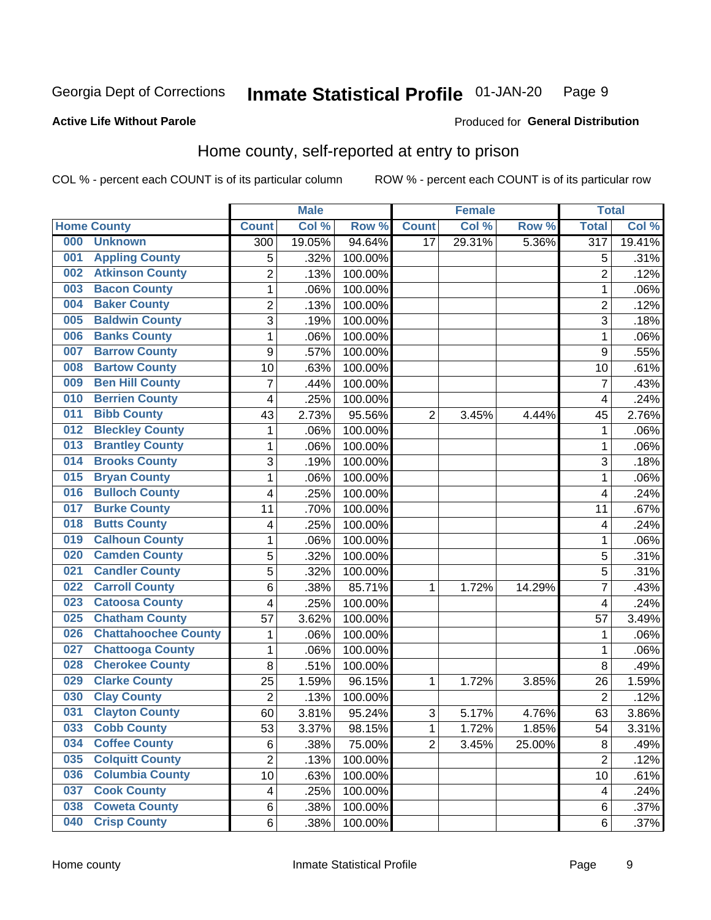Georgia Dept of Corrections **Inmate Statistical Profile** 01-JAN-20

**Active Life Without Parole**

Produced for **General Distribution**

## Home county, self-reported at entry to prison

COL % - percent each COUNT is of its particular column ROW % - percent each COUNT is of its particular row

| Home County | | Male | | | Female | | | Total | |
|---|---|---|---|---|---|---|---|---|---|
| | | Count | Col % | Row % | Count | Col % | Row % | Total | Col % |
| 000 | Unknown | 300 | 19.05% | 94.64% | 17 | 29.31% | 5.36% | 317 | 19.41% |
| 001 | Appling County | 5 | .32% | 100.00% | | | | 5 | .31% |
| 002 | Atkinson County | 2 | .13% | 100.00% | | | | 2 | .12% |
| 003 | Bacon County | 1 | .06% | 100.00% | | | | 1 | .06% |
| 004 | Baker County | 2 | .13% | 100.00% | | | | 2 | .12% |
| 005 | Baldwin County | 3 | .19% | 100.00% | | | | 3 | .18% |
| 006 | Banks County | 1 | .06% | 100.00% | | | | 1 | .06% |
| 007 | Barrow County | 9 | .57% | 100.00% | | | | 9 | .55% |
| 008 | Bartow County | 10 | .63% | 100.00% | | | | 10 | .61% |
| 009 | Ben Hill County | 7 | .44% | 100.00% | | | | 7 | .43% |
| 010 | Berrien County | 4 | .25% | 100.00% | | | | 4 | .24% |
| 011 | Bibb County | 43 | 2.73% | 95.56% | 2 | 3.45% | 4.44% | 45 | 2.76% |
| 012 | Bleckley County | 1 | .06% | 100.00% | | | | 1 | .06% |
| 013 | Brantley County | 1 | .06% | 100.00% | | | | 1 | .06% |
| 014 | Brooks County | 3 | .19% | 100.00% | | | | 3 | .18% |
| 015 | Bryan County | 1 | .06% | 100.00% | | | | 1 | .06% |
| 016 | Bulloch County | 4 | .25% | 100.00% | | | | 4 | .24% |
| 017 | Burke County | 11 | .70% | 100.00% | | | | 11 | .67% |
| 018 | Butts County | 4 | .25% | 100.00% | | | | 4 | .24% |
| 019 | Calhoun County | 1 | .06% | 100.00% | | | | 1 | .06% |
| 020 | Camden County | 5 | .32% | 100.00% | | | | 5 | .31% |
| 021 | Candler County | 5 | .32% | 100.00% | | | | 5 | .31% |
| 022 | Carroll County | 6 | .38% | 85.71% | 1 | 1.72% | 14.29% | 7 | .43% |
| 023 | Catoosa County | 4 | .25% | 100.00% | | | | 4 | .24% |
| 025 | Chatham County | 57 | 3.62% | 100.00% | | | | 57 | 3.49% |
| 026 | Chattahoochee County | 1 | .06% | 100.00% | | | | 1 | .06% |
| 027 | Chattooga County | 1 | .06% | 100.00% | | | | 1 | .06% |
| 028 | Cherokee County | 8 | .51% | 100.00% | | | | 8 | .49% |
| 029 | Clarke County | 25 | 1.59% | 96.15% | 1 | 1.72% | 3.85% | 26 | 1.59% |
| 030 | Clay County | 2 | .13% | 100.00% | | | | 2 | .12% |
| 031 | Clayton County | 60 | 3.81% | 95.24% | 3 | 5.17% | 4.76% | 63 | 3.86% |
| 033 | Cobb County | 53 | 3.37% | 98.15% | 1 | 1.72% | 1.85% | 54 | 3.31% |
| 034 | Coffee County | 6 | .38% | 75.00% | 2 | 3.45% | 25.00% | 8 | .49% |
| 035 | Colquitt County | 2 | .13% | 100.00% | | | | 2 | .12% |
| 036 | Columbia County | 10 | .63% | 100.00% | | | | 10 | .61% |
| 037 | Cook County | 4 | .25% | 100.00% | | | | 4 | .24% |
| 038 | Coweta County | 6 | .38% | 100.00% | | | | 6 | .37% |
| 040 | Crisp County | 6 | .38% | 100.00% | | | | 6 | .37% |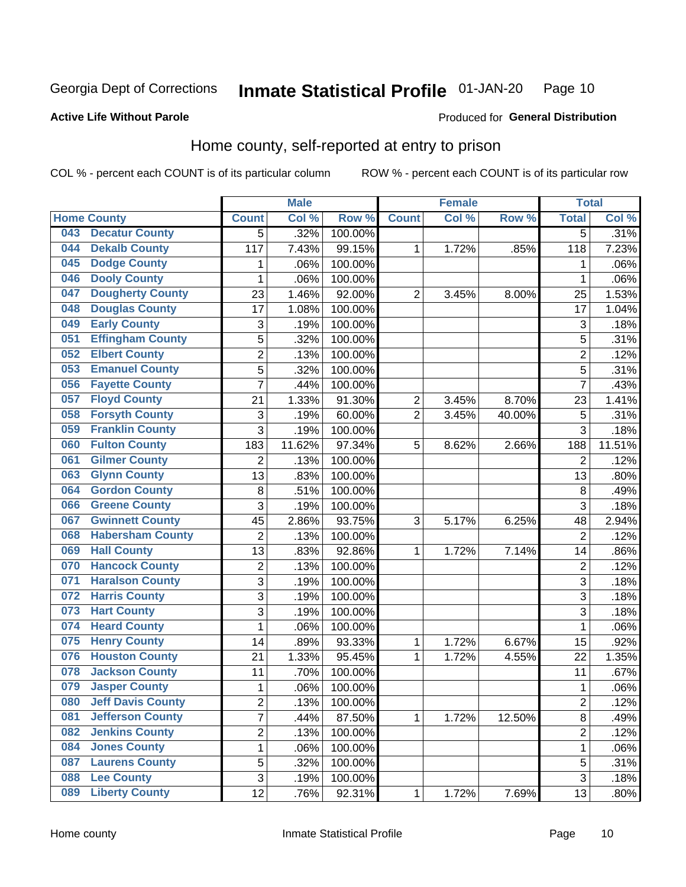Georgia Dept of Corrections **Inmate Statistical Profile** 01-JAN-20

**Active Life Without Parole**

Produced for **General Distribution**

## Home county, self-reported at entry to prison

COL % - percent each COUNT is of its particular column ROW % - percent each COUNT is of its particular row

| Home County | | Male | | | Female | | | Total | |
|---|---|---|---|---|---|---|---|---|---|
| | | Count | Col % | Row % | Count | Col % | Row % | Total | Col % |
| 043 | Decatur County | 5 | .32% | 100.00% | | | | 5 | .31% |
| 044 | Dekalb County | 117 | 7.43% | 99.15% | 1 | 1.72% | .85% | 118 | 7.23% |
| 045 | Dodge County | 1 | .06% | 100.00% | | | | 1 | .06% |
| 046 | Dooly County | 1 | .06% | 100.00% | | | | 1 | .06% |
| 047 | Dougherty County | 23 | 1.46% | 92.00% | 2 | 3.45% | 8.00% | 25 | 1.53% |
| 048 | Douglas County | 17 | 1.08% | 100.00% | | | | 17 | 1.04% |
| 049 | Early County | 3 | .19% | 100.00% | | | | 3 | .18% |
| 051 | Effingham County | 5 | .32% | 100.00% | | | | 5 | .31% |
| 052 | Elbert County | 2 | .13% | 100.00% | | | | 2 | .12% |
| 053 | Emanuel County | 5 | .32% | 100.00% | | | | 5 | .31% |
| 056 | Fayette County | 7 | .44% | 100.00% | | | | 7 | .43% |
| 057 | Floyd County | 21 | 1.33% | 91.30% | 2 | 3.45% | 8.70% | 23 | 1.41% |
| 058 | Forsyth County | 3 | .19% | 60.00% | 2 | 3.45% | 40.00% | 5 | .31% |
| 059 | Franklin County | 3 | .19% | 100.00% | | | | 3 | .18% |
| 060 | Fulton County | 183 | 11.62% | 97.34% | 5 | 8.62% | 2.66% | 188 | 11.51% |
| 061 | Gilmer County | 2 | .13% | 100.00% | | | | 2 | .12% |
| 063 | Glynn County | 13 | .83% | 100.00% | | | | 13 | .80% |
| 064 | Gordon County | 8 | .51% | 100.00% | | | | 8 | .49% |
| 066 | Greene County | 3 | .19% | 100.00% | | | | 3 | .18% |
| 067 | Gwinnett County | 45 | 2.86% | 93.75% | 3 | 5.17% | 6.25% | 48 | 2.94% |
| 068 | Habersham County | 2 | .13% | 100.00% | | | | 2 | .12% |
| 069 | Hall County | 13 | .83% | 92.86% | 1 | 1.72% | 7.14% | 14 | .86% |
| 070 | Hancock County | 2 | .13% | 100.00% | | | | 2 | .12% |
| 071 | Haralson County | 3 | .19% | 100.00% | | | | 3 | .18% |
| 072 | Harris County | 3 | .19% | 100.00% | | | | 3 | .18% |
| 073 | Hart County | 3 | .19% | 100.00% | | | | 3 | .18% |
| 074 | Heard County | 1 | .06% | 100.00% | | | | 1 | .06% |
| 075 | Henry County | 14 | .89% | 93.33% | 1 | 1.72% | 6.67% | 15 | .92% |
| 076 | Houston County | 21 | 1.33% | 95.45% | 1 | 1.72% | 4.55% | 22 | 1.35% |
| 078 | Jackson County | 11 | .70% | 100.00% | | | | 11 | .67% |
| 079 | Jasper County | 1 | .06% | 100.00% | | | | 1 | .06% |
| 080 | Jeff Davis County | 2 | .13% | 100.00% | | | | 2 | .12% |
| 081 | Jefferson County | 7 | .44% | 87.50% | 1 | 1.72% | 12.50% | 8 | .49% |
| 082 | Jenkins County | 2 | .13% | 100.00% | | | | 2 | .12% |
| 084 | Jones County | 1 | .06% | 100.00% | | | | 1 | .06% |
| 087 | Laurens County | 5 | .32% | 100.00% | | | | 5 | .31% |
| 088 | Lee County | 3 | .19% | 100.00% | | | | 3 | .18% |
| 089 | Liberty County | 12 | .76% | 92.31% | 1 | 1.72% | 7.69% | 13 | .80% |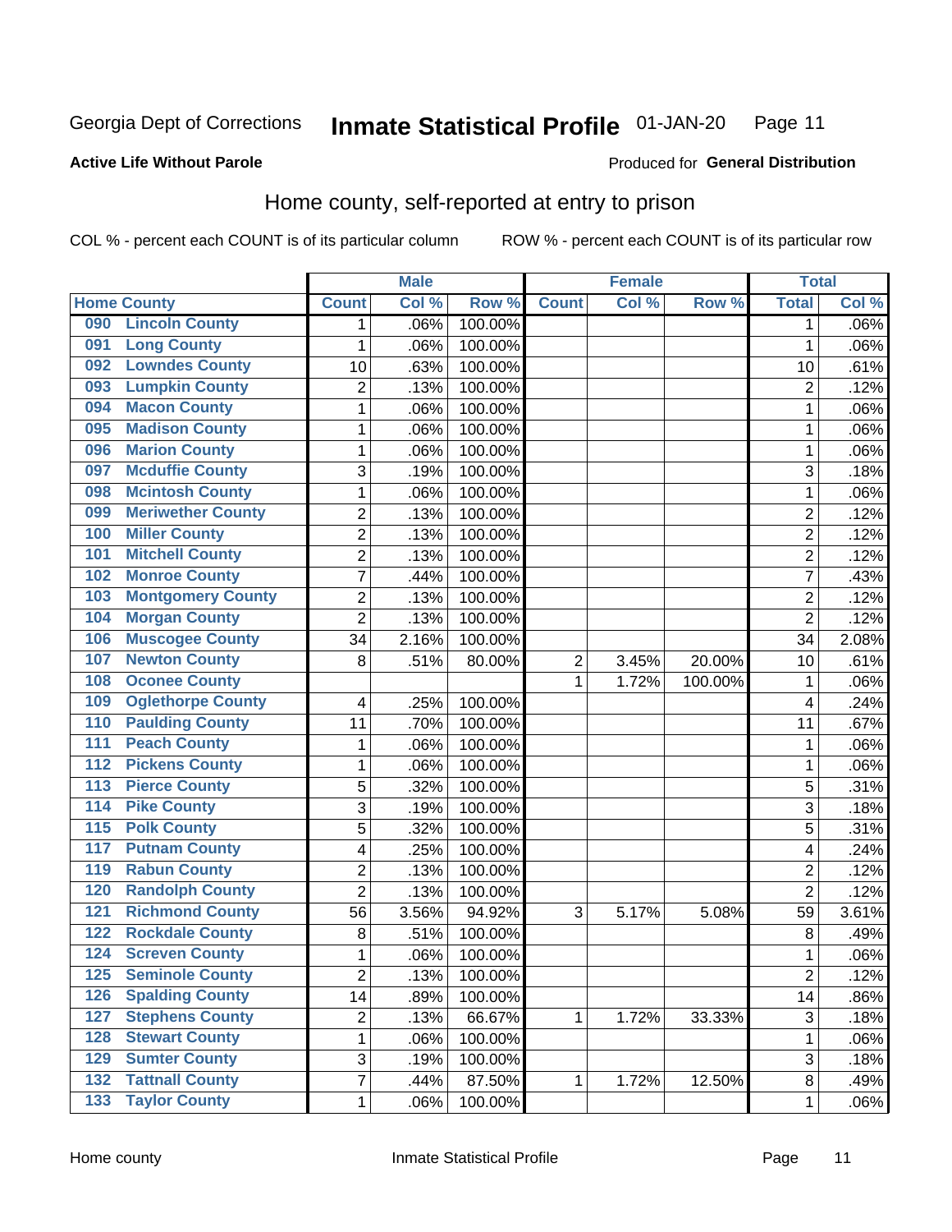Georgia Dept of Corrections **Inmate Statistical Profile** 01-JAN-20

**Active Life Without Parole**

Produced for **General Distribution**

## Home county, self-reported at entry to prison

COL % - percent each COUNT is of its particular column

ROW % - percent each COUNT is of its particular row

| Home County | | Male | | | Female | | | Total | |
|---|---|---|---|---|---|---|---|---|---|
| | | Count | Col % | Row % | Count | Col % | Row % | Total | Col % |
| 090 | Lincoln County | 1 | .06% | 100.00% | | | | 1 | .06% |
| 091 | Long County | 1 | .06% | 100.00% | | | | 1 | .06% |
| 092 | Lowndes County | 10 | .63% | 100.00% | | | | 10 | .61% |
| 093 | Lumpkin County | 2 | .13% | 100.00% | | | | 2 | .12% |
| 094 | Macon County | 1 | .06% | 100.00% | | | | 1 | .06% |
| 095 | Madison County | 1 | .06% | 100.00% | | | | 1 | .06% |
| 096 | Marion County | 1 | .06% | 100.00% | | | | 1 | .06% |
| 097 | Mcduffie County | 3 | .19% | 100.00% | | | | 3 | .18% |
| 098 | Mcintosh County | 1 | .06% | 100.00% | | | | 1 | .06% |
| 099 | Meriwether County | 2 | .13% | 100.00% | | | | 2 | .12% |
| 100 | Miller County | 2 | .13% | 100.00% | | | | 2 | .12% |
| 101 | Mitchell County | 2 | .13% | 100.00% | | | | 2 | .12% |
| 102 | Monroe County | 7 | .44% | 100.00% | | | | 7 | .43% |
| 103 | Montgomery County | 2 | .13% | 100.00% | | | | 2 | .12% |
| 104 | Morgan County | 2 | .13% | 100.00% | | | | 2 | .12% |
| 106 | Muscogee County | 34 | 2.16% | 100.00% | | | | 34 | 2.08% |
| 107 | Newton County | 8 | .51% | 80.00% | 2 | 3.45% | 20.00% | 10 | .61% |
| 108 | Oconee County | | | | 1 | 1.72% | 100.00% | 1 | .06% |
| 109 | Oglethorpe County | 4 | .25% | 100.00% | | | | 4 | .24% |
| 110 | Paulding County | 11 | .70% | 100.00% | | | | 11 | .67% |
| 111 | Peach County | 1 | .06% | 100.00% | | | | 1 | .06% |
| 112 | Pickens County | 1 | .06% | 100.00% | | | | 1 | .06% |
| 113 | Pierce County | 5 | .32% | 100.00% | | | | 5 | .31% |
| 114 | Pike County | 3 | .19% | 100.00% | | | | 3 | .18% |
| 115 | Polk County | 5 | .32% | 100.00% | | | | 5 | .31% |
| 117 | Putnam County | 4 | .25% | 100.00% | | | | 4 | .24% |
| 119 | Rabun County | 2 | .13% | 100.00% | | | | 2 | .12% |
| 120 | Randolph County | 2 | .13% | 100.00% | | | | 2 | .12% |
| 121 | Richmond County | 56 | 3.56% | 94.92% | 3 | 5.17% | 5.08% | 59 | 3.61% |
| 122 | Rockdale County | 8 | .51% | 100.00% | | | | 8 | .49% |
| 124 | Screven County | 1 | .06% | 100.00% | | | | 1 | .06% |
| 125 | Seminole County | 2 | .13% | 100.00% | | | | 2 | .12% |
| 126 | Spalding County | 14 | .89% | 100.00% | | | | 14 | .86% |
| 127 | Stephens County | 2 | .13% | 66.67% | 1 | 1.72% | 33.33% | 3 | .18% |
| 128 | Stewart County | 1 | .06% | 100.00% | | | | 1 | .06% |
| 129 | Sumter County | 3 | .19% | 100.00% | | | | 3 | .18% |
| 132 | Tattnall County | 7 | .44% | 87.50% | 1 | 1.72% | 12.50% | 8 | .49% |
| 133 | Taylor County | 1 | .06% | 100.00% | | | | 1 | .06% |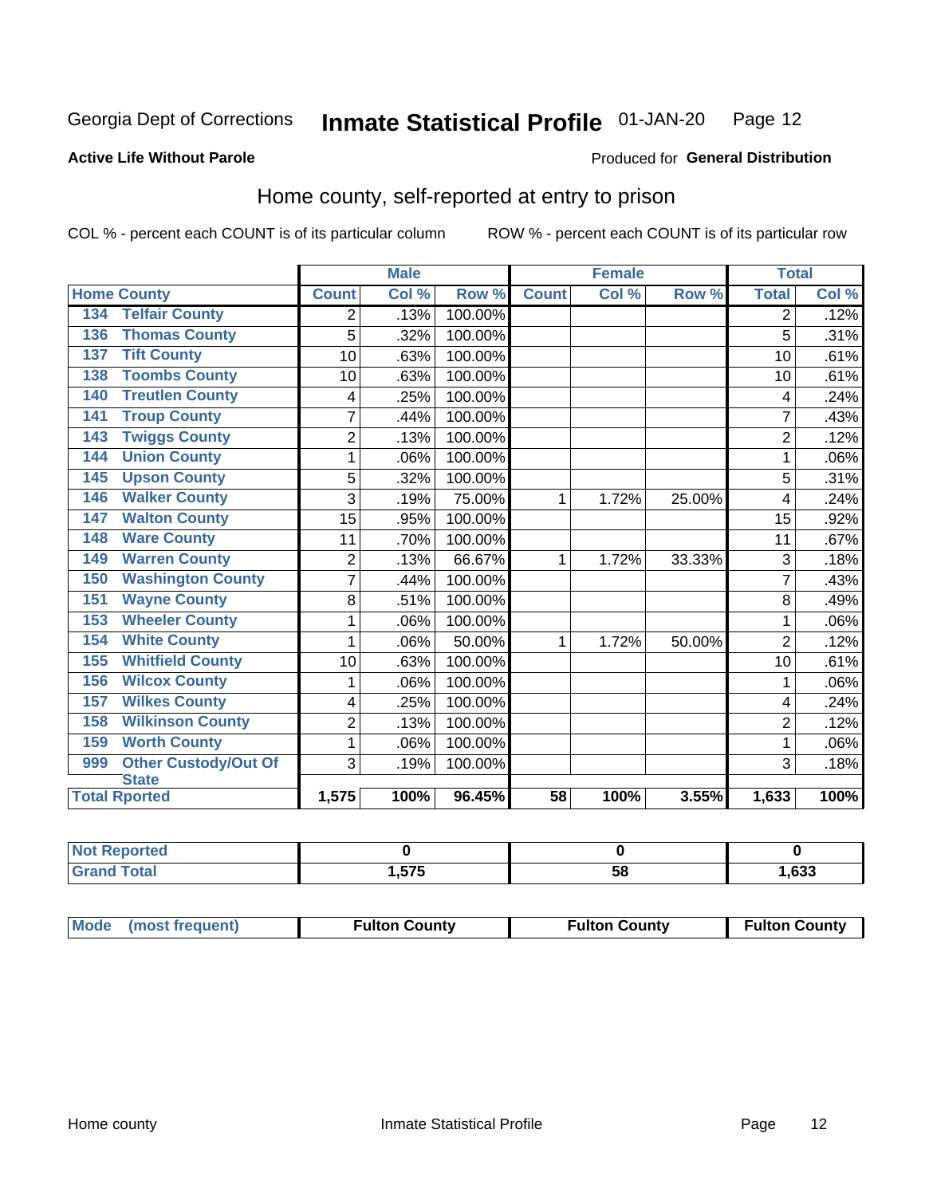Georgia Dept of Corrections **Inmate Statistical Profile** 01-JAN-20

**Active Life Without Parole**

Produced for **General Distribution**

## Home county, self-reported at entry to prison

COL % - percent each COUNT is of its particular column

ROW % - percent each COUNT is of its particular row

| Home County | | Male | | | Female | | | Total | |
|---|---|---|---|---|---|---|---|---|---|
| | | Count | Col % | Row % | Count | Col % | Row % | Total | Col % |
| 134 | Telfair County | 2 | .13% | 100.00% | | | | 2 | .12% |
| 136 | Thomas County | 5 | .32% | 100.00% | | | | 5 | .31% |
| 137 | Tift County | 10 | .63% | 100.00% | | | | 10 | .61% |
| 138 | Toombs County | 10 | .63% | 100.00% | | | | 10 | .61% |
| 140 | Treutlen County | 4 | .25% | 100.00% | | | | 4 | .24% |
| 141 | Troup County | 7 | .44% | 100.00% | | | | 7 | .43% |
| 143 | Twiggs County | 2 | .13% | 100.00% | | | | 2 | .12% |
| 144 | Union County | 1 | .06% | 100.00% | | | | 1 | .06% |
| 145 | Upson County | 5 | .32% | 100.00% | | | | 5 | .31% |
| 146 | Walker County | 3 | .19% | 75.00% | 1 | 1.72% | 25.00% | 4 | .24% |
| 147 | Walton County | 15 | .95% | 100.00% | | | | 15 | .92% |
| 148 | Ware County | 11 | .70% | 100.00% | | | | 11 | .67% |
| 149 | Warren County | 2 | .13% | 66.67% | 1 | 1.72% | 33.33% | 3 | .18% |
| 150 | Washington County | 7 | .44% | 100.00% | | | | 7 | .43% |
| 151 | Wayne County | 8 | .51% | 100.00% | | | | 8 | .49% |
| 153 | Wheeler County | 1 | .06% | 100.00% | | | | 1 | .06% |
| 154 | White County | 1 | .06% | 50.00% | 1 | 1.72% | 50.00% | 2 | .12% |
| 155 | Whitfield County | 10 | .63% | 100.00% | | | | 10 | .61% |
| 156 | Wilcox County | 1 | .06% | 100.00% | | | | 1 | .06% |
| 157 | Wilkes County | 4 | .25% | 100.00% | | | | 4 | .24% |
| 158 | Wilkinson County | 2 | .13% | 100.00% | | | | 2 | .12% |
| 159 | Worth County | 1 | .06% | 100.00% | | | | 1 | .06% |
| 999 | Other Custody/Out Of State | 3 | .19% | 100.00% | | | | 3 | .18% |
| Total Rported | | 1,575 | 100% | 96.45% | 58 | 100% | 3.55% | 1,633 | 100% |

| | Male | Female | Total |
|---|---|---|---|
| Not Reported | 0 | 0 | 0 |
| Grand Total | 1,575 | 58 | 1,633 |

| | Male | Female | Total |
|---|---|---|---|
| Mode (most frequent) | Fulton County | Fulton County | Fulton County |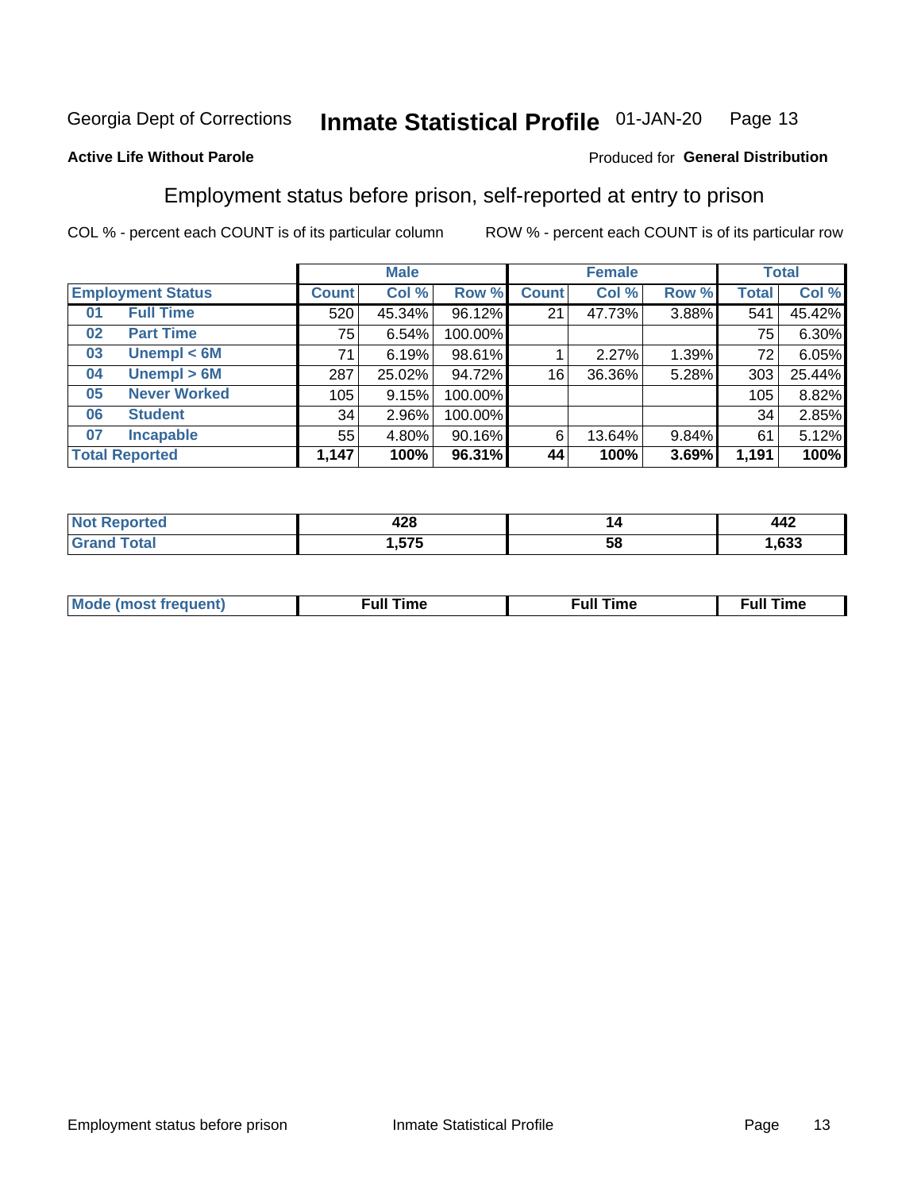Georgia Dept of Corrections **Inmate Statistical Profile** 01-JAN-20

**Active Life Without Parole**

Produced for **General Distribution**

## Employment status before prison, self-reported at entry to prison

COL % - percent each COUNT is of its particular column ROW % - percent each COUNT is of its particular row

| Employment Status | | Male | | | Female | | | Total | |
|---|---|---|---|---|---|---|---|---|---|
| | | Count | Col % | Row % | Count | Col % | Row % | Total | Col % |
| 01 | Full Time | 520 | 45.34% | 96.12% | 21 | 47.73% | 3.88% | 541 | 45.42% |
| 02 | Part Time | 75 | 6.54% | 100.00% | | | | 75 | 6.30% |
| 03 | Unempl < 6M | 71 | 6.19% | 98.61% | 1 | 2.27% | 1.39% | 72 | 6.05% |
| 04 | Unempl > 6M | 287 | 25.02% | 94.72% | 16 | 36.36% | 5.28% | 303 | 25.44% |
| 05 | Never Worked | 105 | 9.15% | 100.00% | | | | 105 | 8.82% |
| 06 | Student | 34 | 2.96% | 100.00% | | | | 34 | 2.85% |
| 07 | Incapable | 55 | 4.80% | 90.16% | 6 | 13.64% | 9.84% | 61 | 5.12% |
| **Total Reported** | | **1,147** | **100%** | **96.31%** | **44** | **100%** | **3.69%** | **1,191** | **100%** |

| | Male | Female | Total |
|---|---|---|---|
| Not Reported | **428** | **14** | **442** |
| Grand Total | **1,575** | **58** | **1,633** |

| | Male | Female | Total |
|---|---|---|---|
| Mode (most frequent) | **Full Time** | **Full Time** | **Full Time** |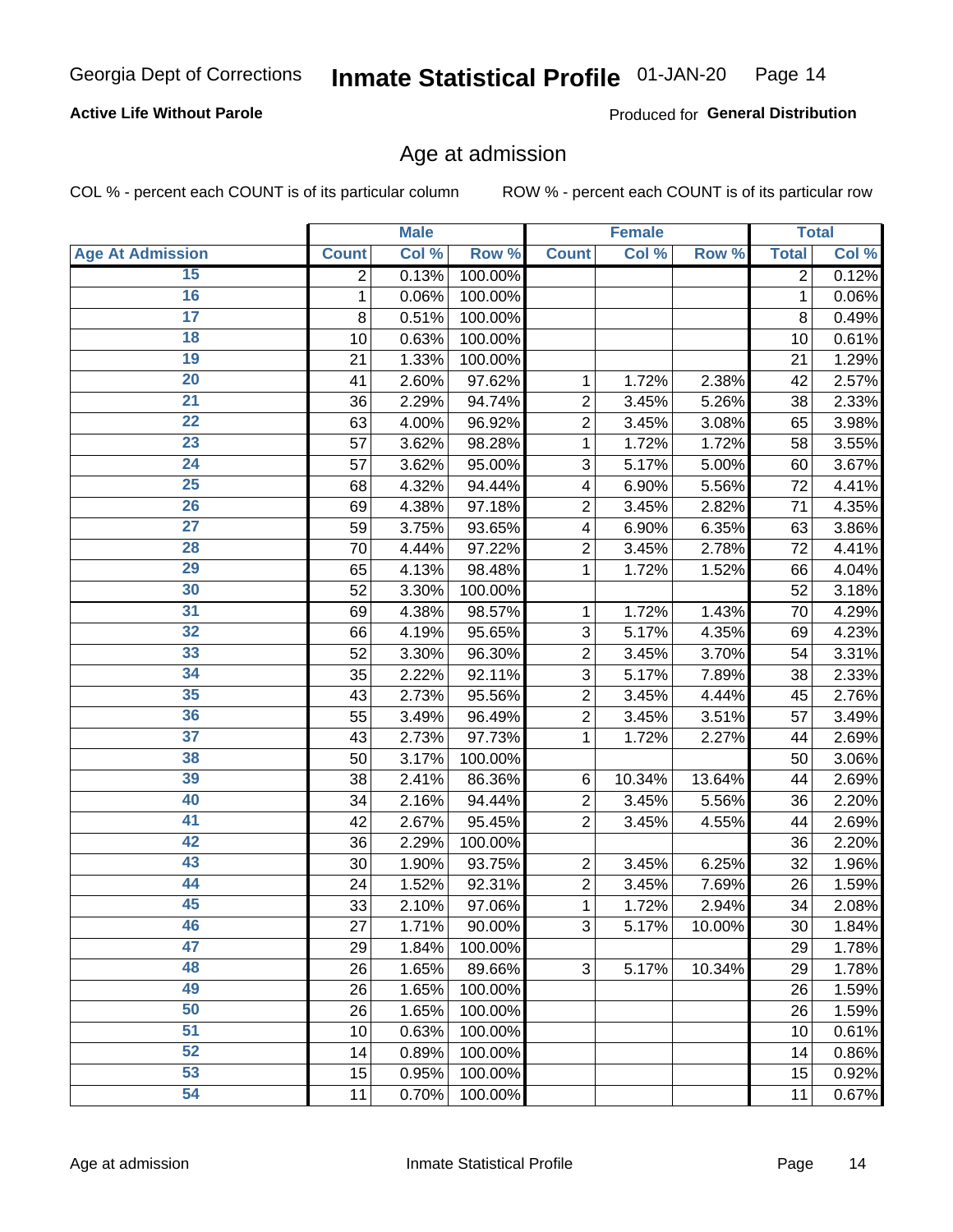Georgia Dept of Corrections **Inmate Statistical Profile** 01-JAN-20

**Active Life Without Parole**

Produced for **General Distribution**

## Age at admission

COL % - percent each COUNT is of its particular column    ROW % - percent each COUNT is of its particular row

| | Male | | | Female | | | Total | |
|---|---|---|---|---|---|---|---|---|
| **Age At Admission** | **Count** | **Col %** | **Row %** | **Count** | **Col %** | **Row %** | **Total** | **Col %** |
| 15 | 2 | 0.13% | 100.00% | | | | 2 | 0.12% |
| 16 | 1 | 0.06% | 100.00% | | | | 1 | 0.06% |
| 17 | 8 | 0.51% | 100.00% | | | | 8 | 0.49% |
| 18 | 10 | 0.63% | 100.00% | | | | 10 | 0.61% |
| 19 | 21 | 1.33% | 100.00% | | | | 21 | 1.29% |
| 20 | 41 | 2.60% | 97.62% | 1 | 1.72% | 2.38% | 42 | 2.57% |
| 21 | 36 | 2.29% | 94.74% | 2 | 3.45% | 5.26% | 38 | 2.33% |
| 22 | 63 | 4.00% | 96.92% | 2 | 3.45% | 3.08% | 65 | 3.98% |
| 23 | 57 | 3.62% | 98.28% | 1 | 1.72% | 1.72% | 58 | 3.55% |
| 24 | 57 | 3.62% | 95.00% | 3 | 5.17% | 5.00% | 60 | 3.67% |
| 25 | 68 | 4.32% | 94.44% | 4 | 6.90% | 5.56% | 72 | 4.41% |
| 26 | 69 | 4.38% | 97.18% | 2 | 3.45% | 2.82% | 71 | 4.35% |
| 27 | 59 | 3.75% | 93.65% | 4 | 6.90% | 6.35% | 63 | 3.86% |
| 28 | 70 | 4.44% | 97.22% | 2 | 3.45% | 2.78% | 72 | 4.41% |
| 29 | 65 | 4.13% | 98.48% | 1 | 1.72% | 1.52% | 66 | 4.04% |
| 30 | 52 | 3.30% | 100.00% | | | | 52 | 3.18% |
| 31 | 69 | 4.38% | 98.57% | 1 | 1.72% | 1.43% | 70 | 4.29% |
| 32 | 66 | 4.19% | 95.65% | 3 | 5.17% | 4.35% | 69 | 4.23% |
| 33 | 52 | 3.30% | 96.30% | 2 | 3.45% | 3.70% | 54 | 3.31% |
| 34 | 35 | 2.22% | 92.11% | 3 | 5.17% | 7.89% | 38 | 2.33% |
| 35 | 43 | 2.73% | 95.56% | 2 | 3.45% | 4.44% | 45 | 2.76% |
| 36 | 55 | 3.49% | 96.49% | 2 | 3.45% | 3.51% | 57 | 3.49% |
| 37 | 43 | 2.73% | 97.73% | 1 | 1.72% | 2.27% | 44 | 2.69% |
| 38 | 50 | 3.17% | 100.00% | | | | 50 | 3.06% |
| 39 | 38 | 2.41% | 86.36% | 6 | 10.34% | 13.64% | 44 | 2.69% |
| 40 | 34 | 2.16% | 94.44% | 2 | 3.45% | 5.56% | 36 | 2.20% |
| 41 | 42 | 2.67% | 95.45% | 2 | 3.45% | 4.55% | 44 | 2.69% |
| 42 | 36 | 2.29% | 100.00% | | | | 36 | 2.20% |
| 43 | 30 | 1.90% | 93.75% | 2 | 3.45% | 6.25% | 32 | 1.96% |
| 44 | 24 | 1.52% | 92.31% | 2 | 3.45% | 7.69% | 26 | 1.59% |
| 45 | 33 | 2.10% | 97.06% | 1 | 1.72% | 2.94% | 34 | 2.08% |
| 46 | 27 | 1.71% | 90.00% | 3 | 5.17% | 10.00% | 30 | 1.84% |
| 47 | 29 | 1.84% | 100.00% | | | | 29 | 1.78% |
| 48 | 26 | 1.65% | 89.66% | 3 | 5.17% | 10.34% | 29 | 1.78% |
| 49 | 26 | 1.65% | 100.00% | | | | 26 | 1.59% |
| 50 | 26 | 1.65% | 100.00% | | | | 26 | 1.59% |
| 51 | 10 | 0.63% | 100.00% | | | | 10 | 0.61% |
| 52 | 14 | 0.89% | 100.00% | | | | 14 | 0.86% |
| 53 | 15 | 0.95% | 100.00% | | | | 15 | 0.92% |
| 54 | 11 | 0.70% | 100.00% | | | | 11 | 0.67% |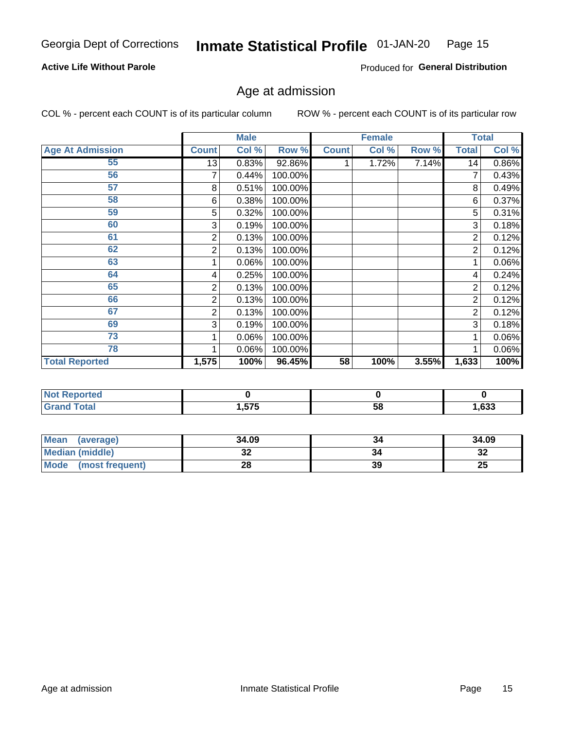Georgia Dept of Corrections **Inmate Statistical Profile** 01-JAN-20

**Active Life Without Parole**

Produced for **General Distribution**

## Age at admission

COL % - percent each COUNT is of its particular column     ROW % - percent each COUNT is of its particular row

| | Male | | | Female | | | Total | |
|---|---|---|---|---|---|---|---|---|
| **Age At Admission** | **Count** | **Col %** | **Row %** | **Count** | **Col %** | **Row %** | **Total** | **Col %** |
| 55 | 13 | 0.83% | 92.86% | 1 | 1.72% | 7.14% | 14 | 0.86% |
| 56 | 7 | 0.44% | 100.00% | | | | 7 | 0.43% |
| 57 | 8 | 0.51% | 100.00% | | | | 8 | 0.49% |
| 58 | 6 | 0.38% | 100.00% | | | | 6 | 0.37% |
| 59 | 5 | 0.32% | 100.00% | | | | 5 | 0.31% |
| 60 | 3 | 0.19% | 100.00% | | | | 3 | 0.18% |
| 61 | 2 | 0.13% | 100.00% | | | | 2 | 0.12% |
| 62 | 2 | 0.13% | 100.00% | | | | 2 | 0.12% |
| 63 | 1 | 0.06% | 100.00% | | | | 1 | 0.06% |
| 64 | 4 | 0.25% | 100.00% | | | | 4 | 0.24% |
| 65 | 2 | 0.13% | 100.00% | | | | 2 | 0.12% |
| 66 | 2 | 0.13% | 100.00% | | | | 2 | 0.12% |
| 67 | 2 | 0.13% | 100.00% | | | | 2 | 0.12% |
| 69 | 3 | 0.19% | 100.00% | | | | 3 | 0.18% |
| 73 | 1 | 0.06% | 100.00% | | | | 1 | 0.06% |
| 78 | 1 | 0.06% | 100.00% | | | | 1 | 0.06% |
| **Total Reported** | **1,575** | **100%** | **96.45%** | **58** | **100%** | **3.55%** | **1,633** | **100%** |

| | Male | Female | Total |
|---|---|---|---|
| **Not Reported** | **0** | **0** | **0** |
| **Grand Total** | **1,575** | **58** | **1,633** |

| | Male | Female | Total |
|---|---|---|---|
| **Mean (average)** | **34.09** | **34** | **34.09** |
| **Median (middle)** | **32** | **34** | **32** |
| **Mode (most frequent)** | **28** | **39** | **25** |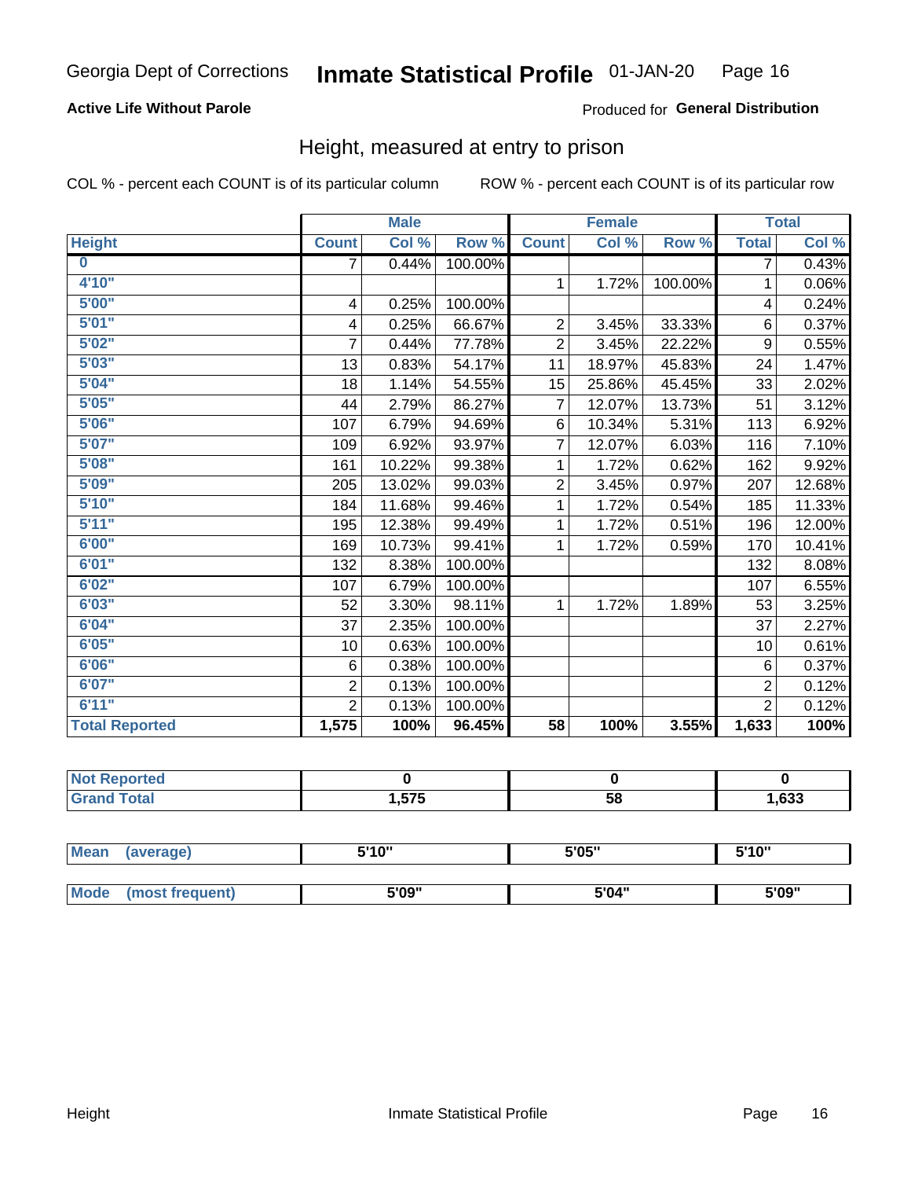Georgia Dept of Corrections **Inmate Statistical Profile** 01-JAN-20

**Active Life Without Parole**

Produced for **General Distribution**

## Height, measured at entry to prison

COL % - percent each COUNT is of its particular column

ROW % - percent each COUNT is of its particular row

| | Male | | | Female | | | Total | |
|---|---|---|---|---|---|---|---|---|
| **Height** | **Count** | **Col %** | **Row %** | **Count** | **Col %** | **Row %** | **Total** | **Col %** |
| **0** | 7 | 0.44% | 100.00% | | | | 7 | 0.43% |
| **4'10"** | | | | 1 | 1.72% | 100.00% | 1 | 0.06% |
| **5'00"** | 4 | 0.25% | 100.00% | | | | 4 | 0.24% |
| **5'01"** | 4 | 0.25% | 66.67% | 2 | 3.45% | 33.33% | 6 | 0.37% |
| **5'02"** | 7 | 0.44% | 77.78% | 2 | 3.45% | 22.22% | 9 | 0.55% |
| **5'03"** | 13 | 0.83% | 54.17% | 11 | 18.97% | 45.83% | 24 | 1.47% |
| **5'04"** | 18 | 1.14% | 54.55% | 15 | 25.86% | 45.45% | 33 | 2.02% |
| **5'05"** | 44 | 2.79% | 86.27% | 7 | 12.07% | 13.73% | 51 | 3.12% |
| **5'06"** | 107 | 6.79% | 94.69% | 6 | 10.34% | 5.31% | 113 | 6.92% |
| **5'07"** | 109 | 6.92% | 93.97% | 7 | 12.07% | 6.03% | 116 | 7.10% |
| **5'08"** | 161 | 10.22% | 99.38% | 1 | 1.72% | 0.62% | 162 | 9.92% |
| **5'09"** | 205 | 13.02% | 99.03% | 2 | 3.45% | 0.97% | 207 | 12.68% |
| **5'10"** | 184 | 11.68% | 99.46% | 1 | 1.72% | 0.54% | 185 | 11.33% |
| **5'11"** | 195 | 12.38% | 99.49% | 1 | 1.72% | 0.51% | 196 | 12.00% |
| **6'00"** | 169 | 10.73% | 99.41% | 1 | 1.72% | 0.59% | 170 | 10.41% |
| **6'01"** | 132 | 8.38% | 100.00% | | | | 132 | 8.08% |
| **6'02"** | 107 | 6.79% | 100.00% | | | | 107 | 6.55% |
| **6'03"** | 52 | 3.30% | 98.11% | 1 | 1.72% | 1.89% | 53 | 3.25% |
| **6'04"** | 37 | 2.35% | 100.00% | | | | 37 | 2.27% |
| **6'05"** | 10 | 0.63% | 100.00% | | | | 10 | 0.61% |
| **6'06"** | 6 | 0.38% | 100.00% | | | | 6 | 0.37% |
| **6'07"** | 2 | 0.13% | 100.00% | | | | 2 | 0.12% |
| **6'11"** | 2 | 0.13% | 100.00% | | | | 2 | 0.12% |
| **Total Reported** | **1,575** | **100%** | **96.45%** | **58** | **100%** | **3.55%** | **1,633** | **100%** |

| | Male | Female | Total |
|---|---|---|---|
| **Not Reported** | **0** | **0** | **0** |
| **Grand Total** | **1,575** | **58** | **1,633** |

| | Male | Female | Total |
|---|---|---|---|
| **Mean (average)** | **5'10"** | **5'05"** | **5'10"** |
| **Mode (most frequent)** | **5'09"** | **5'04"** | **5'09"** |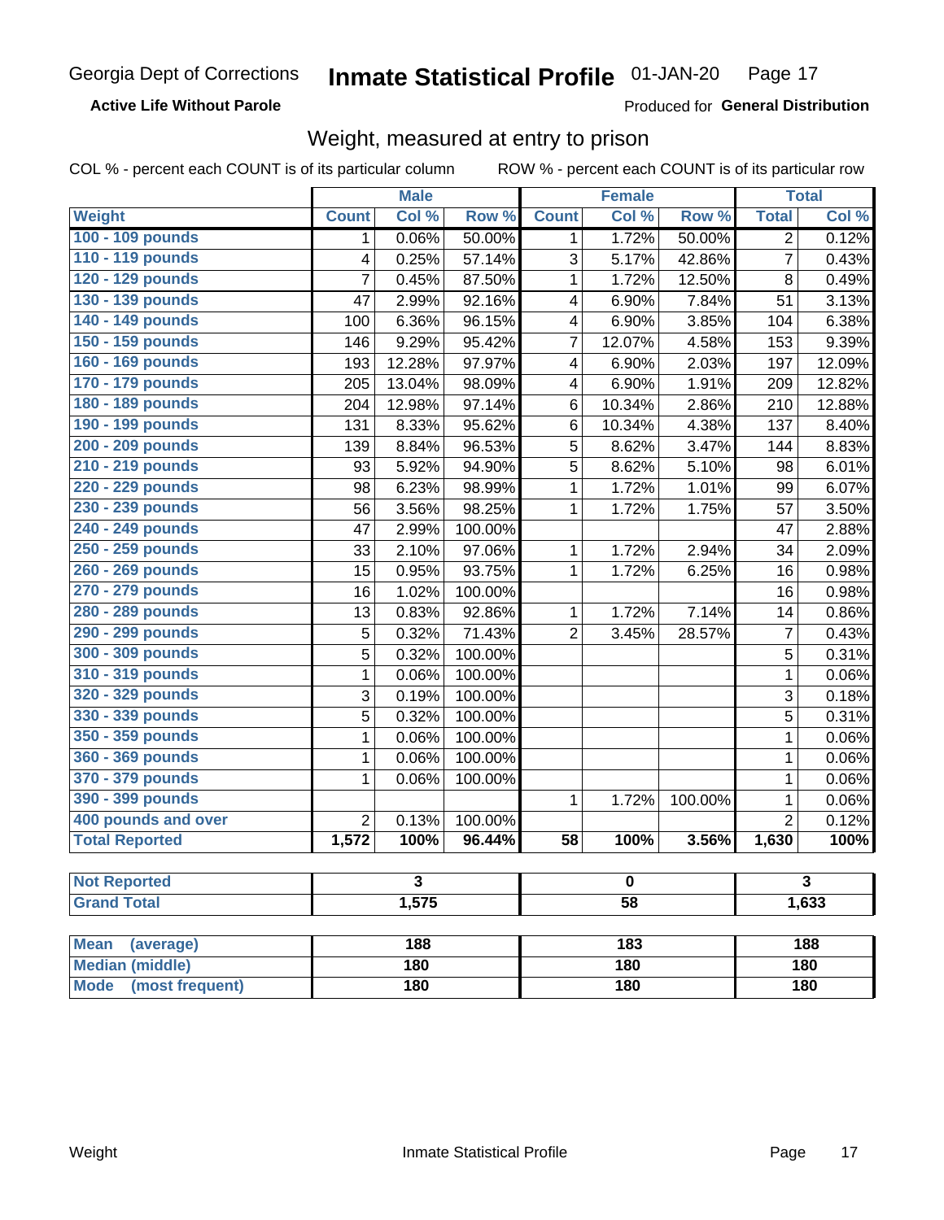Georgia Dept of Corrections **Inmate Statistical Profile** 01-JAN-20

**Active Life Without Parole**

Produced for **General Distribution**

## Weight, measured at entry to prison

COL % - percent each COUNT is of its particular column ROW % - percent each COUNT is of its particular row

| | Male | | | Female | | | Total | |
|---|---|---|---|---|---|---|---|---|
| **Weight** | **Count** | **Col %** | **Row %** | **Count** | **Col %** | **Row %** | **Total** | **Col %** |
| 100 - 109 pounds | 1 | 0.06% | 50.00% | 1 | 1.72% | 50.00% | 2 | 0.12% |
| 110 - 119 pounds | 4 | 0.25% | 57.14% | 3 | 5.17% | 42.86% | 7 | 0.43% |
| 120 - 129 pounds | 7 | 0.45% | 87.50% | 1 | 1.72% | 12.50% | 8 | 0.49% |
| 130 - 139 pounds | 47 | 2.99% | 92.16% | 4 | 6.90% | 7.84% | 51 | 3.13% |
| 140 - 149 pounds | 100 | 6.36% | 96.15% | 4 | 6.90% | 3.85% | 104 | 6.38% |
| 150 - 159 pounds | 146 | 9.29% | 95.42% | 7 | 12.07% | 4.58% | 153 | 9.39% |
| 160 - 169 pounds | 193 | 12.28% | 97.97% | 4 | 6.90% | 2.03% | 197 | 12.09% |
| 170 - 179 pounds | 205 | 13.04% | 98.09% | 4 | 6.90% | 1.91% | 209 | 12.82% |
| 180 - 189 pounds | 204 | 12.98% | 97.14% | 6 | 10.34% | 2.86% | 210 | 12.88% |
| 190 - 199 pounds | 131 | 8.33% | 95.62% | 6 | 10.34% | 4.38% | 137 | 8.40% |
| 200 - 209 pounds | 139 | 8.84% | 96.53% | 5 | 8.62% | 3.47% | 144 | 8.83% |
| 210 - 219 pounds | 93 | 5.92% | 94.90% | 5 | 8.62% | 5.10% | 98 | 6.01% |
| 220 - 229 pounds | 98 | 6.23% | 98.99% | 1 | 1.72% | 1.01% | 99 | 6.07% |
| 230 - 239 pounds | 56 | 3.56% | 98.25% | 1 | 1.72% | 1.75% | 57 | 3.50% |
| 240 - 249 pounds | 47 | 2.99% | 100.00% | | | | 47 | 2.88% |
| 250 - 259 pounds | 33 | 2.10% | 97.06% | 1 | 1.72% | 2.94% | 34 | 2.09% |
| 260 - 269 pounds | 15 | 0.95% | 93.75% | 1 | 1.72% | 6.25% | 16 | 0.98% |
| 270 - 279 pounds | 16 | 1.02% | 100.00% | | | | 16 | 0.98% |
| 280 - 289 pounds | 13 | 0.83% | 92.86% | 1 | 1.72% | 7.14% | 14 | 0.86% |
| 290 - 299 pounds | 5 | 0.32% | 71.43% | 2 | 3.45% | 28.57% | 7 | 0.43% |
| 300 - 309 pounds | 5 | 0.32% | 100.00% | | | | 5 | 0.31% |
| 310 - 319 pounds | 1 | 0.06% | 100.00% | | | | 1 | 0.06% |
| 320 - 329 pounds | 3 | 0.19% | 100.00% | | | | 3 | 0.18% |
| 330 - 339 pounds | 5 | 0.32% | 100.00% | | | | 5 | 0.31% |
| 350 - 359 pounds | 1 | 0.06% | 100.00% | | | | 1 | 0.06% |
| 360 - 369 pounds | 1 | 0.06% | 100.00% | | | | 1 | 0.06% |
| 370 - 379 pounds | 1 | 0.06% | 100.00% | | | | 1 | 0.06% |
| 390 - 399 pounds | | | | 1 | 1.72% | 100.00% | 1 | 0.06% |
| 400 pounds and over | 2 | 0.13% | 100.00% | | | | 2 | 0.12% |
| **Total Reported** | **1,572** | **100%** | **96.44%** | **58** | **100%** | **3.56%** | **1,630** | **100%** |

| | Male | Female | Total |
|---|---|---|---|
| **Not Reported** | **3** | **0** | **3** |
| **Grand Total** | **1,575** | **58** | **1,633** |

| | Male | Female | Total |
|---|---|---|---|
| **Mean (average)** | **188** | **183** | **188** |
| **Median (middle)** | **180** | **180** | **180** |
| **Mode (most frequent)** | **180** | **180** | **180** |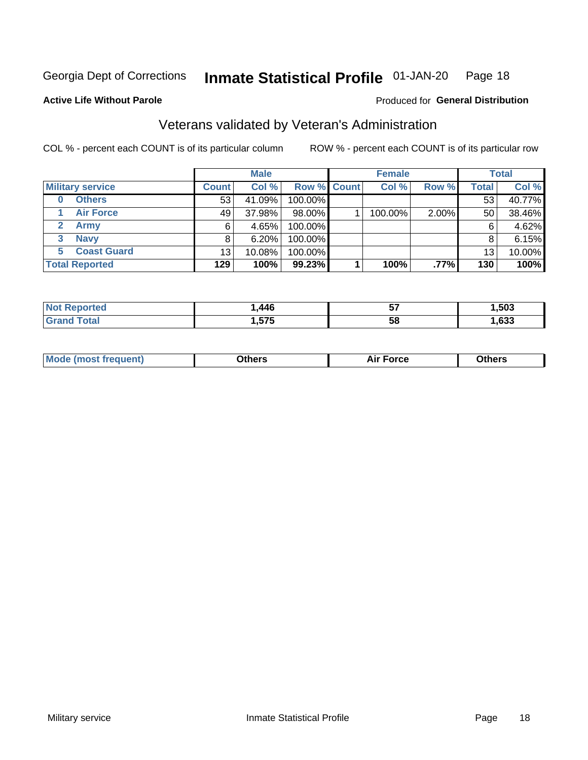Georgia Dept of Corrections **Inmate Statistical Profile** 01-JAN-20

**Active Life Without Parole**

Produced for **General Distribution**

## Veterans validated by Veteran's Administration

COL % - percent each COUNT is of its particular column ROW % - percent each COUNT is of its particular row

| Military service | Male | | | Female | | | Total | |
|---|---|---|---|---|---|---|---|---|
| | Count | Col % | Row % | Count | Col % | Row % | Total | Col % |
| 0 Others | 53 | 41.09% | 100.00% | | | | 53 | 40.77% |
| 1 Air Force | 49 | 37.98% | 98.00% | 1 | 100.00% | 2.00% | 50 | 38.46% |
| 2 Army | 6 | 4.65% | 100.00% | | | | 6 | 4.62% |
| 3 Navy | 8 | 6.20% | 100.00% | | | | 8 | 6.15% |
| 5 Coast Guard | 13 | 10.08% | 100.00% | | | | 13 | 10.00% |
| **Total Reported** | **129** | **100%** | **99.23%** | **1** | **100%** | **.77%** | **130** | **100%** |

| | Male | Female | Total |
|---|---|---|---|
| Not Reported | 1,446 | 57 | 1,503 |
| Grand Total | 1,575 | 58 | 1,633 |

| | Male | Female | Total |
|---|---|---|---|
| Mode (most frequent) | Others | Air Force | Others |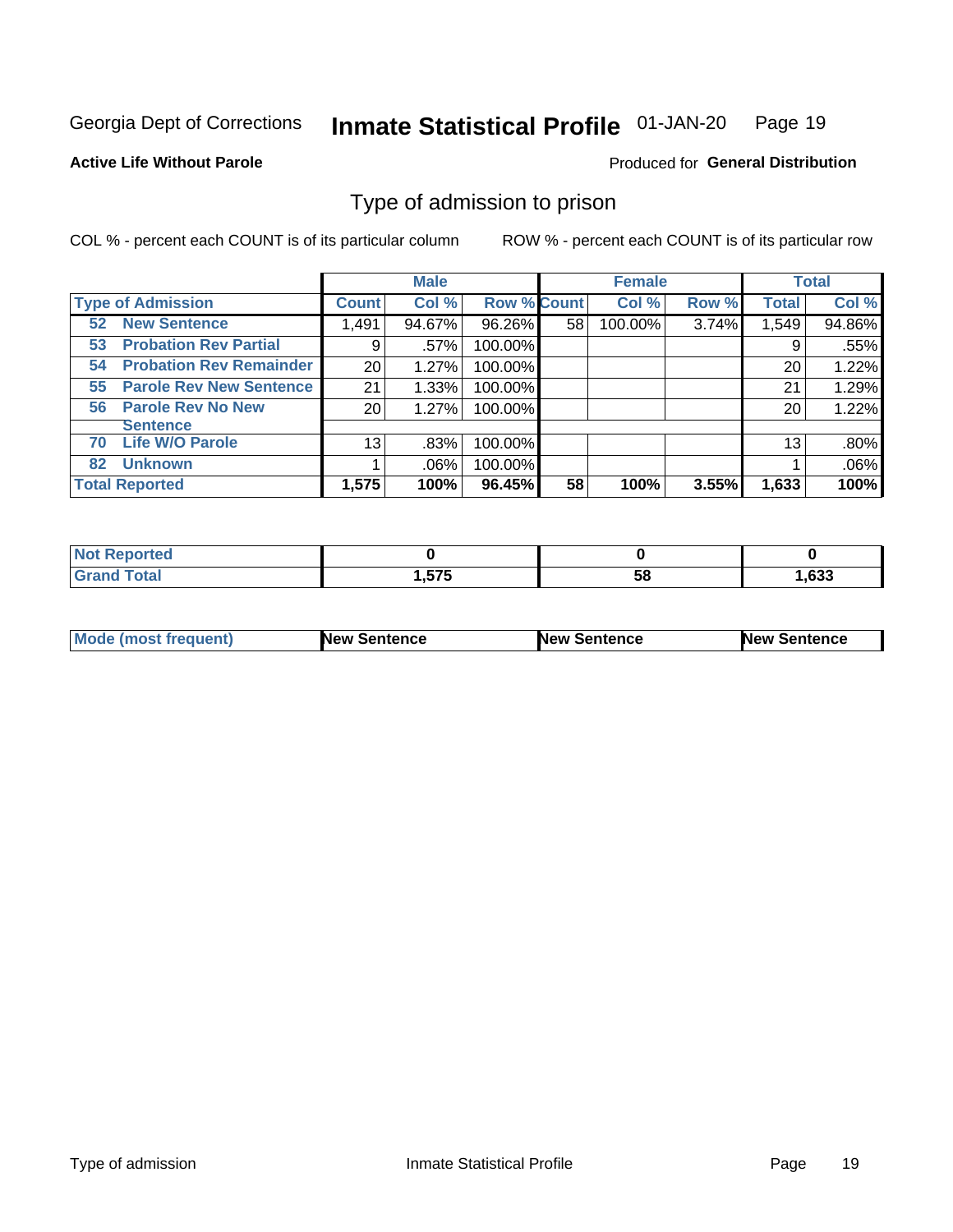Georgia Dept of Corrections **Inmate Statistical Profile** 01-JAN-20

**Active Life Without Parole**

Produced for **General Distribution**

## Type of admission to prison

COL % - percent each COUNT is of its particular column ROW % - percent each COUNT is of its particular row

| | Male | | | Female | | | Total | |
|---|---|---|---|---|---|---|---|---|
| **Type of Admission** | **Count** | **Col %** | **Row %** | **Count** | **Col %** | **Row %** | **Total** | **Col %** |
| 52 **New Sentence** | 1,491 | 94.67% | 96.26% | 58 | 100.00% | 3.74% | 1,549 | 94.86% |
| 53 **Probation Rev Partial** | 9 | .57% | 100.00% | | | | 9 | .55% |
| 54 **Probation Rev Remainder** | 20 | 1.27% | 100.00% | | | | 20 | 1.22% |
| 55 **Parole Rev New Sentence** | 21 | 1.33% | 100.00% | | | | 21 | 1.29% |
| 56 **Parole Rev No New Sentence** | 20 | 1.27% | 100.00% | | | | 20 | 1.22% |
| 70 **Life W/O Parole** | 13 | .83% | 100.00% | | | | 13 | .80% |
| 82 **Unknown** | 1 | .06% | 100.00% | | | | 1 | .06% |
| **Total Reported** | **1,575** | **100%** | **96.45%** | **58** | **100%** | **3.55%** | **1,633** | **100%** |

| | Male | Female | Total |
|---|---|---|---|
| **Not Reported** | **0** | **0** | **0** |
| **Grand Total** | **1,575** | **58** | **1,633** |

| | Male | Female | Total |
|---|---|---|---|
| **Mode (most frequent)** | **New Sentence** | **New Sentence** | **New Sentence** |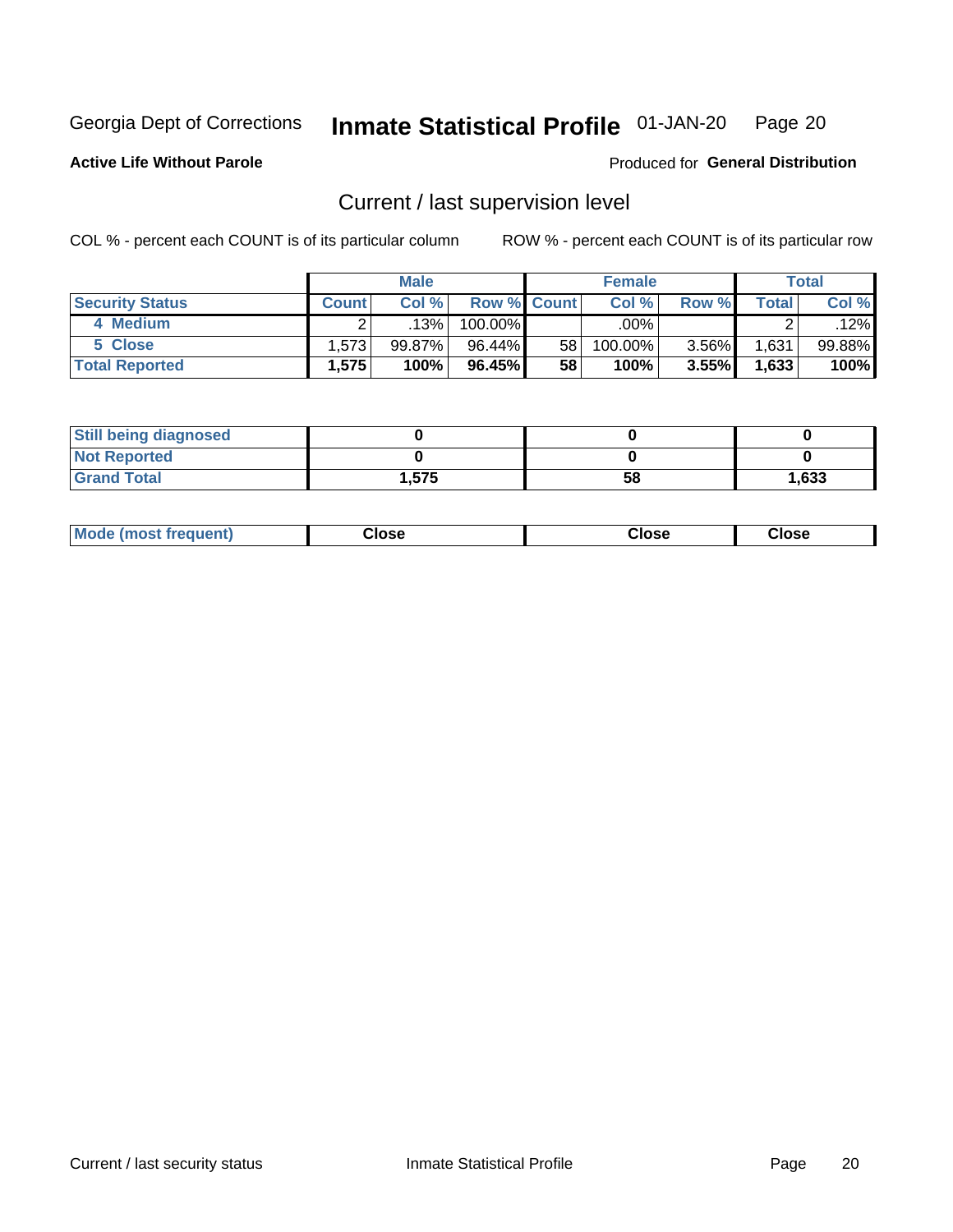Georgia Dept of Corrections **Inmate Statistical Profile** 01-JAN-20

**Active Life Without Parole**

Produced for **General Distribution**

## Current / last supervision level

COL % - percent each COUNT is of its particular column ROW % - percent each COUNT is of its particular row

| | Male | | | Female | | | Total | |
|---|---|---|---|---|---|---|---|---|
| **Security Status** | **Count** | **Col %** | **Row %** | **Count** | **Col %** | **Row %** | **Total** | **Col %** |
| **4 Medium** | 2 | .13% | 100.00% | | .00% | | 2 | .12% |
| **5 Close** | 1,573 | 99.87% | 96.44% | 58 | 100.00% | 3.56% | 1,631 | 99.88% |
| **Total Reported** | **1,575** | **100%** | **96.45%** | **58** | **100%** | **3.55%** | **1,633** | **100%** |

| | Male | Female | Total |
|---|---|---|---|
| **Still being diagnosed** | **0** | **0** | **0** |
| **Not Reported** | **0** | **0** | **0** |
| **Grand Total** | **1,575** | **58** | **1,633** |

| | Male | Female | Total |
|---|---|---|---|
| **Mode (most frequent)** | **Close** | **Close** | **Close** |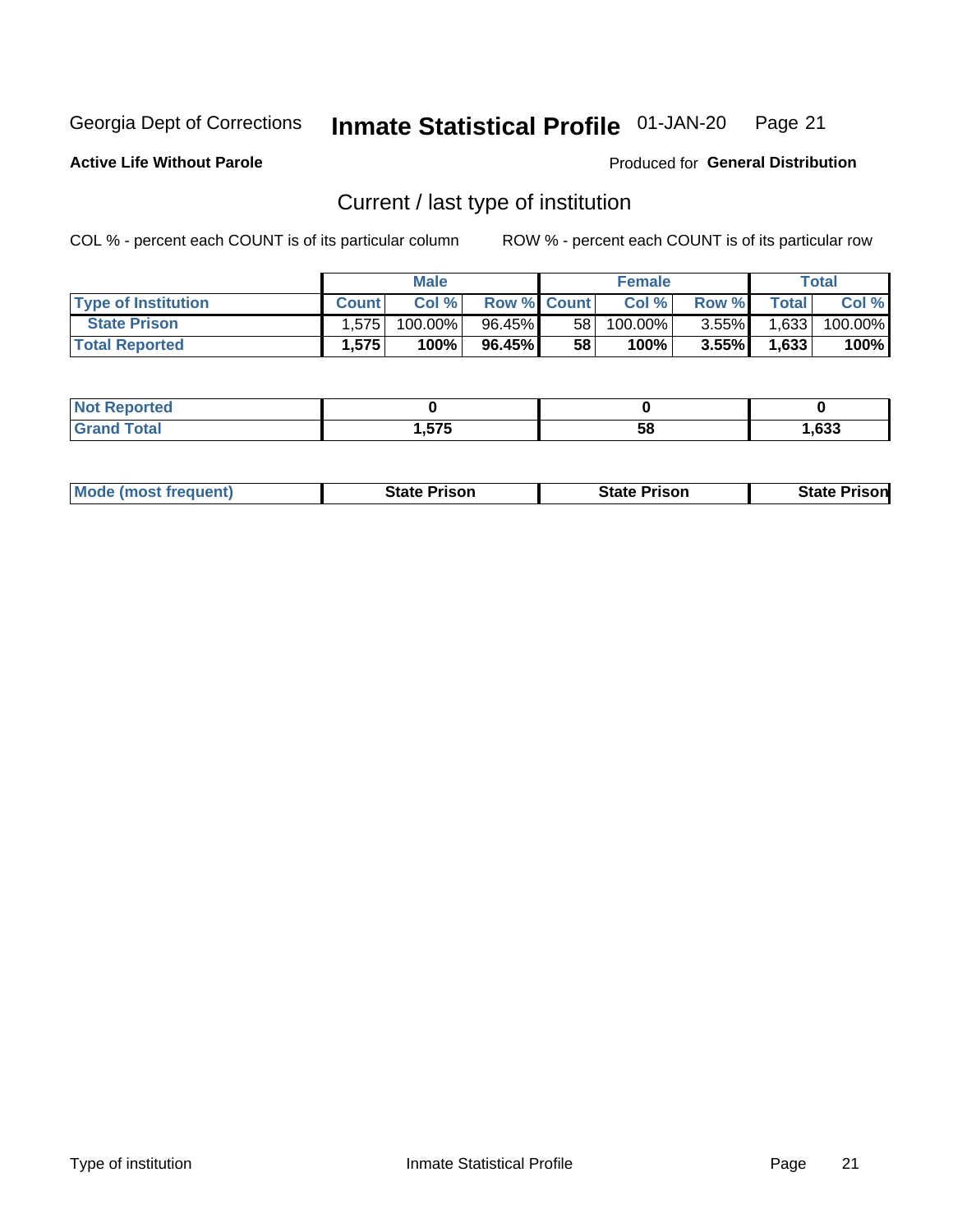Georgia Dept of Corrections **Inmate Statistical Profile** 01-JAN-20

**Active Life Without Parole**

Produced for **General Distribution**

## Current / last type of institution

COL % - percent each COUNT is of its particular column ROW % - percent each COUNT is of its particular row

| | Male | | | Female | | | Total | |
|---|---|---|---|---|---|---|---|---|
| **Type of Institution** | **Count** | **Col %** | **Row %** | **Count** | **Col %** | **Row %** | **Total** | **Col %** |
| State Prison | 1,575 | 100.00% | 96.45% | 58 | 100.00% | 3.55% | 1,633 | 100.00% |
| **Total Reported** | **1,575** | **100%** | **96.45%** | **58** | **100%** | **3.55%** | **1,633** | **100%** |

| | Male | Female | Total |
|---|---|---|---|
| **Not Reported** | **0** | **0** | **0** |
| **Grand Total** | **1,575** | **58** | **1,633** |

| | Male | Female | Total |
|---|---|---|---|
| **Mode (most frequent)** | **State Prison** | **State Prison** | **State Prison** |

Type of institution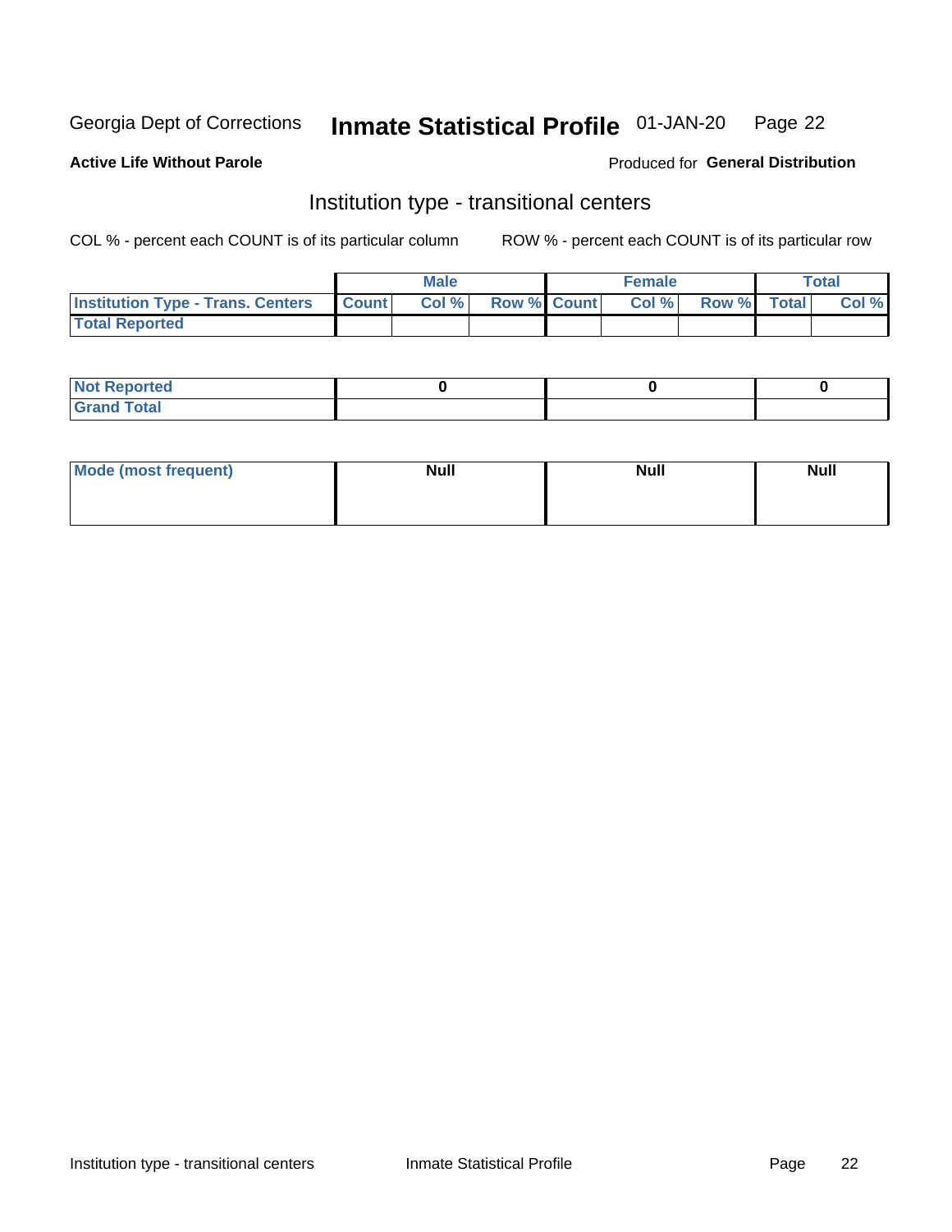Georgia Dept of Corrections **Inmate Statistical Profile** 01-JAN-20 Page 22

**Active Life Without Parole**

Produced for **General Distribution**

## Institution type - transitional centers

COL % - percent each COUNT is of its particular column ROW % - percent each COUNT is of its particular row

| | Male | | | Female | | | Total | |
|---|---|---|---|---|---|---|---|---|
| **Institution Type - Trans. Centers** | **Count** | **Col %** | **Row %** | **Count** | **Col %** | **Row %** | **Total** | **Col %** |
| **Total Reported** | | | | | | | | |

| | Male | Female | Total |
|---|---|---|---|
| **Not Reported** | 0 | 0 | 0 |
| **Grand Total** | | | |

| | Male | Female | Total |
|---|---|---|---|
| **Mode (most frequent)** | Null | Null | Null |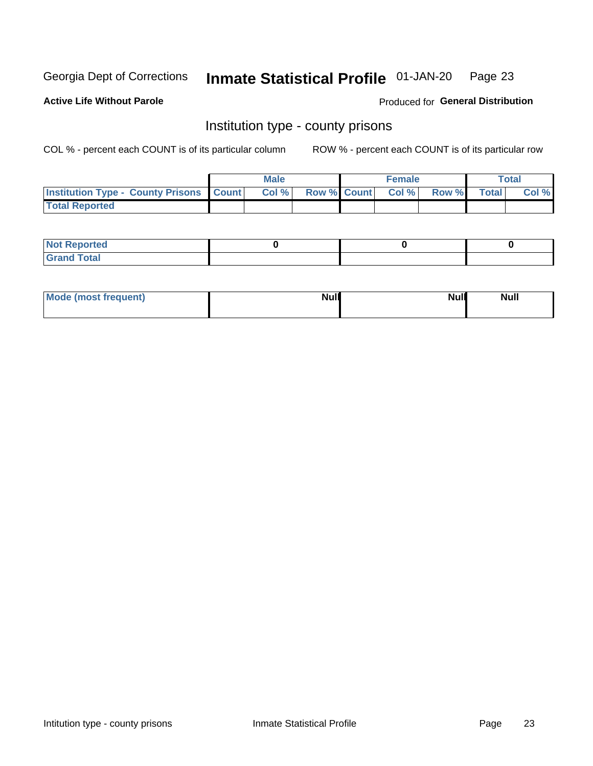Georgia Dept of Corrections **Inmate Statistical Profile** 01-JAN-20

**Active Life Without Parole**

Produced for **General Distribution**

## Institution type - county prisons

COL % - percent each COUNT is of its particular column ROW % - percent each COUNT is of its particular row

| | Male | | | Female | | | Total | |
|---|---|---|---|---|---|---|---|---|
| **Institution Type - County Prisons** | **Count** | **Col %** | **Row %** | **Count** | **Col %** | **Row %** | **Total** | **Col %** |
| **Total Reported** | | | | | | | | |

| | Male | Female | Total |
|---|---|---|---|
| **Not Reported** | **0** | **0** | **0** |
| **Grand Total** | | | |

| | Male | Female | Total |
|---|---|---|---|
| **Mode (most frequent)** | **Null** | **Null** | **Null** |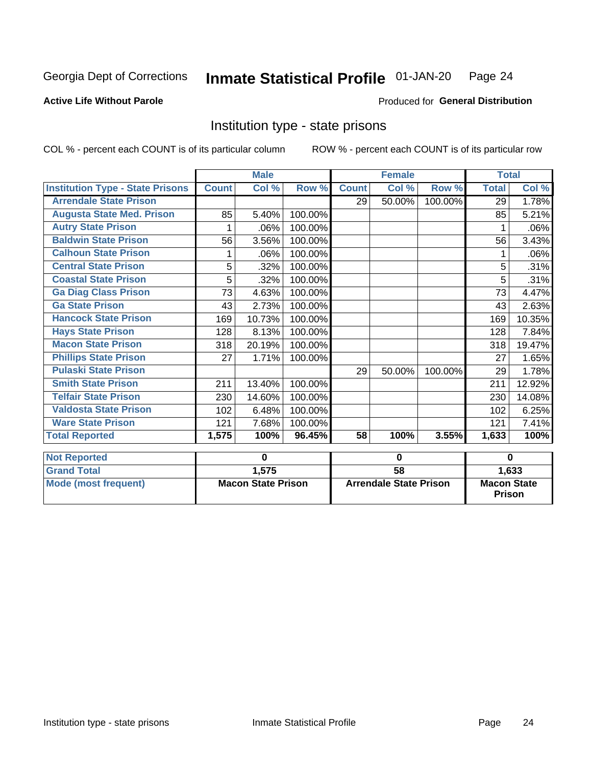Georgia Dept of Corrections **Inmate Statistical Profile** 01-JAN-20

**Active Life Without Parole**

Produced for **General Distribution**

## Institution type - state prisons

COL % - percent each COUNT is of its particular column     ROW % - percent each COUNT is of its particular row

| | Male | | | Female | | | Total | |
|---|---|---|---|---|---|---|---|---|
| **Institution Type - State Prisons** | **Count** | **Col %** | **Row %** | **Count** | **Col %** | **Row %** | **Total** | **Col %** |
| Arrendale State Prison | | | | 29 | 50.00% | 100.00% | 29 | 1.78% |
| Augusta State Med. Prison | 85 | 5.40% | 100.00% | | | | 85 | 5.21% |
| Autry State Prison | 1 | .06% | 100.00% | | | | 1 | .06% |
| Baldwin State Prison | 56 | 3.56% | 100.00% | | | | 56 | 3.43% |
| Calhoun State Prison | 1 | .06% | 100.00% | | | | 1 | .06% |
| Central State Prison | 5 | .32% | 100.00% | | | | 5 | .31% |
| Coastal State Prison | 5 | .32% | 100.00% | | | | 5 | .31% |
| Ga Diag Class Prison | 73 | 4.63% | 100.00% | | | | 73 | 4.47% |
| Ga State Prison | 43 | 2.73% | 100.00% | | | | 43 | 2.63% |
| Hancock State Prison | 169 | 10.73% | 100.00% | | | | 169 | 10.35% |
| Hays State Prison | 128 | 8.13% | 100.00% | | | | 128 | 7.84% |
| Macon State Prison | 318 | 20.19% | 100.00% | | | | 318 | 19.47% |
| Phillips State Prison | 27 | 1.71% | 100.00% | | | | 27 | 1.65% |
| Pulaski State Prison | | | | 29 | 50.00% | 100.00% | 29 | 1.78% |
| Smith State Prison | 211 | 13.40% | 100.00% | | | | 211 | 12.92% |
| Telfair State Prison | 230 | 14.60% | 100.00% | | | | 230 | 14.08% |
| Valdosta State Prison | 102 | 6.48% | 100.00% | | | | 102 | 6.25% |
| Ware State Prison | 121 | 7.68% | 100.00% | | | | 121 | 7.41% |
| **Total Reported** | **1,575** | **100%** | **96.45%** | **58** | **100%** | **3.55%** | **1,633** | **100%** |

| | Male | Female | Total |
|---|---|---|---|
| **Not Reported** | **0** | **0** | **0** |
| **Grand Total** | **1,575** | **58** | **1,633** |
| **Mode (most frequent)** | **Macon State Prison** | **Arrendale State Prison** | **Macon State Prison** |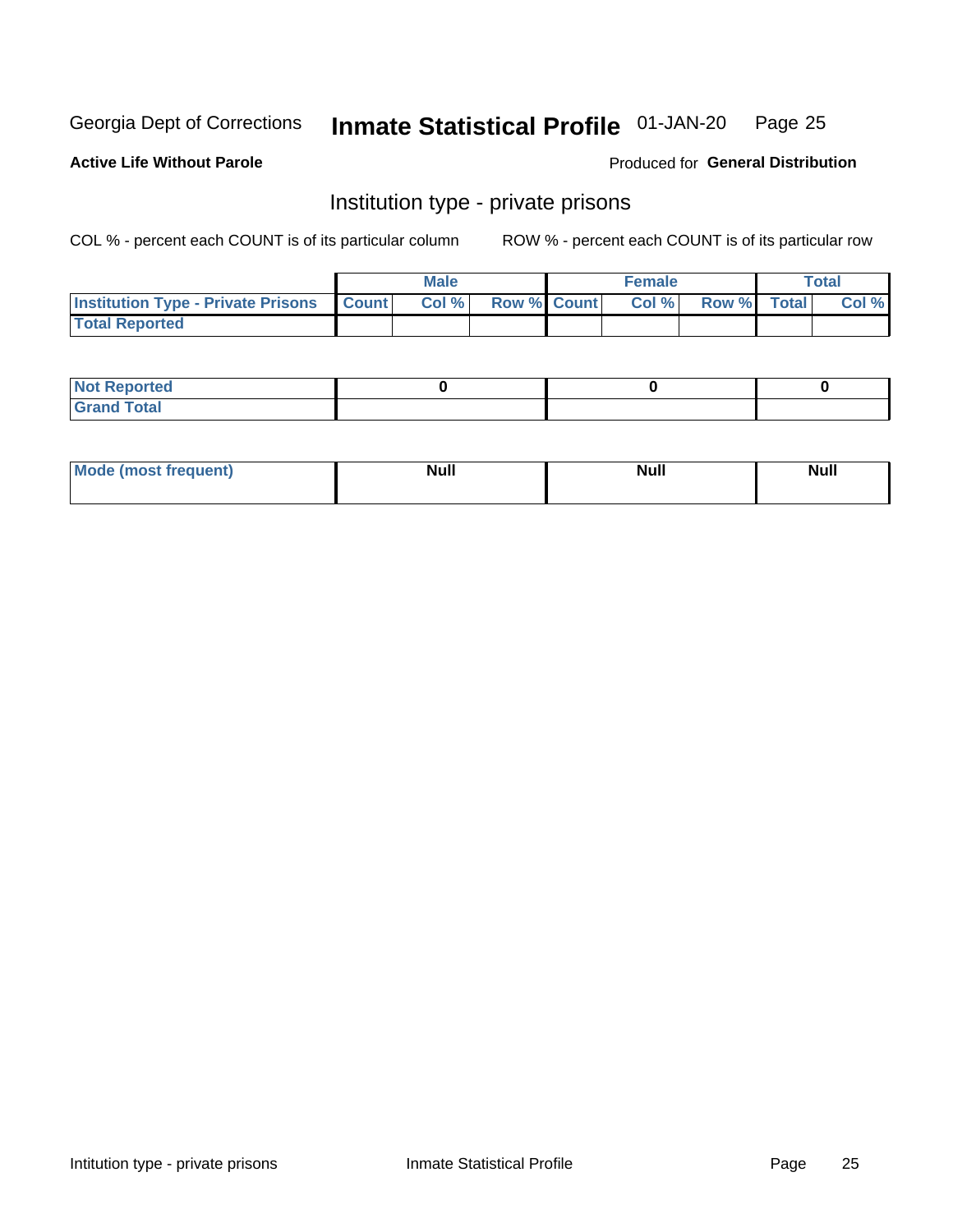Georgia Dept of Corrections **Inmate Statistical Profile** 01-JAN-20

**Active Life Without Parole**

Produced for **General Distribution**

## Institution type - private prisons

COL % - percent each COUNT is of its particular column

ROW % - percent each COUNT is of its particular row

| | Male | | | Female | | | Total | |
|---|---|---|---|---|---|---|---|---|
| Institution Type - Private Prisons | Count | Col % | Row % | Count | Col % | Row % | Total | Col % |
| Total Reported | | | | | | | | |

| | Male | Female | Total |
|---|---|---|---|
| Not Reported | 0 | 0 | 0 |
| Grand Total | | | |

| | Male | Female | Total |
|---|---|---|---|
| Mode (most frequent) | Null | Null | Null |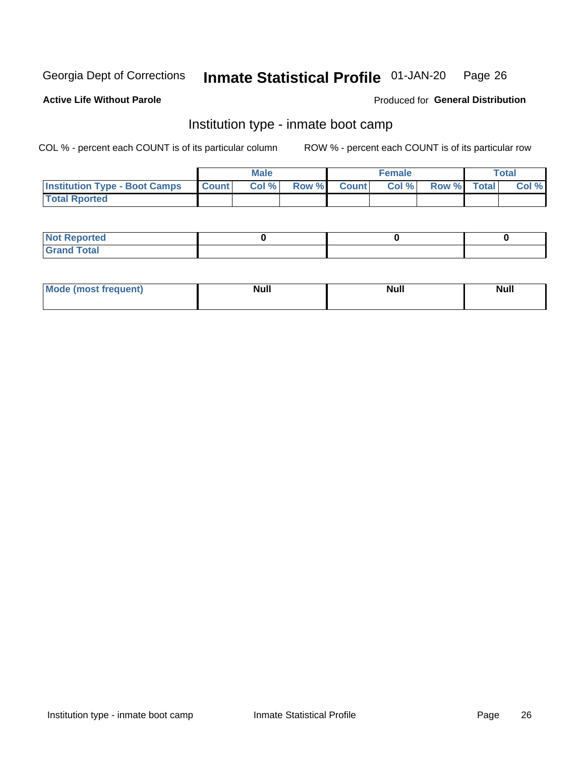Georgia Dept of Corrections **Inmate Statistical Profile** 01-JAN-20

**Active Life Without Parole**

Produced for **General Distribution**

## Institution type - inmate boot camp

COL % - percent each COUNT is of its particular column

ROW % - percent each COUNT is of its particular row

| | Male | | | Female | | | Total | |
|---|---|---|---|---|---|---|---|---|
| **Institution Type - Boot Camps** | **Count** | **Col %** | **Row %** | **Count** | **Col %** | **Row %** | **Total** | **Col %** |
| **Total Rported** | | | | | | | | |

| | Male | Female | Total |
|---|---|---|---|
| **Not Reported** | **0** | **0** | **0** |
| **Grand Total** | | | |

| | Male | Female | Total |
|---|---|---|---|
| **Mode (most frequent)** | **Null** | **Null** | **Null** |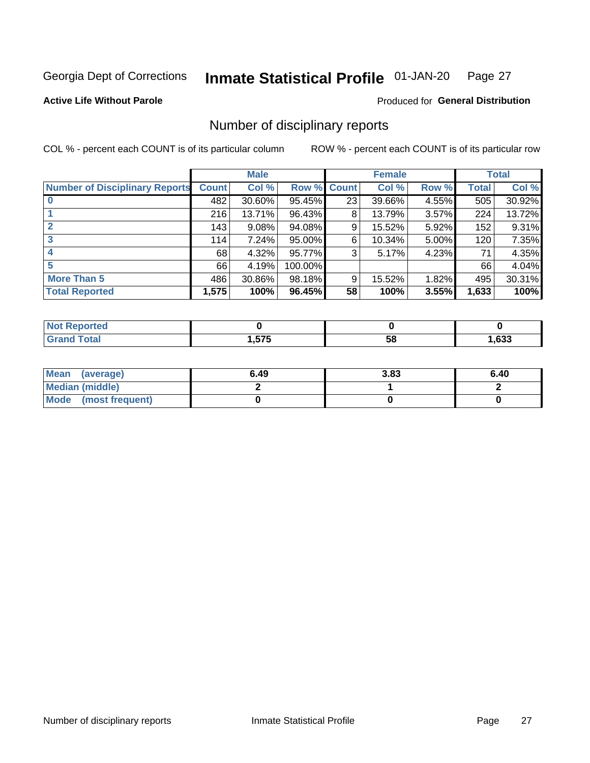Georgia Dept of Corrections **Inmate Statistical Profile** 01-JAN-20 Page 27

**Active Life Without Parole**

Produced for **General Distribution**

## Number of disciplinary reports

COL % - percent each COUNT is of its particular column

ROW % - percent each COUNT is of its particular row

| | Male | | | Female | | | Total | |
|---|---|---|---|---|---|---|---|---|
| **Number of Disciplinary Reports** | **Count** | **Col %** | **Row %** | **Count** | **Col %** | **Row %** | **Total** | **Col %** |
| **0** | 482 | 30.60% | 95.45% | 23 | 39.66% | 4.55% | 505 | 30.92% |
| **1** | 216 | 13.71% | 96.43% | 8 | 13.79% | 3.57% | 224 | 13.72% |
| **2** | 143 | 9.08% | 94.08% | 9 | 15.52% | 5.92% | 152 | 9.31% |
| **3** | 114 | 7.24% | 95.00% | 6 | 10.34% | 5.00% | 120 | 7.35% |
| **4** | 68 | 4.32% | 95.77% | 3 | 5.17% | 4.23% | 71 | 4.35% |
| **5** | 66 | 4.19% | 100.00% | | | | 66 | 4.04% |
| **More Than 5** | 486 | 30.86% | 98.18% | 9 | 15.52% | 1.82% | 495 | 30.31% |
| **Total Reported** | **1,575** | **100%** | **96.45%** | **58** | **100%** | **3.55%** | **1,633** | **100%** |

| | Male | Female | Total |
|---|---|---|---|
| **Not Reported** | **0** | **0** | **0** |
| **Grand Total** | **1,575** | **58** | **1,633** |

| | Male | Female | Total |
|---|---|---|---|
| **Mean (average)** | **6.49** | **3.83** | **6.40** |
| **Median (middle)** | **2** | **1** | **2** |
| **Mode (most frequent)** | **0** | **0** | **0** |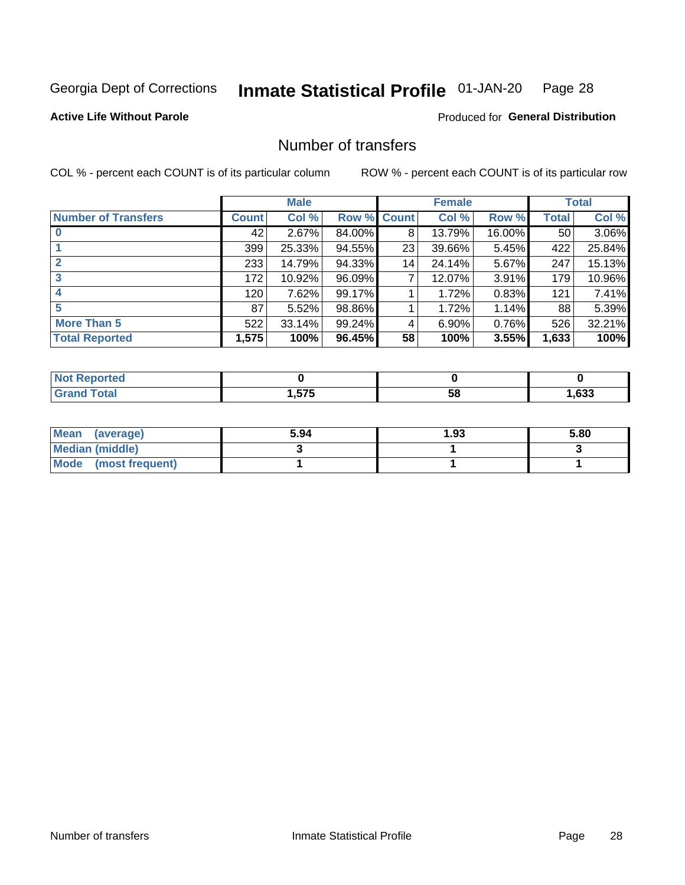Georgia Dept of Corrections **Inmate Statistical Profile** 01-JAN-20

**Active Life Without Parole**

Produced for **General Distribution**

## Number of transfers

COL % - percent each COUNT is of its particular column

ROW % - percent each COUNT is of its particular row

| | Male | | | Female | | | Total | |
|---|---|---|---|---|---|---|---|---|
| Number of Transfers | Count | Col % | Row % | Count | Col % | Row % | Total | Col % |
| 0 | 42 | 2.67% | 84.00% | 8 | 13.79% | 16.00% | 50 | 3.06% |
| 1 | 399 | 25.33% | 94.55% | 23 | 39.66% | 5.45% | 422 | 25.84% |
| 2 | 233 | 14.79% | 94.33% | 14 | 24.14% | 5.67% | 247 | 15.13% |
| 3 | 172 | 10.92% | 96.09% | 7 | 12.07% | 3.91% | 179 | 10.96% |
| 4 | 120 | 7.62% | 99.17% | 1 | 1.72% | 0.83% | 121 | 7.41% |
| 5 | 87 | 5.52% | 98.86% | 1 | 1.72% | 1.14% | 88 | 5.39% |
| More Than 5 | 522 | 33.14% | 99.24% | 4 | 6.90% | 0.76% | 526 | 32.21% |
| **Total Reported** | **1,575** | **100%** | **96.45%** | **58** | **100%** | **3.55%** | **1,633** | **100%** |

| | Male | Female | Total |
|---|---|---|---|
| Not Reported | 0 | 0 | 0 |
| Grand Total | 1,575 | 58 | 1,633 |

| | Male | Female | Total |
|---|---|---|---|
| Mean (average) | 5.94 | 1.93 | 5.80 |
| Median (middle) | 3 | 1 | 3 |
| Mode (most frequent) | 1 | 1 | 1 |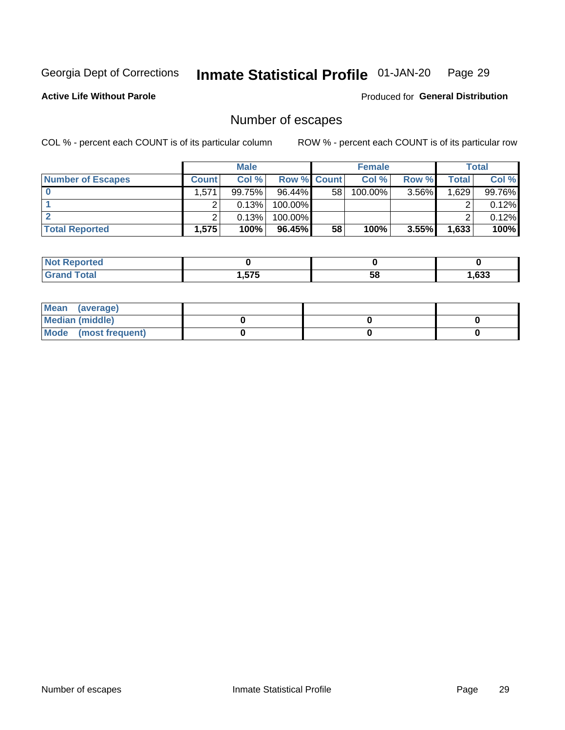Georgia Dept of Corrections **Inmate Statistical Profile** 01-JAN-20

**Active Life Without Parole**

Produced for **General Distribution**

## Number of escapes

COL % - percent each COUNT is of its particular column ROW % - percent each COUNT is of its particular row

| | Male | | | Female | | | Total | |
|---|---|---|---|---|---|---|---|---|
| **Number of Escapes** | **Count** | **Col %** | **Row %** | **Count** | **Col %** | **Row %** | **Total** | **Col %** |
| **0** | 1,571 | 99.75% | 96.44% | 58 | 100.00% | 3.56% | 1,629 | 99.76% |
| **1** | 2 | 0.13% | 100.00% | | | | 2 | 0.12% |
| **2** | 2 | 0.13% | 100.00% | | | | 2 | 0.12% |
| **Total Reported** | **1,575** | **100%** | **96.45%** | **58** | **100%** | **3.55%** | **1,633** | **100%** |

| | Male | Female | Total |
|---|---|---|---|
| **Not Reported** | **0** | **0** | **0** |
| **Grand Total** | **1,575** | **58** | **1,633** |

| | Male | Female | Total |
|---|---|---|---|
| **Mean (average)** | | | |
| **Median (middle)** | **0** | **0** | **0** |
| **Mode (most frequent)** | **0** | **0** | **0** |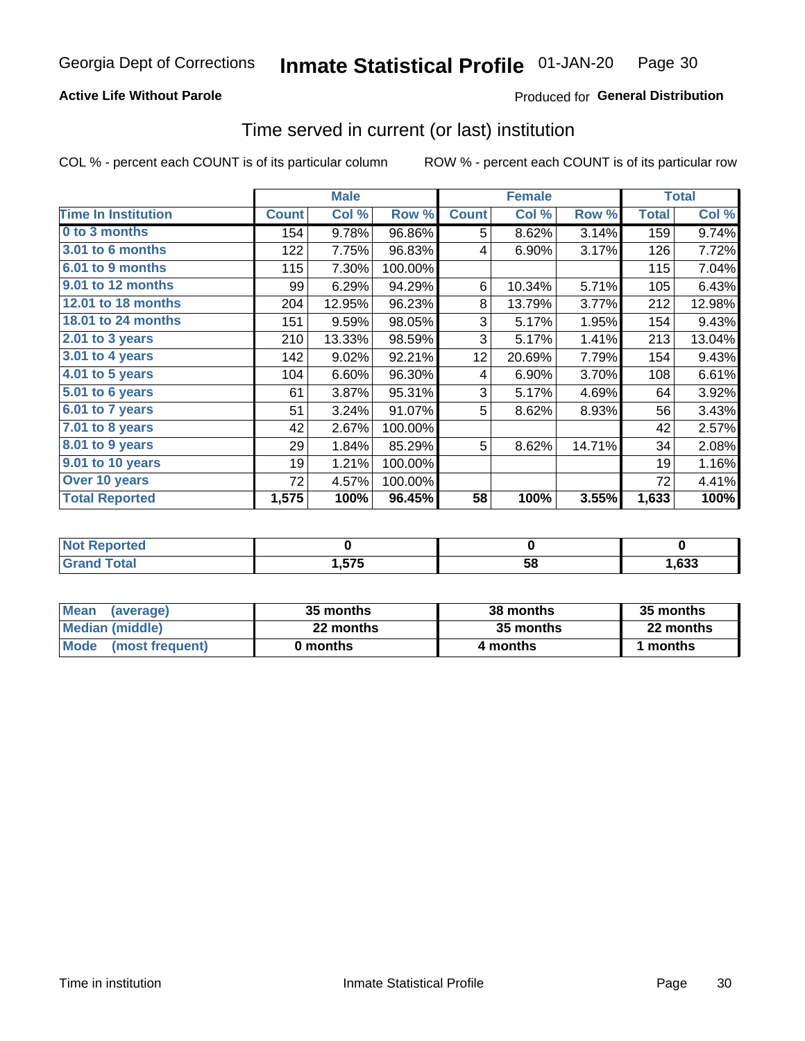Georgia Dept of Corrections **Inmate Statistical Profile** 01-JAN-20

**Active Life Without Parole**

Produced for **General Distribution**

## Time served in current (or last) institution

COL % - percent each COUNT is of its particular column ROW % - percent each COUNT is of its particular row

| | Male | | | Female | | | Total | |
|---|---|---|---|---|---|---|---|---|
| Time In Institution | Count | Col % | Row % | Count | Col % | Row % | Total | Col % |
| 0 to 3 months | 154 | 9.78% | 96.86% | 5 | 8.62% | 3.14% | 159 | 9.74% |
| 3.01 to 6 months | 122 | 7.75% | 96.83% | 4 | 6.90% | 3.17% | 126 | 7.72% |
| 6.01 to 9 months | 115 | 7.30% | 100.00% | | | | 115 | 7.04% |
| 9.01 to 12 months | 99 | 6.29% | 94.29% | 6 | 10.34% | 5.71% | 105 | 6.43% |
| 12.01 to 18 months | 204 | 12.95% | 96.23% | 8 | 13.79% | 3.77% | 212 | 12.98% |
| 18.01 to 24 months | 151 | 9.59% | 98.05% | 3 | 5.17% | 1.95% | 154 | 9.43% |
| 2.01 to 3 years | 210 | 13.33% | 98.59% | 3 | 5.17% | 1.41% | 213 | 13.04% |
| 3.01 to 4 years | 142 | 9.02% | 92.21% | 12 | 20.69% | 7.79% | 154 | 9.43% |
| 4.01 to 5 years | 104 | 6.60% | 96.30% | 4 | 6.90% | 3.70% | 108 | 6.61% |
| 5.01 to 6 years | 61 | 3.87% | 95.31% | 3 | 5.17% | 4.69% | 64 | 3.92% |
| 6.01 to 7 years | 51 | 3.24% | 91.07% | 5 | 8.62% | 8.93% | 56 | 3.43% |
| 7.01 to 8 years | 42 | 2.67% | 100.00% | | | | 42 | 2.57% |
| 8.01 to 9 years | 29 | 1.84% | 85.29% | 5 | 8.62% | 14.71% | 34 | 2.08% |
| 9.01 to 10 years | 19 | 1.21% | 100.00% | | | | 19 | 1.16% |
| Over 10 years | 72 | 4.57% | 100.00% | | | | 72 | 4.41% |
| **Total Reported** | **1,575** | **100%** | **96.45%** | **58** | **100%** | **3.55%** | **1,633** | **100%** |

| | Male | Female | Total |
|---|---|---|---|
| Not Reported | 0 | 0 | 0 |
| Grand Total | 1,575 | 58 | 1,633 |

| | Male | Female | Total |
|---|---|---|---|
| Mean (average) | 35 months | 38 months | 35 months |
| Median (middle) | 22 months | 35 months | 22 months |
| Mode (most frequent) | 0 months | 4 months | 1 months |

Time in institution Inmate Statistical Profile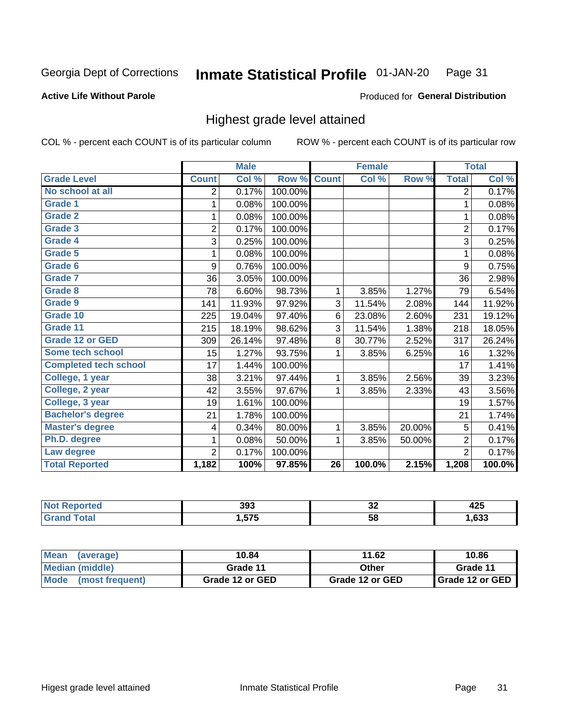Georgia Dept of Corrections **Inmate Statistical Profile** 01-JAN-20

**Active Life Without Parole**

Produced for **General Distribution**

## Highest grade level attained

COL % - percent each COUNT is of its particular column ROW % - percent each COUNT is of its particular row

| | Male | | | Female | | | Total | |
|---|---|---|---|---|---|---|---|---|
| **Grade Level** | **Count** | **Col %** | **Row %** | **Count** | **Col %** | **Row %** | **Total** | **Col %** |
| No school at all | 2 | 0.17% | 100.00% | | | | 2 | 0.17% |
| Grade 1 | 1 | 0.08% | 100.00% | | | | 1 | 0.08% |
| Grade 2 | 1 | 0.08% | 100.00% | | | | 1 | 0.08% |
| Grade 3 | 2 | 0.17% | 100.00% | | | | 2 | 0.17% |
| Grade 4 | 3 | 0.25% | 100.00% | | | | 3 | 0.25% |
| Grade 5 | 1 | 0.08% | 100.00% | | | | 1 | 0.08% |
| Grade 6 | 9 | 0.76% | 100.00% | | | | 9 | 0.75% |
| Grade 7 | 36 | 3.05% | 100.00% | | | | 36 | 2.98% |
| Grade 8 | 78 | 6.60% | 98.73% | 1 | 3.85% | 1.27% | 79 | 6.54% |
| Grade 9 | 141 | 11.93% | 97.92% | 3 | 11.54% | 2.08% | 144 | 11.92% |
| Grade 10 | 225 | 19.04% | 97.40% | 6 | 23.08% | 2.60% | 231 | 19.12% |
| Grade 11 | 215 | 18.19% | 98.62% | 3 | 11.54% | 1.38% | 218 | 18.05% |
| Grade 12 or GED | 309 | 26.14% | 97.48% | 8 | 30.77% | 2.52% | 317 | 26.24% |
| Some tech school | 15 | 1.27% | 93.75% | 1 | 3.85% | 6.25% | 16 | 1.32% |
| Completed tech school | 17 | 1.44% | 100.00% | | | | 17 | 1.41% |
| College, 1 year | 38 | 3.21% | 97.44% | 1 | 3.85% | 2.56% | 39 | 3.23% |
| College, 2 year | 42 | 3.55% | 97.67% | 1 | 3.85% | 2.33% | 43 | 3.56% |
| College, 3 year | 19 | 1.61% | 100.00% | | | | 19 | 1.57% |
| Bachelor's degree | 21 | 1.78% | 100.00% | | | | 21 | 1.74% |
| Master's degree | 4 | 0.34% | 80.00% | 1 | 3.85% | 20.00% | 5 | 0.41% |
| Ph.D. degree | 1 | 0.08% | 50.00% | 1 | 3.85% | 50.00% | 2 | 0.17% |
| Law degree | 2 | 0.17% | 100.00% | | | | 2 | 0.17% |
| **Total Reported** | **1,182** | **100%** | **97.85%** | **26** | **100.0%** | **2.15%** | **1,208** | **100.0%** |

| | Male | Female | Total |
|---|---|---|---|
| Not Reported | 393 | 32 | 425 |
| Grand Total | 1,575 | 58 | 1,633 |

| | Male | Female | Total |
|---|---|---|---|
| Mean (average) | 10.84 | 11.62 | 10.86 |
| Median (middle) | Grade 11 | Other | Grade 11 |
| Mode (most frequent) | Grade 12 or GED | Grade 12 or GED | Grade 12 or GED |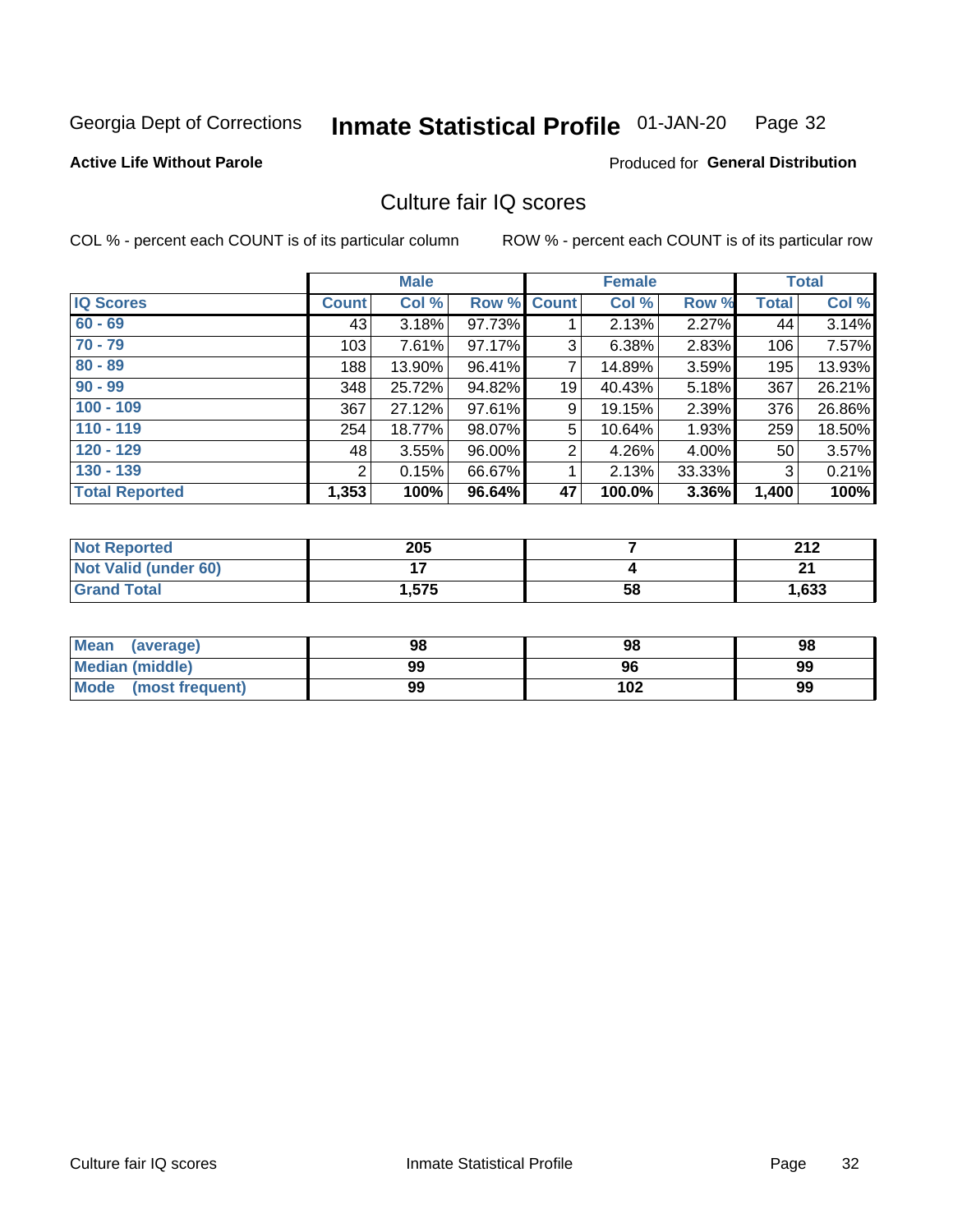Georgia Dept of Corrections **Inmate Statistical Profile** 01-JAN-20

**Active Life Without Parole**

Produced for **General Distribution**

## Culture fair IQ scores

COL % - percent each COUNT is of its particular column

ROW % - percent each COUNT is of its particular row

| | Male | | | Female | | | Total | |
|---|---|---|---|---|---|---|---|---|
| **IQ Scores** | **Count** | **Col %** | **Row %** | **Count** | **Col %** | **Row %** | **Total** | **Col %** |
| 60 - 69 | 43 | 3.18% | 97.73% | 1 | 2.13% | 2.27% | 44 | 3.14% |
| 70 - 79 | 103 | 7.61% | 97.17% | 3 | 6.38% | 2.83% | 106 | 7.57% |
| 80 - 89 | 188 | 13.90% | 96.41% | 7 | 14.89% | 3.59% | 195 | 13.93% |
| 90 - 99 | 348 | 25.72% | 94.82% | 19 | 40.43% | 5.18% | 367 | 26.21% |
| 100 - 109 | 367 | 27.12% | 97.61% | 9 | 19.15% | 2.39% | 376 | 26.86% |
| 110 - 119 | 254 | 18.77% | 98.07% | 5 | 10.64% | 1.93% | 259 | 18.50% |
| 120 - 129 | 48 | 3.55% | 96.00% | 2 | 4.26% | 4.00% | 50 | 3.57% |
| 130 - 139 | 2 | 0.15% | 66.67% | 1 | 2.13% | 33.33% | 3 | 0.21% |
| **Total Reported** | **1,353** | **100%** | **96.64%** | **47** | **100.0%** | **3.36%** | **1,400** | **100%** |

| | Male | Female | Total |
|---|---|---|---|
| Not Reported | 205 | 7 | 212 |
| Not Valid (under 60) | 17 | 4 | 21 |
| Grand Total | 1,575 | 58 | 1,633 |

| | Male | Female | Total |
|---|---|---|---|
| Mean (average) | 98 | 98 | 98 |
| Median (middle) | 99 | 96 | 99 |
| Mode (most frequent) | 99 | 102 | 99 |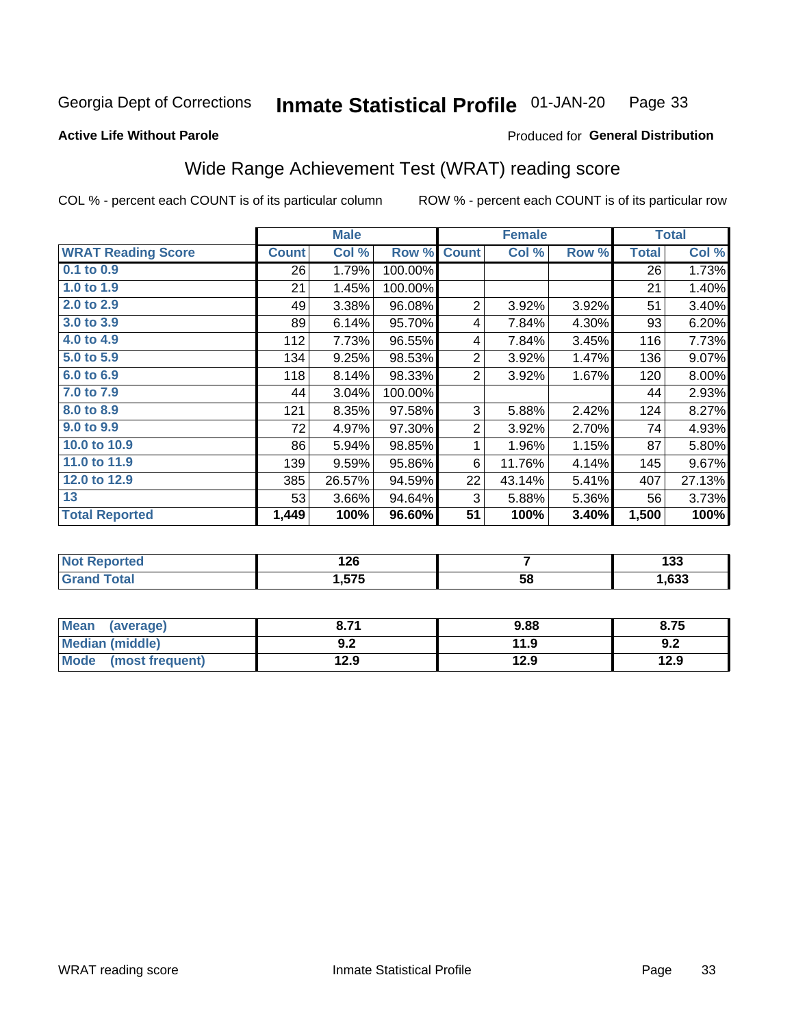Georgia Dept of Corrections **Inmate Statistical Profile** 01-JAN-20

**Active Life Without Parole**

Produced for **General Distribution**

## Wide Range Achievement Test (WRAT) reading score

COL % - percent each COUNT is of its particular column ROW % - percent each COUNT is of its particular row

| | Male | | | Female | | | Total | |
|---|---|---|---|---|---|---|---|---|
| **WRAT Reading Score** | **Count** | **Col %** | **Row %** | **Count** | **Col %** | **Row %** | **Total** | **Col %** |
| 0.1 to 0.9 | 26 | 1.79% | 100.00% | | | | 26 | 1.73% |
| 1.0 to 1.9 | 21 | 1.45% | 100.00% | | | | 21 | 1.40% |
| 2.0 to 2.9 | 49 | 3.38% | 96.08% | 2 | 3.92% | 3.92% | 51 | 3.40% |
| 3.0 to 3.9 | 89 | 6.14% | 95.70% | 4 | 7.84% | 4.30% | 93 | 6.20% |
| 4.0 to 4.9 | 112 | 7.73% | 96.55% | 4 | 7.84% | 3.45% | 116 | 7.73% |
| 5.0 to 5.9 | 134 | 9.25% | 98.53% | 2 | 3.92% | 1.47% | 136 | 9.07% |
| 6.0 to 6.9 | 118 | 8.14% | 98.33% | 2 | 3.92% | 1.67% | 120 | 8.00% |
| 7.0 to 7.9 | 44 | 3.04% | 100.00% | | | | 44 | 2.93% |
| 8.0 to 8.9 | 121 | 8.35% | 97.58% | 3 | 5.88% | 2.42% | 124 | 8.27% |
| 9.0 to 9.9 | 72 | 4.97% | 97.30% | 2 | 3.92% | 2.70% | 74 | 4.93% |
| 10.0 to 10.9 | 86 | 5.94% | 98.85% | 1 | 1.96% | 1.15% | 87 | 5.80% |
| 11.0 to 11.9 | 139 | 9.59% | 95.86% | 6 | 11.76% | 4.14% | 145 | 9.67% |
| 12.0 to 12.9 | 385 | 26.57% | 94.59% | 22 | 43.14% | 5.41% | 407 | 27.13% |
| 13 | 53 | 3.66% | 94.64% | 3 | 5.88% | 5.36% | 56 | 3.73% |
| **Total Reported** | **1,449** | **100%** | **96.60%** | **51** | **100%** | **3.40%** | **1,500** | **100%** |

| | Male | Female | Total |
|---|---|---|---|
| Not Reported | 126 | 7 | 133 |
| Grand Total | 1,575 | 58 | 1,633 |

| | Male | Female | Total |
|---|---|---|---|
| Mean (average) | 8.71 | 9.88 | 8.75 |
| Median (middle) | 9.2 | 11.9 | 9.2 |
| Mode (most frequent) | 12.9 | 12.9 | 12.9 |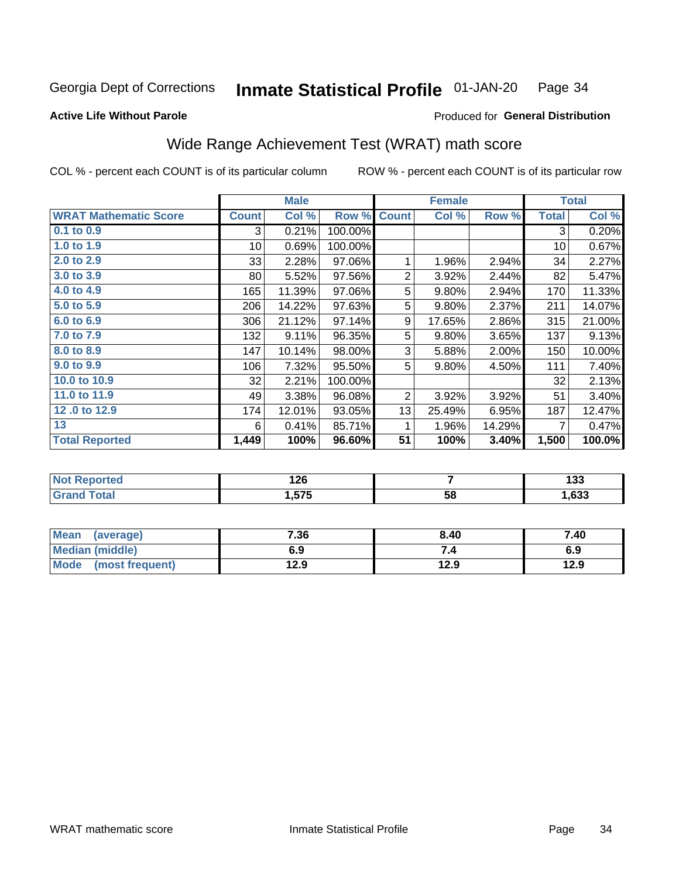Georgia Dept of Corrections **Inmate Statistical Profile** 01-JAN-20

**Active Life Without Parole**

Produced for **General Distribution**

## Wide Range Achievement Test (WRAT) math score

COL % - percent each COUNT is of its particular column

ROW % - percent each COUNT is of its particular row

| | Male | | | Female | | | Total | |
|---|---|---|---|---|---|---|---|---|
| **WRAT Mathematic Score** | **Count** | **Col %** | **Row %** | **Count** | **Col %** | **Row %** | **Total** | **Col %** |
| 0.1 to 0.9 | 3 | 0.21% | 100.00% | | | | 3 | 0.20% |
| 1.0 to 1.9 | 10 | 0.69% | 100.00% | | | | 10 | 0.67% |
| 2.0 to 2.9 | 33 | 2.28% | 97.06% | 1 | 1.96% | 2.94% | 34 | 2.27% |
| 3.0 to 3.9 | 80 | 5.52% | 97.56% | 2 | 3.92% | 2.44% | 82 | 5.47% |
| 4.0 to 4.9 | 165 | 11.39% | 97.06% | 5 | 9.80% | 2.94% | 170 | 11.33% |
| 5.0 to 5.9 | 206 | 14.22% | 97.63% | 5 | 9.80% | 2.37% | 211 | 14.07% |
| 6.0 to 6.9 | 306 | 21.12% | 97.14% | 9 | 17.65% | 2.86% | 315 | 21.00% |
| 7.0 to 7.9 | 132 | 9.11% | 96.35% | 5 | 9.80% | 3.65% | 137 | 9.13% |
| 8.0 to 8.9 | 147 | 10.14% | 98.00% | 3 | 5.88% | 2.00% | 150 | 10.00% |
| 9.0 to 9.9 | 106 | 7.32% | 95.50% | 5 | 9.80% | 4.50% | 111 | 7.40% |
| 10.0 to 10.9 | 32 | 2.21% | 100.00% | | | | 32 | 2.13% |
| 11.0 to 11.9 | 49 | 3.38% | 96.08% | 2 | 3.92% | 3.92% | 51 | 3.40% |
| 12 .0 to 12.9 | 174 | 12.01% | 93.05% | 13 | 25.49% | 6.95% | 187 | 12.47% |
| 13 | 6 | 0.41% | 85.71% | 1 | 1.96% | 14.29% | 7 | 0.47% |
| **Total Reported** | **1,449** | **100%** | **96.60%** | **51** | **100%** | **3.40%** | **1,500** | **100.0%** |

| | Male | Female | Total |
|---|---|---|---|
| **Not Reported** | **126** | **7** | **133** |
| **Grand Total** | **1,575** | **58** | **1,633** |

| | Male | Female | Total |
|---|---|---|---|
| **Mean (average)** | **7.36** | **8.40** | **7.40** |
| **Median (middle)** | **6.9** | **7.4** | **6.9** |
| **Mode (most frequent)** | **12.9** | **12.9** | **12.9** |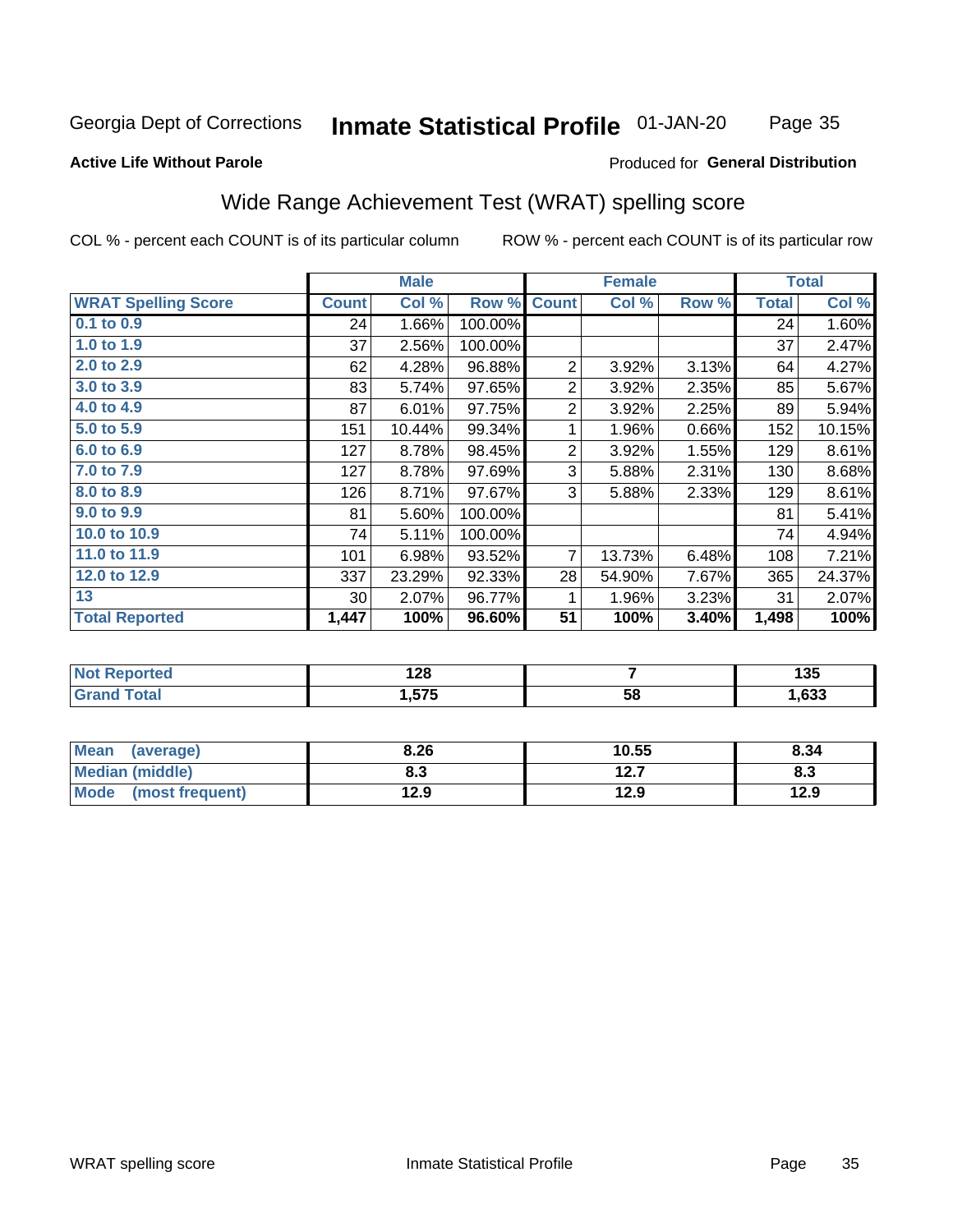Georgia Dept of Corrections **Inmate Statistical Profile** 01-JAN-20

**Active Life Without Parole**

Produced for **General Distribution**

## Wide Range Achievement Test (WRAT) spelling score

COL % - percent each COUNT is of its particular column ROW % - percent each COUNT is of its particular row

| | Male | | | Female | | | Total | |
|---|---|---|---|---|---|---|---|---|
| **WRAT Spelling Score** | **Count** | **Col %** | **Row %** | **Count** | **Col %** | **Row %** | **Total** | **Col %** |
| 0.1 to 0.9 | 24 | 1.66% | 100.00% | | | | 24 | 1.60% |
| 1.0 to 1.9 | 37 | 2.56% | 100.00% | | | | 37 | 2.47% |
| 2.0 to 2.9 | 62 | 4.28% | 96.88% | 2 | 3.92% | 3.13% | 64 | 4.27% |
| 3.0 to 3.9 | 83 | 5.74% | 97.65% | 2 | 3.92% | 2.35% | 85 | 5.67% |
| 4.0 to 4.9 | 87 | 6.01% | 97.75% | 2 | 3.92% | 2.25% | 89 | 5.94% |
| 5.0 to 5.9 | 151 | 10.44% | 99.34% | 1 | 1.96% | 0.66% | 152 | 10.15% |
| 6.0 to 6.9 | 127 | 8.78% | 98.45% | 2 | 3.92% | 1.55% | 129 | 8.61% |
| 7.0 to 7.9 | 127 | 8.78% | 97.69% | 3 | 5.88% | 2.31% | 130 | 8.68% |
| 8.0 to 8.9 | 126 | 8.71% | 97.67% | 3 | 5.88% | 2.33% | 129 | 8.61% |
| 9.0 to 9.9 | 81 | 5.60% | 100.00% | | | | 81 | 5.41% |
| 10.0 to 10.9 | 74 | 5.11% | 100.00% | | | | 74 | 4.94% |
| 11.0 to 11.9 | 101 | 6.98% | 93.52% | 7 | 13.73% | 6.48% | 108 | 7.21% |
| 12.0 to 12.9 | 337 | 23.29% | 92.33% | 28 | 54.90% | 7.67% | 365 | 24.37% |
| 13 | 30 | 2.07% | 96.77% | 1 | 1.96% | 3.23% | 31 | 2.07% |
| **Total Reported** | **1,447** | **100%** | **96.60%** | **51** | **100%** | **3.40%** | **1,498** | **100%** |

| | Male | Female | Total |
|---|---|---|---|
| **Not Reported** | **128** | **7** | **135** |
| **Grand Total** | **1,575** | **58** | **1,633** |

| | Male | Female | Total |
|---|---|---|---|
| **Mean (average)** | **8.26** | **10.55** | **8.34** |
| **Median (middle)** | **8.3** | **12.7** | **8.3** |
| **Mode (most frequent)** | **12.9** | **12.9** | **12.9** |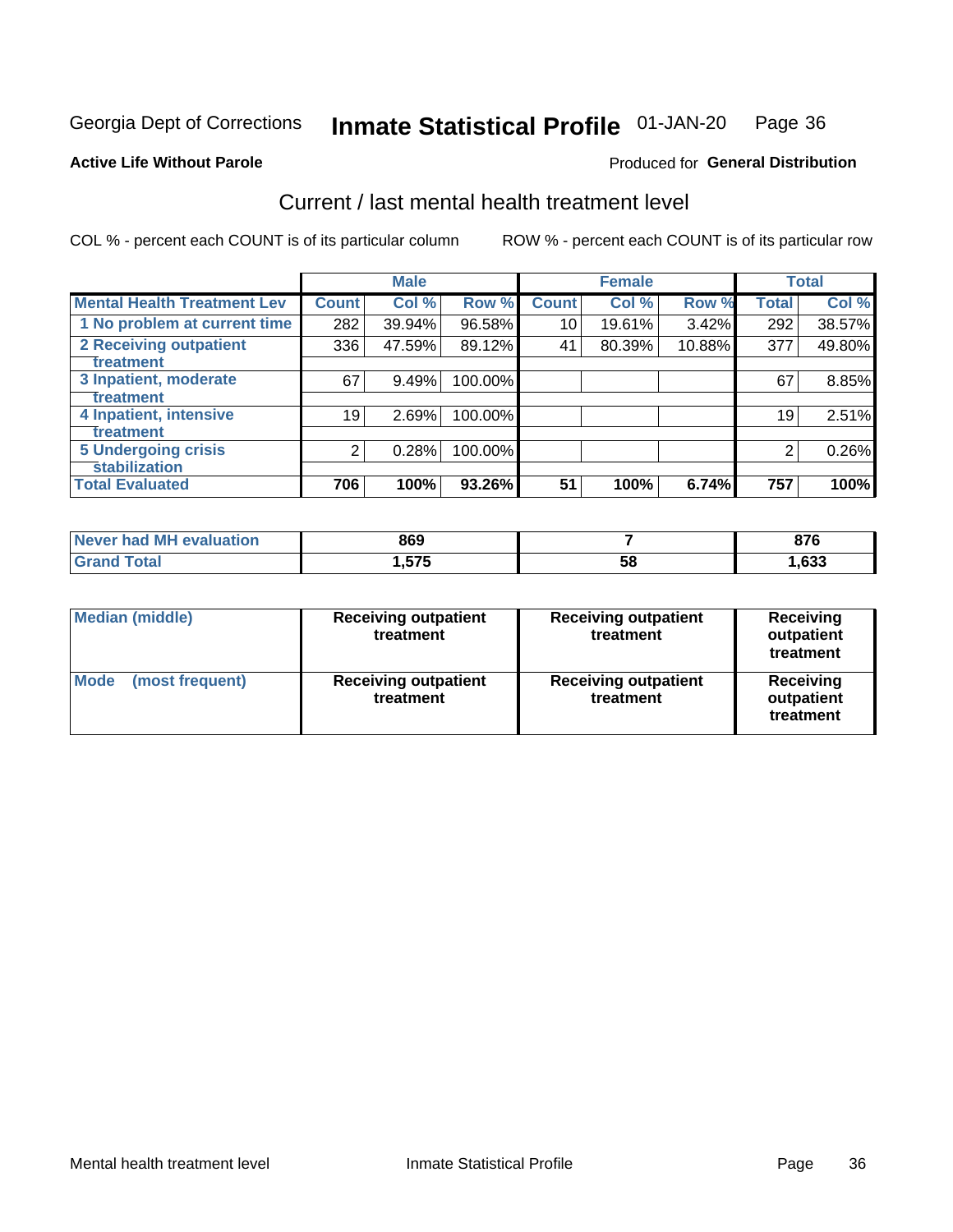Georgia Dept of Corrections **Inmate Statistical Profile** 01-JAN-20

**Active Life Without Parole**

Produced for **General Distribution**

## Current / last mental health treatment level

COL % - percent each COUNT is of its particular column    ROW % - percent each COUNT is of its particular row

| | Male | | | Female | | | Total | |
|---|---|---|---|---|---|---|---|---|
| **Mental Health Treatment Lev** | **Count** | **Col %** | **Row %** | **Count** | **Col %** | **Row %** | **Total** | **Col %** |
| 1 No problem at current time | 282 | 39.94% | 96.58% | 10 | 19.61% | 3.42% | 292 | 38.57% |
| 2 Receiving outpatient treatment | 336 | 47.59% | 89.12% | 41 | 80.39% | 10.88% | 377 | 49.80% |
| 3 Inpatient, moderate treatment | 67 | 9.49% | 100.00% | | | | 67 | 8.85% |
| 4 Inpatient, intensive treatment | 19 | 2.69% | 100.00% | | | | 19 | 2.51% |
| 5 Undergoing crisis stabilization | 2 | 0.28% | 100.00% | | | | 2 | 0.26% |
| **Total Evaluated** | **706** | **100%** | **93.26%** | **51** | **100%** | **6.74%** | **757** | **100%** |

| | Male | Female | Total |
|---|---|---|---|
| Never had MH evaluation | 869 | 7 | 876 |
| Grand Total | 1,575 | 58 | 1,633 |

| | Male | Female | Total |
|---|---|---|---|
| Median (middle) | Receiving outpatient treatment | Receiving outpatient treatment | Receiving outpatient treatment |
| Mode (most frequent) | Receiving outpatient treatment | Receiving outpatient treatment | Receiving outpatient treatment |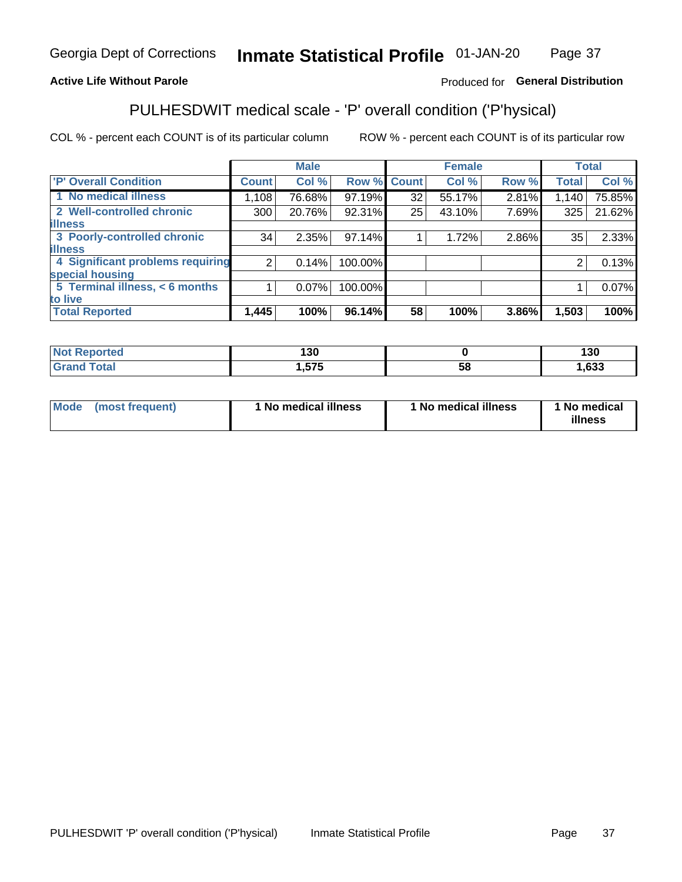Georgia Dept of Corrections **Inmate Statistical Profile** 01-JAN-20

**Active Life Without Parole**

Produced for **General Distribution**

## PULHESDWIT medical scale - 'P' overall condition ('P'hysical)

COL % - percent each COUNT is of its particular column ROW % - percent each COUNT is of its particular row

| | Male | | | Female | | | Total | |
|---|---|---|---|---|---|---|---|---|
| 'P' Overall Condition | Count | Col % | Row % | Count | Col % | Row % | Total | Col % |
| 1 No medical illness | 1,108 | 76.68% | 97.19% | 32 | 55.17% | 2.81% | 1,140 | 75.85% |
| 2 Well-controlled chronic illness | 300 | 20.76% | 92.31% | 25 | 43.10% | 7.69% | 325 | 21.62% |
| 3 Poorly-controlled chronic illness | 34 | 2.35% | 97.14% | 1 | 1.72% | 2.86% | 35 | 2.33% |
| 4 Significant problems requiring special housing | 2 | 0.14% | 100.00% | | | | 2 | 0.13% |
| 5 Terminal illness, < 6 months to live | 1 | 0.07% | 100.00% | | | | 1 | 0.07% |
| **Total Reported** | **1,445** | **100%** | **96.14%** | **58** | **100%** | **3.86%** | **1,503** | **100%** |

| | Male | Female | Total |
|---|---|---|---|
| Not Reported | 130 | 0 | 130 |
| Grand Total | 1,575 | 58 | 1,633 |

| | Male | Female | Total |
|---|---|---|---|
| Mode (most frequent) | 1 No medical illness | 1 No medical illness | 1 No medical illness |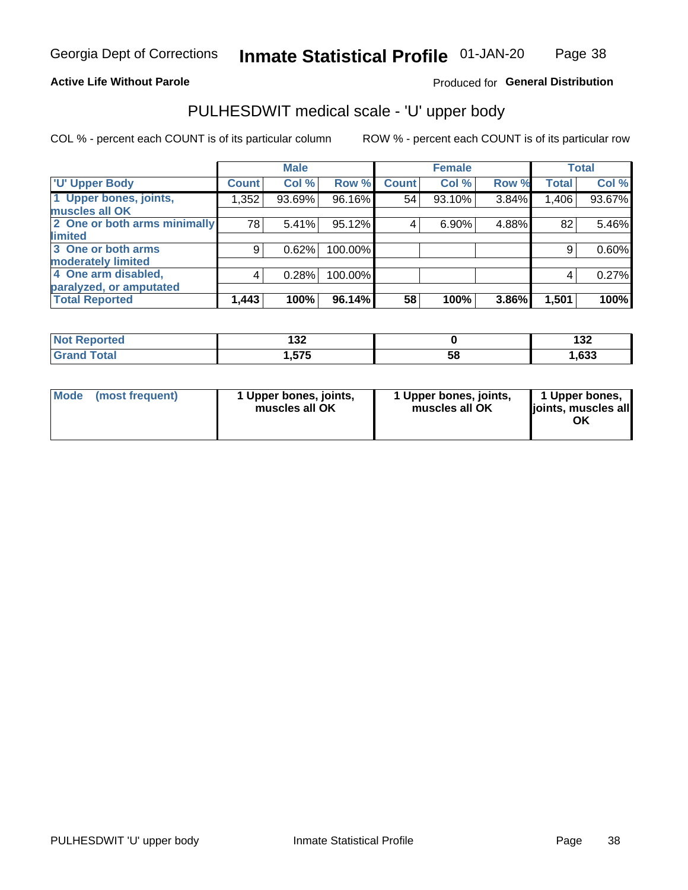**Active Life Without Parole**

Produced for **General Distribution**

## PULHESDWIT medical scale - 'U' upper body

COL % - percent each COUNT is of its particular column

ROW % - percent each COUNT is of its particular row

| | Male | | | Female | | | Total | |
|---|---|---|---|---|---|---|---|---|
| 'U' Upper Body | Count | Col % | Row % | Count | Col % | Row % | Total | Col % |
| 1 Upper bones, joints, muscles all OK | 1,352 | 93.69% | 96.16% | 54 | 93.10% | 3.84% | 1,406 | 93.67% |
| 2 One or both arms minimally limited | 78 | 5.41% | 95.12% | 4 | 6.90% | 4.88% | 82 | 5.46% |
| 3 One or both arms moderately limited | 9 | 0.62% | 100.00% | | | | 9 | 0.60% |
| 4 One arm disabled, paralyzed, or amputated | 4 | 0.28% | 100.00% | | | | 4 | 0.27% |
| **Total Reported** | **1,443** | **100%** | **96.14%** | **58** | **100%** | **3.86%** | **1,501** | **100%** |

| | Male | Female | Total |
|---|---|---|---|
| Not Reported | 132 | 0 | 132 |
| Grand Total | 1,575 | 58 | 1,633 |

| | Male | Female | Total |
|---|---|---|---|
| Mode (most frequent) | 1 Upper bones, joints, muscles all OK | 1 Upper bones, joints, muscles all OK | 1 Upper bones, joints, muscles all OK |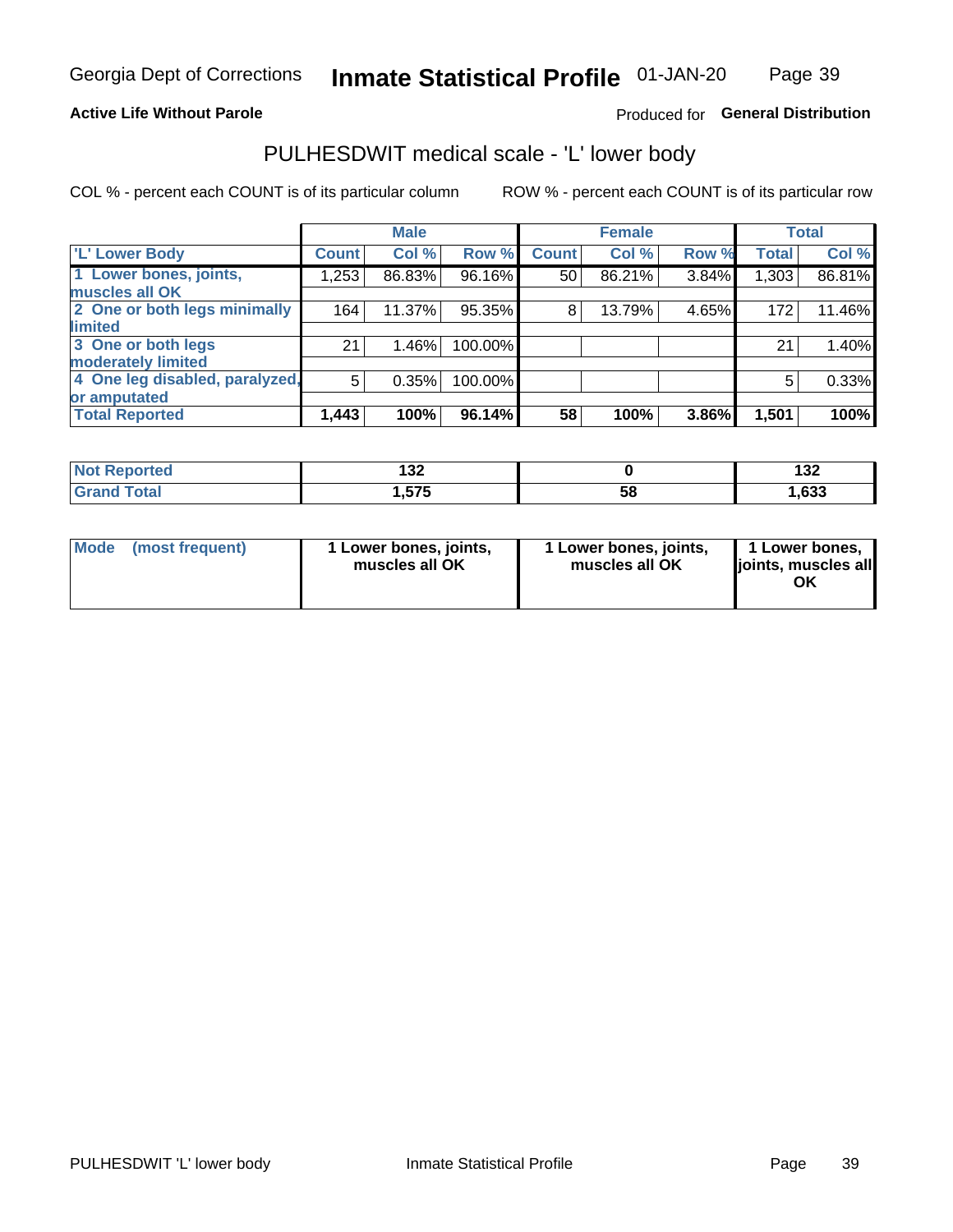Georgia Dept of Corrections **Inmate Statistical Profile** 01-JAN-20

**Active Life Without Parole**

Produced for **General Distribution**

## PULHESDWIT medical scale - 'L' lower body

COL % - percent each COUNT is of its particular column

ROW % - percent each COUNT is of its particular row

| | Male | | | Female | | | Total | |
|---|---|---|---|---|---|---|---|---|
| 'L' Lower Body | Count | Col % | Row % | Count | Col % | Row % | Total | Col % |
| 1 Lower bones, joints, muscles all OK | 1,253 | 86.83% | 96.16% | 50 | 86.21% | 3.84% | 1,303 | 86.81% |
| 2 One or both legs minimally limited | 164 | 11.37% | 95.35% | 8 | 13.79% | 4.65% | 172 | 11.46% |
| 3 One or both legs moderately limited | 21 | 1.46% | 100.00% | | | | 21 | 1.40% |
| 4 One leg disabled, paralyzed, or amputated | 5 | 0.35% | 100.00% | | | | 5 | 0.33% |
| **Total Reported** | **1,443** | **100%** | **96.14%** | **58** | **100%** | **3.86%** | **1,501** | **100%** |

| | Male | Female | Total |
|---|---|---|---|
| Not Reported | 132 | 0 | 132 |
| Grand Total | 1,575 | 58 | 1,633 |

| | Male | Female | Total |
|---|---|---|---|
| Mode (most frequent) | 1 Lower bones, joints, muscles all OK | 1 Lower bones, joints, muscles all OK | 1 Lower bones, joints, muscles all OK |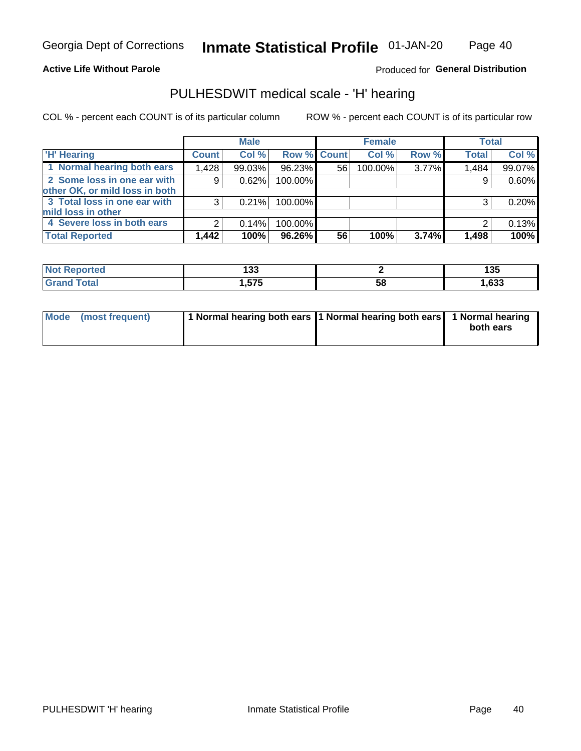**Active Life Without Parole**

Produced for **General Distribution**

## PULHESDWIT medical scale - 'H' hearing

COL % - percent each COUNT is of its particular column

ROW % - percent each COUNT is of its particular row

| | Male | | | Female | | | Total | |
|---|---|---|---|---|---|---|---|---|
| 'H' Hearing | Count | Col % | Row % | Count | Col % | Row % | Total | Col % |
| 1 Normal hearing both ears | 1,428 | 99.03% | 96.23% | 56 | 100.00% | 3.77% | 1,484 | 99.07% |
| 2 Some loss in one ear with other OK, or mild loss in both | 9 | 0.62% | 100.00% | | | | 9 | 0.60% |
| 3 Total loss in one ear with mild loss in other | 3 | 0.21% | 100.00% | | | | 3 | 0.20% |
| 4 Severe loss in both ears | 2 | 0.14% | 100.00% | | | | 2 | 0.13% |
| **Total Reported** | **1,442** | **100%** | **96.26%** | **56** | **100%** | **3.74%** | **1,498** | **100%** |

| | Male | Female | Total |
|---|---|---|---|
| Not Reported | 133 | 2 | 135 |
| Grand Total | 1,575 | 58 | 1,633 |

| | Male | Female | Total |
|---|---|---|---|
| Mode (most frequent) | 1 Normal hearing both ears | 1 Normal hearing both ears | 1 Normal hearing both ears |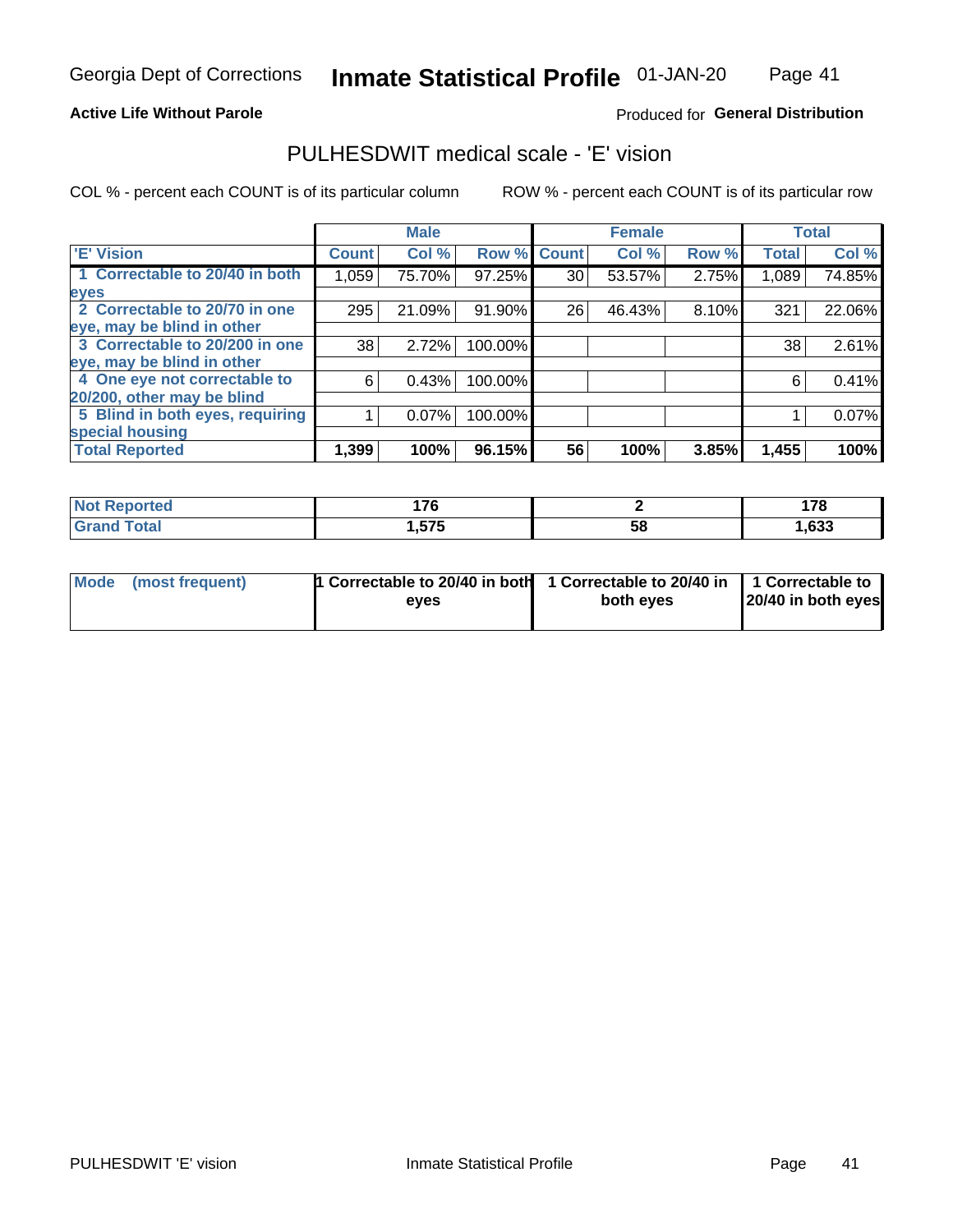Georgia Dept of Corrections **Inmate Statistical Profile** 01-JAN-20

**Active Life Without Parole**

Produced for **General Distribution**

## PULHESDWIT medical scale - 'E' vision

COL % - percent each COUNT is of its particular column

ROW % - percent each COUNT is of its particular row

| 'E' Vision | Male | | | Female | | | Total | |
|---|---|---|---|---|---|---|---|---|
| | Count | Col % | Row % | Count | Col % | Row % | Total | Col % |
| 1 Correctable to 20/40 in both eyes | 1,059 | 75.70% | 97.25% | 30 | 53.57% | 2.75% | 1,089 | 74.85% |
| 2 Correctable to 20/70 in one eye, may be blind in other | 295 | 21.09% | 91.90% | 26 | 46.43% | 8.10% | 321 | 22.06% |
| 3 Correctable to 20/200 in one eye, may be blind in other | 38 | 2.72% | 100.00% | | | | 38 | 2.61% |
| 4 One eye not correctable to 20/200, other may be blind | 6 | 0.43% | 100.00% | | | | 6 | 0.41% |
| 5 Blind in both eyes, requiring special housing | 1 | 0.07% | 100.00% | | | | 1 | 0.07% |
| **Total Reported** | **1,399** | **100%** | **96.15%** | **56** | **100%** | **3.85%** | **1,455** | **100%** |

| | Male | Female | Total |
|---|---|---|---|
| **Not Reported** | **176** | **2** | **178** |
| **Grand Total** | **1,575** | **58** | **1,633** |

| | Male | Female | Total |
|---|---|---|---|
| **Mode (most frequent)** | **1 Correctable to 20/40 in both eyes** | **1 Correctable to 20/40 in both eyes** | **1 Correctable to 20/40 in both eyes** |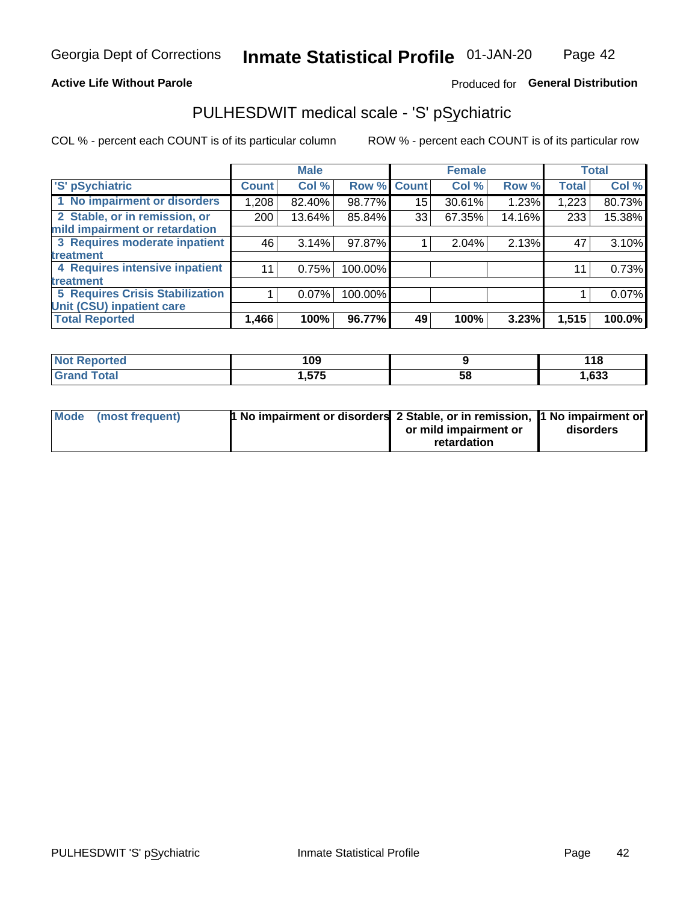Georgia Dept of Corrections **Inmate Statistical Profile** 01-JAN-20

**Active Life Without Parole**

Produced for **General Distribution**

## PULHESDWIT medical scale - 'S' pSychiatric

COL % - percent each COUNT is of its particular column

ROW % - percent each COUNT is of its particular row

| | Male | | | Female | | | Total | |
|---|---|---|---|---|---|---|---|---|
| 'S' pSychiatric | Count | Col % | Row % | Count | Col % | Row % | Total | Col % |
| 1 No impairment or disorders | 1,208 | 82.40% | 98.77% | 15 | 30.61% | 1.23% | 1,223 | 80.73% |
| 2 Stable, or in remission, or mild impairment or retardation | 200 | 13.64% | 85.84% | 33 | 67.35% | 14.16% | 233 | 15.38% |
| 3 Requires moderate inpatient treatment | 46 | 3.14% | 97.87% | 1 | 2.04% | 2.13% | 47 | 3.10% |
| 4 Requires intensive inpatient treatment | 11 | 0.75% | 100.00% | | | | 11 | 0.73% |
| 5 Requires Crisis Stabilization Unit (CSU) inpatient care | 1 | 0.07% | 100.00% | | | | 1 | 0.07% |
| **Total Reported** | **1,466** | **100%** | **96.77%** | **49** | **100%** | **3.23%** | **1,515** | **100.0%** |

| | Male | Female | Total |
|---|---|---|---|
| Not Reported | 109 | 9 | 118 |
| Grand Total | 1,575 | 58 | 1,633 |

| | Male | Female | Total |
|---|---|---|---|
| Mode (most frequent) | 1 No impairment or disorders | 2 Stable, or in remission, or mild impairment or retardation | 1 No impairment or disorders |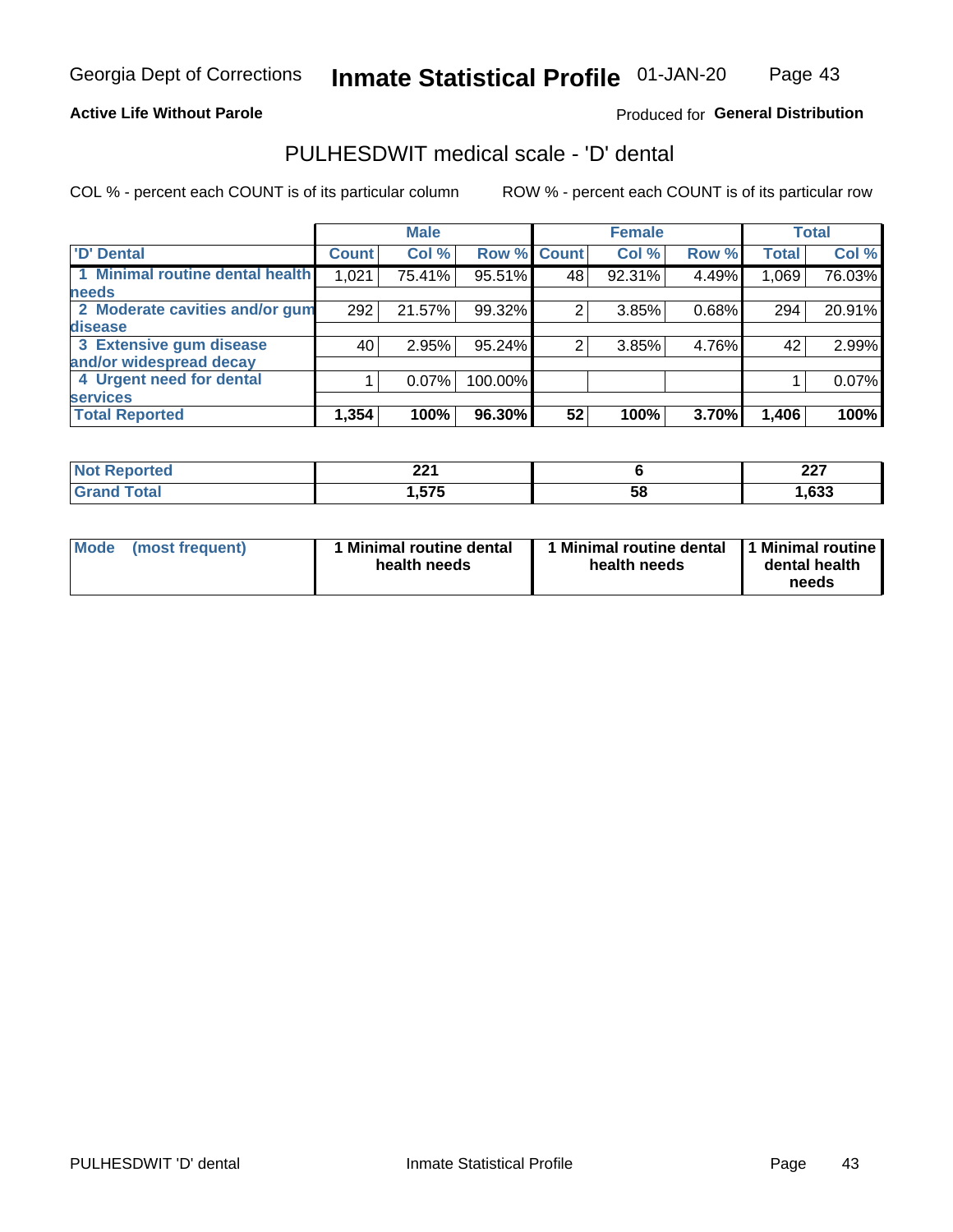# Georgia Dept of Corrections — Inmate Statistical Profile — 01-JAN-20

**Active Life Without Parole**

Produced for **General Distribution**

## PULHESDWIT medical scale - 'D' dental

COL % - percent each COUNT is of its particular column

ROW % - percent each COUNT is of its particular row

| | Male | | | Female | | | Total | |
|---|---|---|---|---|---|---|---|---|
| 'D' Dental | Count | Col % | Row % | Count | Col % | Row % | Total | Col % |
| 1 Minimal routine dental health needs | 1,021 | 75.41% | 95.51% | 48 | 92.31% | 4.49% | 1,069 | 76.03% |
| 2 Moderate cavities and/or gum disease | 292 | 21.57% | 99.32% | 2 | 3.85% | 0.68% | 294 | 20.91% |
| 3 Extensive gum disease and/or widespread decay | 40 | 2.95% | 95.24% | 2 | 3.85% | 4.76% | 42 | 2.99% |
| 4 Urgent need for dental services | 1 | 0.07% | 100.00% | | | | 1 | 0.07% |
| **Total Reported** | **1,354** | **100%** | **96.30%** | **52** | **100%** | **3.70%** | **1,406** | **100%** |

| | Male | Female | Total |
|---|---|---|---|
| Not Reported | 221 | 6 | 227 |
| Grand Total | 1,575 | 58 | 1,633 |

| | Male | Female | Total |
|---|---|---|---|
| Mode (most frequent) | 1 Minimal routine dental health needs | 1 Minimal routine dental health needs | 1 Minimal routine dental health needs |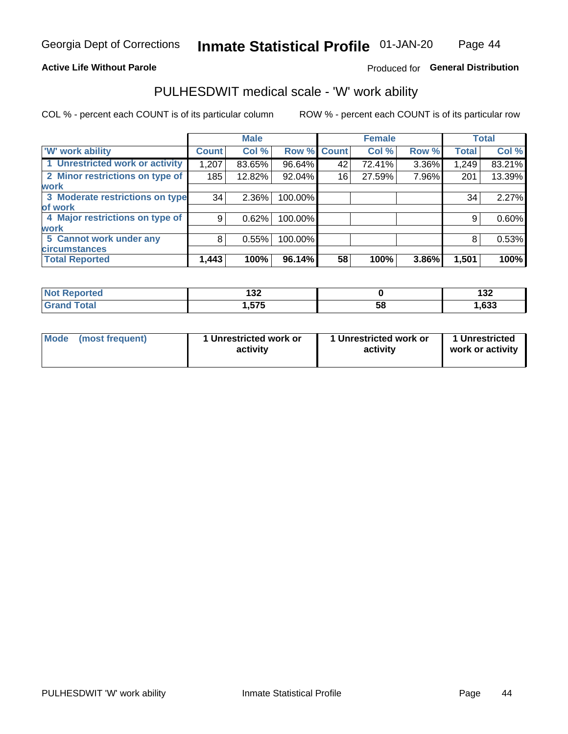Georgia Dept of Corrections **Inmate Statistical Profile** 01-JAN-20

**Active Life Without Parole**

Produced for **General Distribution**

## PULHESDWIT medical scale - 'W' work ability

COL % - percent each COUNT is of its particular column

ROW % - percent each COUNT is of its particular row

| | Male | | | Female | | | Total | |
|---|---|---|---|---|---|---|---|---|
| 'W' work ability | Count | Col % | Row % | Count | Col % | Row % | Total | Col % |
| 1 Unrestricted work or activity | 1,207 | 83.65% | 96.64% | 42 | 72.41% | 3.36% | 1,249 | 83.21% |
| 2 Minor restrictions on type of work | 185 | 12.82% | 92.04% | 16 | 27.59% | 7.96% | 201 | 13.39% |
| 3 Moderate restrictions on type of work | 34 | 2.36% | 100.00% | | | | 34 | 2.27% |
| 4 Major restrictions on type of work | 9 | 0.62% | 100.00% | | | | 9 | 0.60% |
| 5 Cannot work under any circumstances | 8 | 0.55% | 100.00% | | | | 8 | 0.53% |
| **Total Reported** | **1,443** | **100%** | **96.14%** | **58** | **100%** | **3.86%** | **1,501** | **100%** |

| | Male | Female | Total |
|---|---|---|---|
| Not Reported | 132 | 0 | 132 |
| Grand Total | 1,575 | 58 | 1,633 |

| | Male | Female | Total |
|---|---|---|---|
| Mode (most frequent) | 1 Unrestricted work or activity | 1 Unrestricted work or activity | 1 Unrestricted work or activity |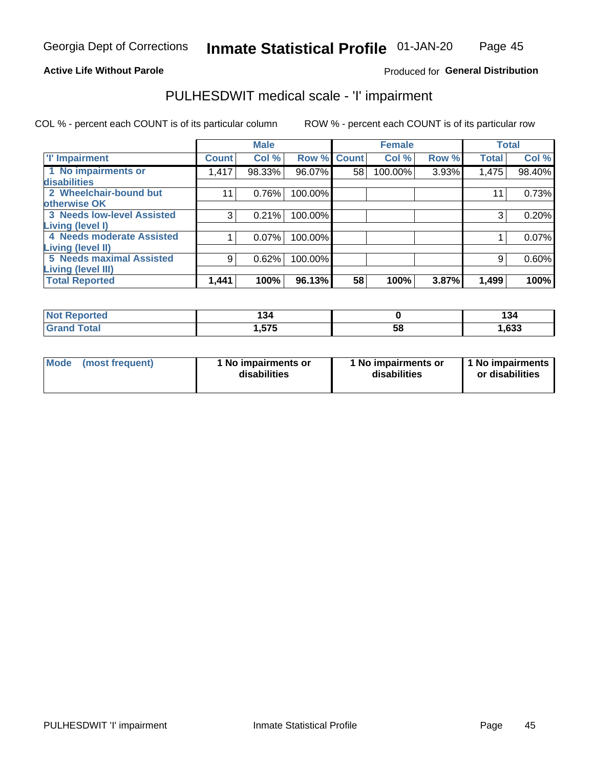Georgia Dept of Corrections **Inmate Statistical Profile** 01-JAN-20

**Active Life Without Parole**

Produced for **General Distribution**

## PULHESDWIT medical scale - 'I' impairment

COL % - percent each COUNT is of its particular column    ROW % - percent each COUNT is of its particular row

| | Male | | | Female | | | Total | |
|---|---|---|---|---|---|---|---|---|
| **'I' Impairment** | **Count** | **Col %** | **Row %** | **Count** | **Col %** | **Row %** | **Total** | **Col %** |
| 1 No impairments or disabilities | 1,417 | 98.33% | 96.07% | 58 | 100.00% | 3.93% | 1,475 | 98.40% |
| 2 Wheelchair-bound but otherwise OK | 11 | 0.76% | 100.00% | | | | 11 | 0.73% |
| 3 Needs low-level Assisted Living (level I) | 3 | 0.21% | 100.00% | | | | 3 | 0.20% |
| 4 Needs moderate Assisted Living (level II) | 1 | 0.07% | 100.00% | | | | 1 | 0.07% |
| 5 Needs maximal Assisted Living (level III) | 9 | 0.62% | 100.00% | | | | 9 | 0.60% |
| **Total Reported** | **1,441** | **100%** | **96.13%** | **58** | **100%** | **3.87%** | **1,499** | **100%** |

| | Male | Female | Total |
|---|---|---|---|
| **Not Reported** | **134** | **0** | **134** |
| **Grand Total** | **1,575** | **58** | **1,633** |

| | Male | Female | Total |
|---|---|---|---|
| **Mode (most frequent)** | **1 No impairments or disabilities** | **1 No impairments or disabilities** | **1 No impairments or disabilities** |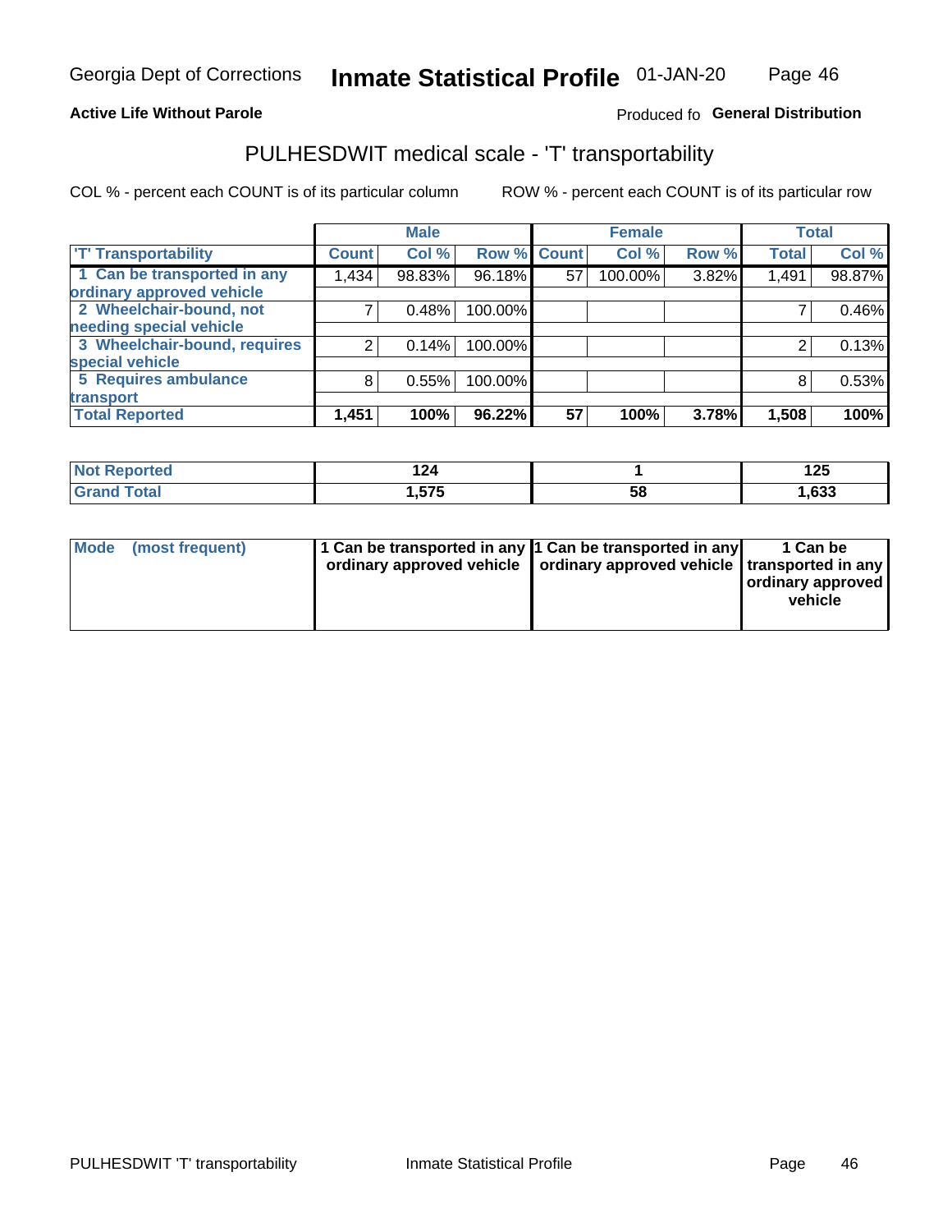Georgia Dept of Corrections **Inmate Statistical Profile** 01-JAN-20

**Active Life Without Parole**

Produced fo **General Distribution**

## PULHESDWIT medical scale - 'T' transportability

COL % - percent each COUNT is of its particular column ROW % - percent each COUNT is of its particular row

| | Male | | | Female | | | Total | |
|---|---|---|---|---|---|---|---|---|
| 'T' Transportability | Count | Col % | Row % | Count | Col % | Row % | Total | Col % |
| 1 Can be transported in any ordinary approved vehicle | 1,434 | 98.83% | 96.18% | 57 | 100.00% | 3.82% | 1,491 | 98.87% |
| 2 Wheelchair-bound, not needing special vehicle | 7 | 0.48% | 100.00% | | | | 7 | 0.46% |
| 3 Wheelchair-bound, requires special vehicle | 2 | 0.14% | 100.00% | | | | 2 | 0.13% |
| 5 Requires ambulance transport | 8 | 0.55% | 100.00% | | | | 8 | 0.53% |
| **Total Reported** | **1,451** | **100%** | **96.22%** | **57** | **100%** | **3.78%** | **1,508** | **100%** |

| | Male | Female | Total |
|---|---|---|---|
| Not Reported | 124 | 1 | 125 |
| Grand Total | 1,575 | 58 | 1,633 |

| | Male | Female | Total |
|---|---|---|---|
| Mode (most frequent) | 1 Can be transported in any ordinary approved vehicle | 1 Can be transported in any ordinary approved vehicle | 1 Can be transported in any ordinary approved vehicle |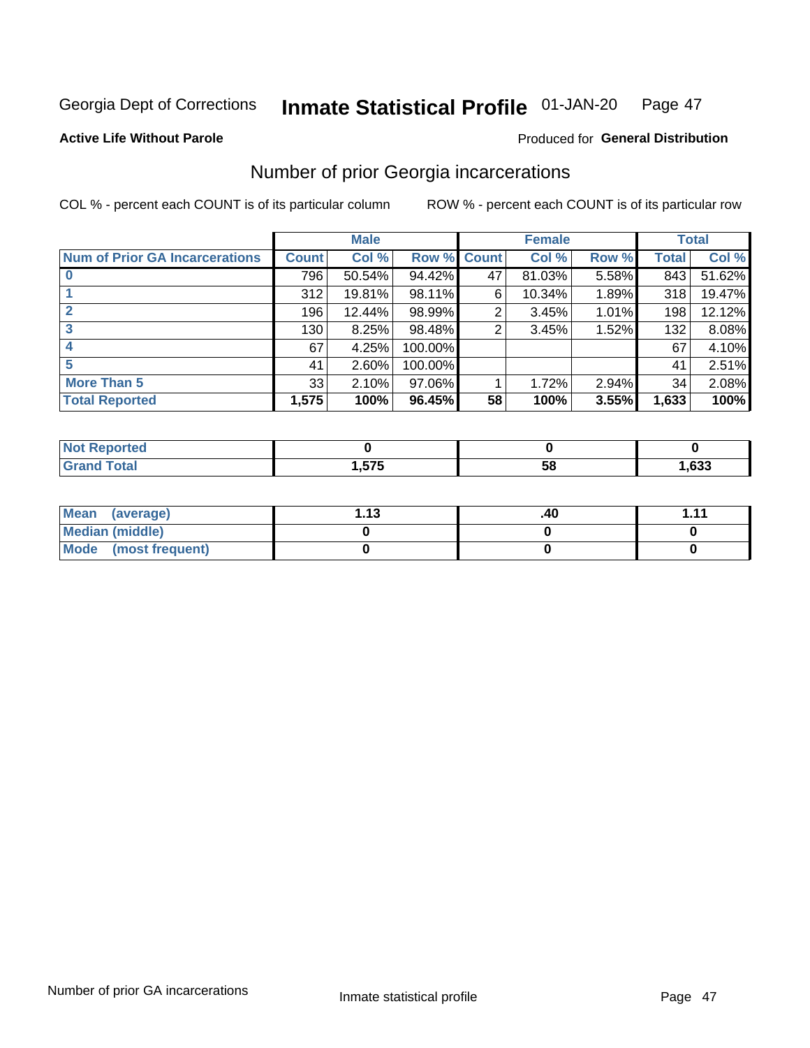Georgia Dept of Corrections **Inmate Statistical Profile** 01-JAN-20

**Active Life Without Parole**

Produced for **General Distribution**

## Number of prior Georgia incarcerations

COL % - percent each COUNT is of its particular column

ROW % - percent each COUNT is of its particular row

| | Male | | | Female | | | Total | |
|---|---|---|---|---|---|---|---|---|
| **Num of Prior GA Incarcerations** | **Count** | **Col %** | **Row %** | **Count** | **Col %** | **Row %** | **Total** | **Col %** |
| **0** | 796 | 50.54% | 94.42% | 47 | 81.03% | 5.58% | 843 | 51.62% |
| **1** | 312 | 19.81% | 98.11% | 6 | 10.34% | 1.89% | 318 | 19.47% |
| **2** | 196 | 12.44% | 98.99% | 2 | 3.45% | 1.01% | 198 | 12.12% |
| **3** | 130 | 8.25% | 98.48% | 2 | 3.45% | 1.52% | 132 | 8.08% |
| **4** | 67 | 4.25% | 100.00% | | | | 67 | 4.10% |
| **5** | 41 | 2.60% | 100.00% | | | | 41 | 2.51% |
| **More Than 5** | 33 | 2.10% | 97.06% | 1 | 1.72% | 2.94% | 34 | 2.08% |
| **Total Reported** | **1,575** | **100%** | **96.45%** | **58** | **100%** | **3.55%** | **1,633** | **100%** |

| | Male | Female | Total |
|---|---|---|---|
| **Not Reported** | **0** | **0** | **0** |
| **Grand Total** | **1,575** | **58** | **1,633** |

| | Male | Female | Total |
|---|---|---|---|
| **Mean (average)** | **1.13** | **.40** | **1.11** |
| **Median (middle)** | **0** | **0** | **0** |
| **Mode (most frequent)** | **0** | **0** | **0** |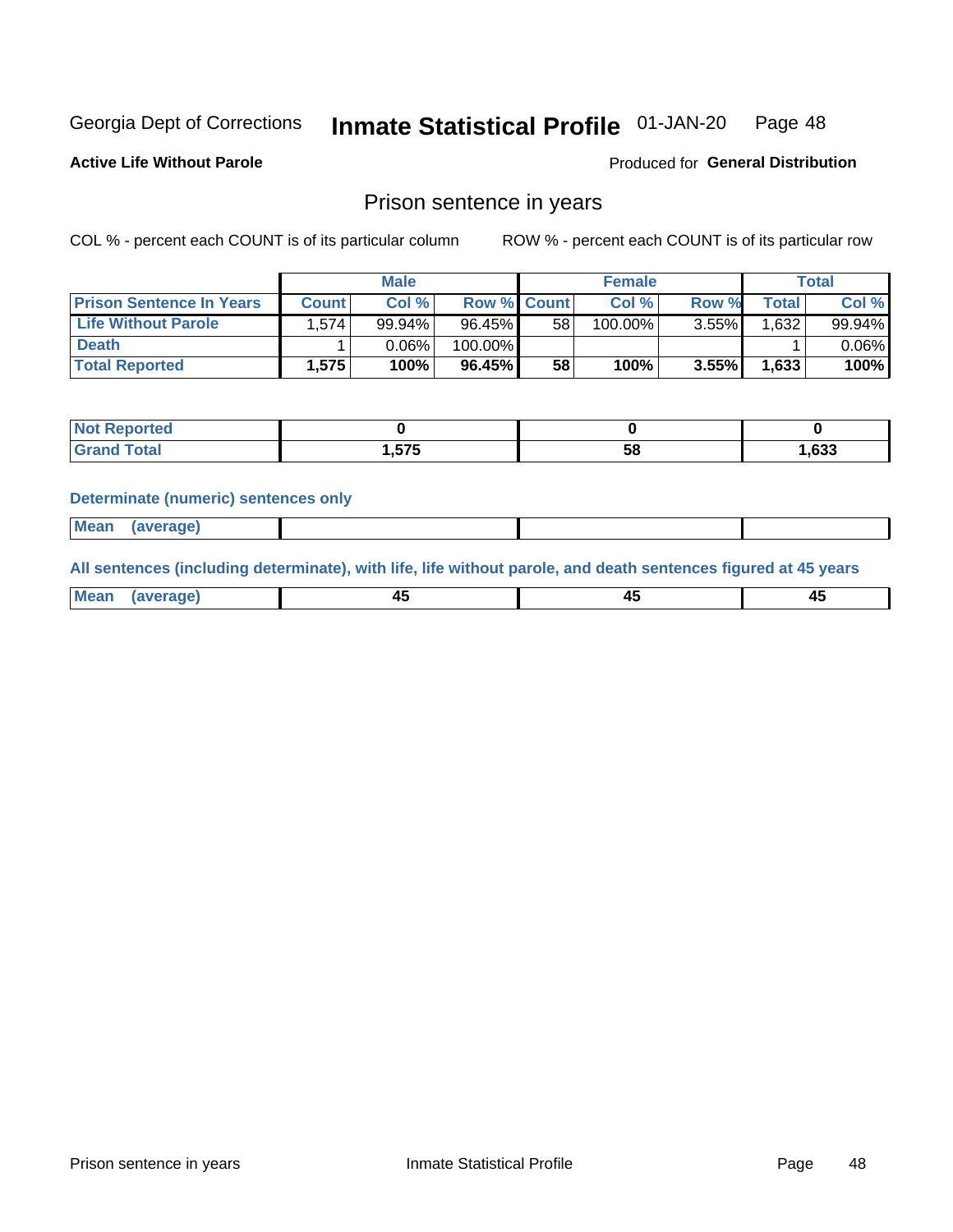Georgia Dept of Corrections **Inmate Statistical Profile** 01-JAN-20

**Active Life Without Parole**

Produced for **General Distribution**

## Prison sentence in years

COL % - percent each COUNT is of its particular column

ROW % - percent each COUNT is of its particular row

| | Male | | | Female | | | Total | |
|---|---|---|---|---|---|---|---|---|
| **Prison Sentence In Years** | **Count** | **Col %** | **Row %** | **Count** | **Col %** | **Row %** | **Total** | **Col %** |
| **Life Without Parole** | 1,574 | 99.94% | 96.45% | 58 | 100.00% | 3.55% | 1,632 | 99.94% |
| **Death** | 1 | 0.06% | 100.00% | | | | 1 | 0.06% |
| **Total Reported** | **1,575** | **100%** | **96.45%** | **58** | **100%** | **3.55%** | **1,633** | **100%** |

| | Male | Female | Total |
|---|---|---|---|
| **Not Reported** | **0** | **0** | **0** |
| **Grand Total** | **1,575** | **58** | **1,633** |

**Determinate (numeric) sentences only**

| | Male | Female | Total |
|---|---|---|---|
| **Mean (average)** | | | |

**All sentences (including determinate), with life, life without parole, and death sentences figured at 45 years**

| | Male | Female | Total |
|---|---|---|---|
| **Mean (average)** | **45** | **45** | **45** |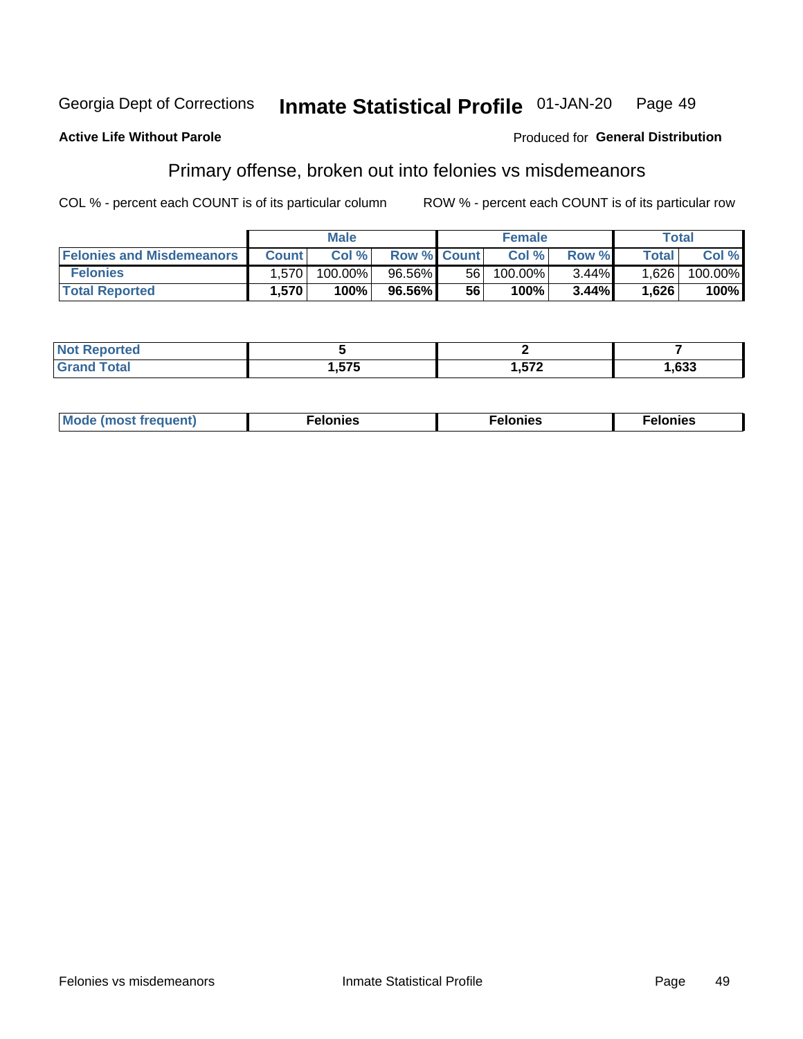Georgia Dept of Corrections **Inmate Statistical Profile** 01-JAN-20

**Active Life Without Parole**

Produced for **General Distribution**

## Primary offense, broken out into felonies vs misdemeanors

COL % - percent each COUNT is of its particular column

ROW % - percent each COUNT is of its particular row

| | Male | | | Female | | | Total | |
|---|---|---|---|---|---|---|---|---|
| **Felonies and Misdemeanors** | **Count** | **Col %** | **Row %** | **Count** | **Col %** | **Row %** | **Total** | **Col %** |
| **Felonies** | 1,570 | 100.00% | 96.56% | 56 | 100.00% | 3.44% | 1,626 | 100.00% |
| **Total Reported** | **1,570** | **100%** | **96.56%** | **56** | **100%** | **3.44%** | **1,626** | **100%** |

| | | | |
|---|---|---|---|
| **Not Reported** | **5** | **2** | **7** |
| **Grand Total** | **1,575** | **1,572** | **1,633** |

| | | | |
|---|---|---|---|
| **Mode (most frequent)** | **Felonies** | **Felonies** | **Felonies** |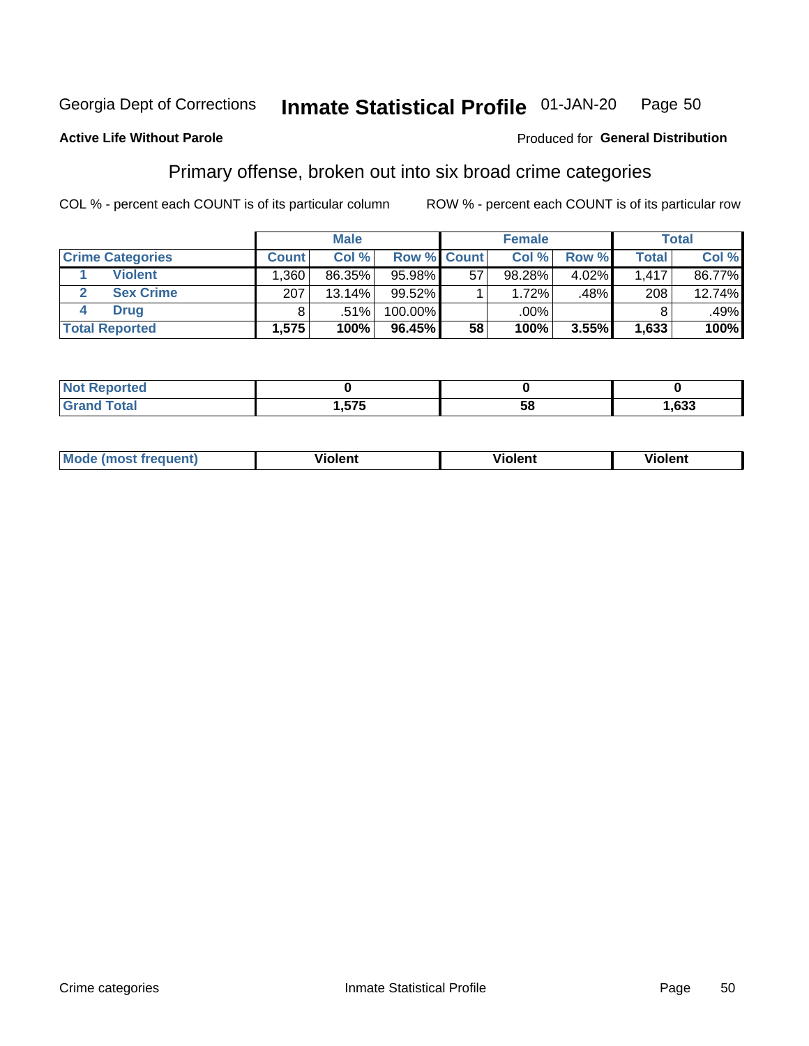Georgia Dept of Corrections **Inmate Statistical Profile** 01-JAN-20

**Active Life Without Parole**

Produced for **General Distribution**

## Primary offense, broken out into six broad crime categories

COL % - percent each COUNT is of its particular column

ROW % - percent each COUNT is of its particular row

| | | Male | | | Female | | | Total | |
|---|---|---|---|---|---|---|---|---|---|
| **Crime Categories** | | **Count** | **Col %** | **Row %** | **Count** | **Col %** | **Row %** | **Total** | **Col %** |
| 1 | **Violent** | 1,360 | 86.35% | 95.98% | 57 | 98.28% | 4.02% | 1,417 | 86.77% |
| 2 | **Sex Crime** | 207 | 13.14% | 99.52% | 1 | 1.72% | .48% | 208 | 12.74% |
| 4 | **Drug** | 8 | .51% | 100.00% | | .00% | | 8 | .49% |
| **Total Reported** | | **1,575** | **100%** | **96.45%** | **58** | **100%** | **3.55%** | **1,633** | **100%** |

| | Male | Female | Total |
|---|---|---|---|
| **Not Reported** | **0** | **0** | **0** |
| **Grand Total** | **1,575** | **58** | **1,633** |

| | Male | Female | Total |
|---|---|---|---|
| **Mode (most frequent)** | **Violent** | **Violent** | **Violent** |

Crime categories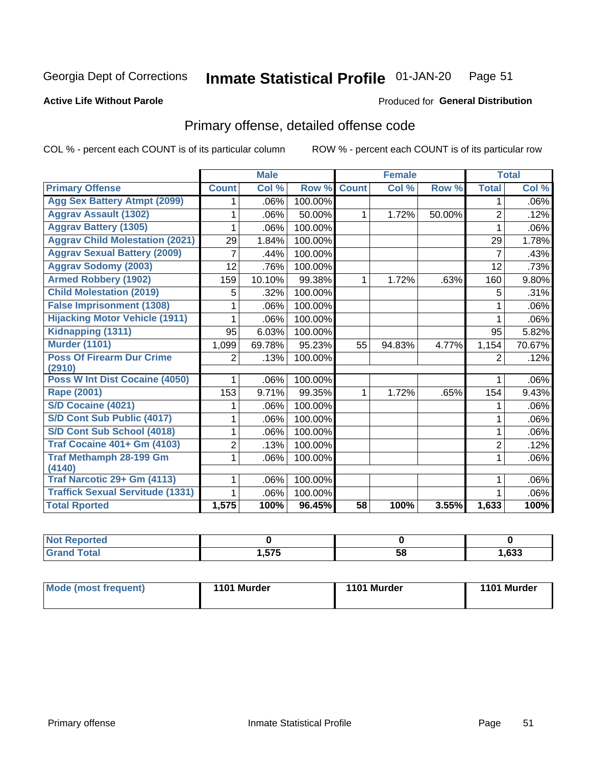Georgia Dept of Corrections **Inmate Statistical Profile** 01-JAN-20

**Active Life Without Parole** Produced for **General Distribution**

## Primary offense, detailed offense code

COL % - percent each COUNT is of its particular column    ROW % - percent each COUNT is of its particular row

| | Male | | | Female | | | Total | |
|---|---|---|---|---|---|---|---|---|
| Primary Offense | Count | Col % | Row % | Count | Col % | Row % | Total | Col % |
| Agg Sex Battery Atmpt (2099) | 1 | .06% | 100.00% | | | | 1 | .06% |
| Aggrav Assault (1302) | 1 | .06% | 50.00% | 1 | 1.72% | 50.00% | 2 | .12% |
| Aggrav Battery (1305) | 1 | .06% | 100.00% | | | | 1 | .06% |
| Aggrav Child Molestation (2021) | 29 | 1.84% | 100.00% | | | | 29 | 1.78% |
| Aggrav Sexual Battery (2009) | 7 | .44% | 100.00% | | | | 7 | .43% |
| Aggrav Sodomy (2003) | 12 | .76% | 100.00% | | | | 12 | .73% |
| Armed Robbery (1902) | 159 | 10.10% | 99.38% | 1 | 1.72% | .63% | 160 | 9.80% |
| Child Molestation (2019) | 5 | .32% | 100.00% | | | | 5 | .31% |
| False Imprisonment (1308) | 1 | .06% | 100.00% | | | | 1 | .06% |
| Hijacking Motor Vehicle (1911) | 1 | .06% | 100.00% | | | | 1 | .06% |
| Kidnapping (1311) | 95 | 6.03% | 100.00% | | | | 95 | 5.82% |
| Murder (1101) | 1,099 | 69.78% | 95.23% | 55 | 94.83% | 4.77% | 1,154 | 70.67% |
| Poss Of Firearm Dur Crime (2910) | 2 | .13% | 100.00% | | | | 2 | .12% |
| Poss W Int Dist Cocaine (4050) | 1 | .06% | 100.00% | | | | 1 | .06% |
| Rape (2001) | 153 | 9.71% | 99.35% | 1 | 1.72% | .65% | 154 | 9.43% |
| S/D Cocaine (4021) | 1 | .06% | 100.00% | | | | 1 | .06% |
| S/D Cont Sub Public (4017) | 1 | .06% | 100.00% | | | | 1 | .06% |
| S/D Cont Sub School (4018) | 1 | .06% | 100.00% | | | | 1 | .06% |
| Traf Cocaine 401+ Gm (4103) | 2 | .13% | 100.00% | | | | 2 | .12% |
| Traf Methamph 28-199 Gm (4140) | 1 | .06% | 100.00% | | | | 1 | .06% |
| Traf Narcotic 29+ Gm (4113) | 1 | .06% | 100.00% | | | | 1 | .06% |
| Traffick Sexual Servitude (1331) | 1 | .06% | 100.00% | | | | 1 | .06% |
| **Total Rported** | **1,575** | **100%** | **96.45%** | **58** | **100%** | **3.55%** | **1,633** | **100%** |

| | Male | Female | Total |
|---|---|---|---|
| Not Reported | **0** | **0** | **0** |
| Grand Total | **1,575** | **58** | **1,633** |

| | Male | Female | Total |
|---|---|---|---|
| Mode (most frequent) | **1101 Murder** | **1101 Murder** | **1101 Murder** |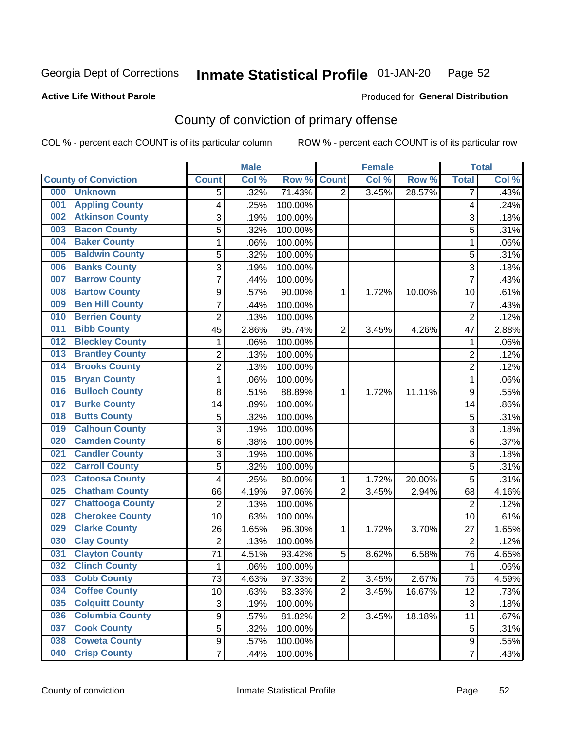Georgia Dept of Corrections **Inmate Statistical Profile** 01-JAN-20

**Active Life Without Parole**

Produced for **General Distribution**

## County of conviction of primary offense

COL % - percent each COUNT is of its particular column ROW % - percent each COUNT is of its particular row

| County of Conviction | Male | | | Female | | | Total | |
|---|---|---|---|---|---|---|---|---|
| | Count | Col % | Row % | Count | Col % | Row % | Total | Col % |
| 000 Unknown | 5 | .32% | 71.43% | 2 | 3.45% | 28.57% | 7 | .43% |
| 001 Appling County | 4 | .25% | 100.00% | | | | 4 | .24% |
| 002 Atkinson County | 3 | .19% | 100.00% | | | | 3 | .18% |
| 003 Bacon County | 5 | .32% | 100.00% | | | | 5 | .31% |
| 004 Baker County | 1 | .06% | 100.00% | | | | 1 | .06% |
| 005 Baldwin County | 5 | .32% | 100.00% | | | | 5 | .31% |
| 006 Banks County | 3 | .19% | 100.00% | | | | 3 | .18% |
| 007 Barrow County | 7 | .44% | 100.00% | | | | 7 | .43% |
| 008 Bartow County | 9 | .57% | 90.00% | 1 | 1.72% | 10.00% | 10 | .61% |
| 009 Ben Hill County | 7 | .44% | 100.00% | | | | 7 | .43% |
| 010 Berrien County | 2 | .13% | 100.00% | | | | 2 | .12% |
| 011 Bibb County | 45 | 2.86% | 95.74% | 2 | 3.45% | 4.26% | 47 | 2.88% |
| 012 Bleckley County | 1 | .06% | 100.00% | | | | 1 | .06% |
| 013 Brantley County | 2 | .13% | 100.00% | | | | 2 | .12% |
| 014 Brooks County | 2 | .13% | 100.00% | | | | 2 | .12% |
| 015 Bryan County | 1 | .06% | 100.00% | | | | 1 | .06% |
| 016 Bulloch County | 8 | .51% | 88.89% | 1 | 1.72% | 11.11% | 9 | .55% |
| 017 Burke County | 14 | .89% | 100.00% | | | | 14 | .86% |
| 018 Butts County | 5 | .32% | 100.00% | | | | 5 | .31% |
| 019 Calhoun County | 3 | .19% | 100.00% | | | | 3 | .18% |
| 020 Camden County | 6 | .38% | 100.00% | | | | 6 | .37% |
| 021 Candler County | 3 | .19% | 100.00% | | | | 3 | .18% |
| 022 Carroll County | 5 | .32% | 100.00% | | | | 5 | .31% |
| 023 Catoosa County | 4 | .25% | 80.00% | 1 | 1.72% | 20.00% | 5 | .31% |
| 025 Chatham County | 66 | 4.19% | 97.06% | 2 | 3.45% | 2.94% | 68 | 4.16% |
| 027 Chattooga County | 2 | .13% | 100.00% | | | | 2 | .12% |
| 028 Cherokee County | 10 | .63% | 100.00% | | | | 10 | .61% |
| 029 Clarke County | 26 | 1.65% | 96.30% | 1 | 1.72% | 3.70% | 27 | 1.65% |
| 030 Clay County | 2 | .13% | 100.00% | | | | 2 | .12% |
| 031 Clayton County | 71 | 4.51% | 93.42% | 5 | 8.62% | 6.58% | 76 | 4.65% |
| 032 Clinch County | 1 | .06% | 100.00% | | | | 1 | .06% |
| 033 Cobb County | 73 | 4.63% | 97.33% | 2 | 3.45% | 2.67% | 75 | 4.59% |
| 034 Coffee County | 10 | .63% | 83.33% | 2 | 3.45% | 16.67% | 12 | .73% |
| 035 Colquitt County | 3 | .19% | 100.00% | | | | 3 | .18% |
| 036 Columbia County | 9 | .57% | 81.82% | 2 | 3.45% | 18.18% | 11 | .67% |
| 037 Cook County | 5 | .32% | 100.00% | | | | 5 | .31% |
| 038 Coweta County | 9 | .57% | 100.00% | | | | 9 | .55% |
| 040 Crisp County | 7 | .44% | 100.00% | | | | 7 | .43% |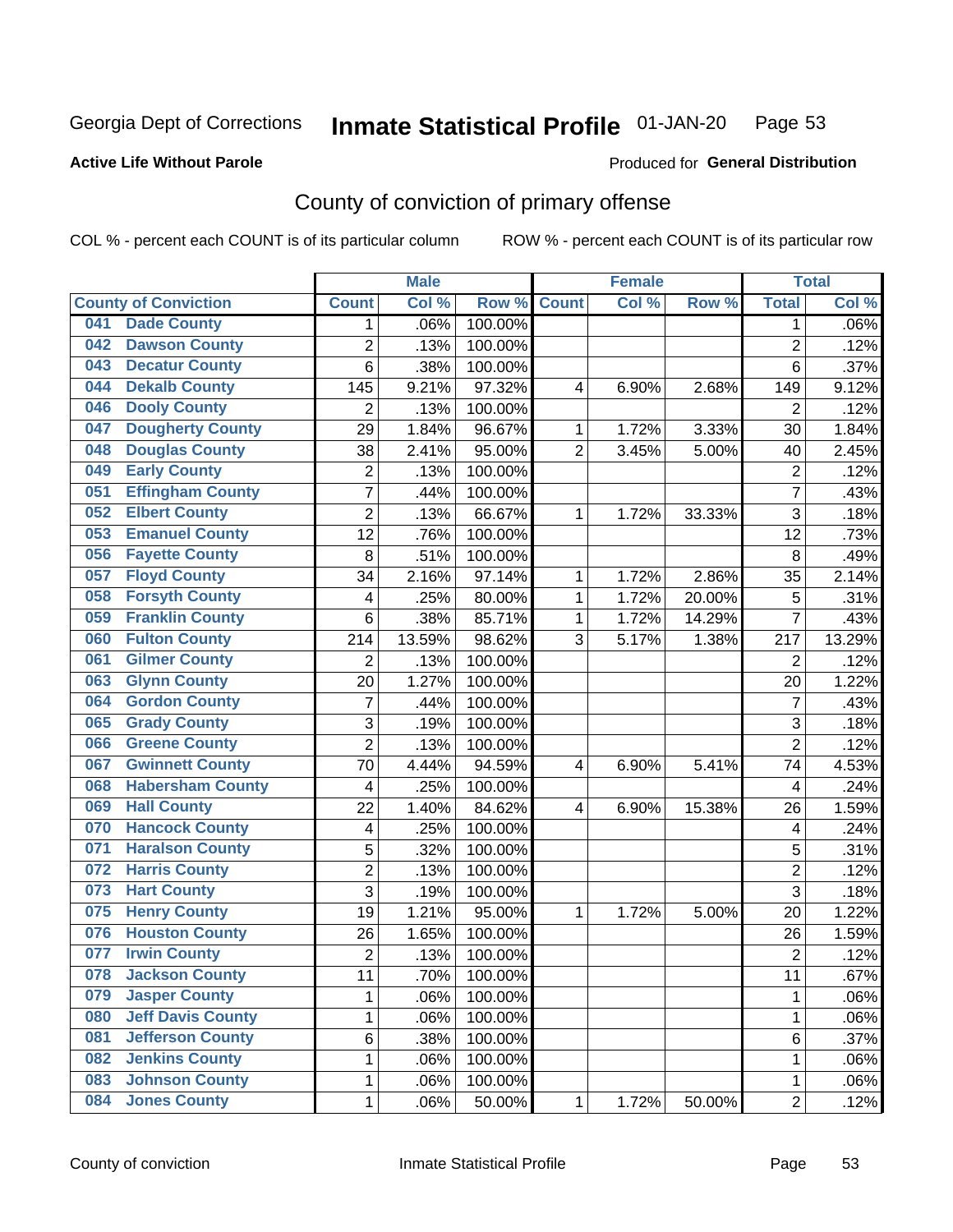Georgia Dept of Corrections **Inmate Statistical Profile** 01-JAN-20

**Active Life Without Parole**

Produced for **General Distribution**

## County of conviction of primary offense

COL % - percent each COUNT is of its particular column ROW % - percent each COUNT is of its particular row

| County of Conviction | Male | | | Female | | | Total | |
|---|---|---|---|---|---|---|---|---|
| | Count | Col % | Row % | Count | Col % | Row % | Total | Col % |
| 041 Dade County | 1 | .06% | 100.00% | | | | 1 | .06% |
| 042 Dawson County | 2 | .13% | 100.00% | | | | 2 | .12% |
| 043 Decatur County | 6 | .38% | 100.00% | | | | 6 | .37% |
| 044 Dekalb County | 145 | 9.21% | 97.32% | 4 | 6.90% | 2.68% | 149 | 9.12% |
| 046 Dooly County | 2 | .13% | 100.00% | | | | 2 | .12% |
| 047 Dougherty County | 29 | 1.84% | 96.67% | 1 | 1.72% | 3.33% | 30 | 1.84% |
| 048 Douglas County | 38 | 2.41% | 95.00% | 2 | 3.45% | 5.00% | 40 | 2.45% |
| 049 Early County | 2 | .13% | 100.00% | | | | 2 | .12% |
| 051 Effingham County | 7 | .44% | 100.00% | | | | 7 | .43% |
| 052 Elbert County | 2 | .13% | 66.67% | 1 | 1.72% | 33.33% | 3 | .18% |
| 053 Emanuel County | 12 | .76% | 100.00% | | | | 12 | .73% |
| 056 Fayette County | 8 | .51% | 100.00% | | | | 8 | .49% |
| 057 Floyd County | 34 | 2.16% | 97.14% | 1 | 1.72% | 2.86% | 35 | 2.14% |
| 058 Forsyth County | 4 | .25% | 80.00% | 1 | 1.72% | 20.00% | 5 | .31% |
| 059 Franklin County | 6 | .38% | 85.71% | 1 | 1.72% | 14.29% | 7 | .43% |
| 060 Fulton County | 214 | 13.59% | 98.62% | 3 | 5.17% | 1.38% | 217 | 13.29% |
| 061 Gilmer County | 2 | .13% | 100.00% | | | | 2 | .12% |
| 063 Glynn County | 20 | 1.27% | 100.00% | | | | 20 | 1.22% |
| 064 Gordon County | 7 | .44% | 100.00% | | | | 7 | .43% |
| 065 Grady County | 3 | .19% | 100.00% | | | | 3 | .18% |
| 066 Greene County | 2 | .13% | 100.00% | | | | 2 | .12% |
| 067 Gwinnett County | 70 | 4.44% | 94.59% | 4 | 6.90% | 5.41% | 74 | 4.53% |
| 068 Habersham County | 4 | .25% | 100.00% | | | | 4 | .24% |
| 069 Hall County | 22 | 1.40% | 84.62% | 4 | 6.90% | 15.38% | 26 | 1.59% |
| 070 Hancock County | 4 | .25% | 100.00% | | | | 4 | .24% |
| 071 Haralson County | 5 | .32% | 100.00% | | | | 5 | .31% |
| 072 Harris County | 2 | .13% | 100.00% | | | | 2 | .12% |
| 073 Hart County | 3 | .19% | 100.00% | | | | 3 | .18% |
| 075 Henry County | 19 | 1.21% | 95.00% | 1 | 1.72% | 5.00% | 20 | 1.22% |
| 076 Houston County | 26 | 1.65% | 100.00% | | | | 26 | 1.59% |
| 077 Irwin County | 2 | .13% | 100.00% | | | | 2 | .12% |
| 078 Jackson County | 11 | .70% | 100.00% | | | | 11 | .67% |
| 079 Jasper County | 1 | .06% | 100.00% | | | | 1 | .06% |
| 080 Jeff Davis County | 1 | .06% | 100.00% | | | | 1 | .06% |
| 081 Jefferson County | 6 | .38% | 100.00% | | | | 6 | .37% |
| 082 Jenkins County | 1 | .06% | 100.00% | | | | 1 | .06% |
| 083 Johnson County | 1 | .06% | 100.00% | | | | 1 | .06% |
| 084 Jones County | 1 | .06% | 50.00% | 1 | 1.72% | 50.00% | 2 | .12% |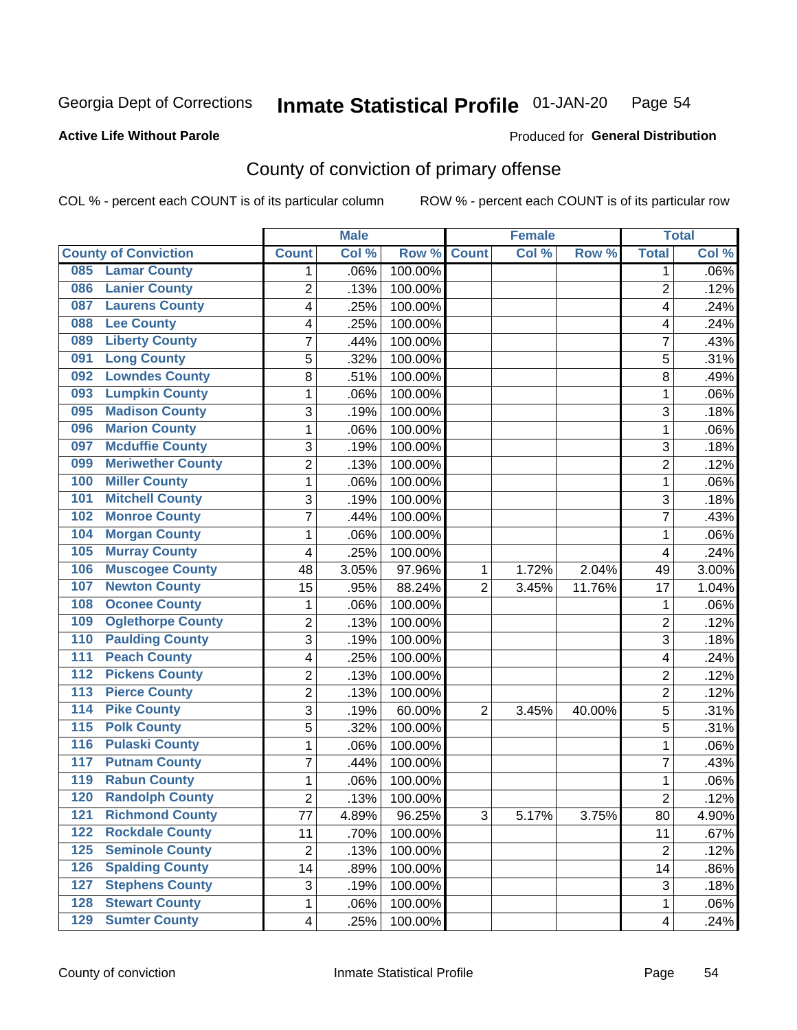Georgia Dept of Corrections **Inmate Statistical Profile** 01-JAN-20

**Active Life Without Parole**

Produced for **General Distribution**

## County of conviction of primary offense

COL % - percent each COUNT is of its particular column ROW % - percent each COUNT is of its particular row

| County of Conviction | Male | | | Female | | | Total | |
|---|---|---|---|---|---|---|---|---|
| | Count | Col % | Row % | Count | Col % | Row % | Total | Col % |
| 085 Lamar County | 1 | .06% | 100.00% | | | | 1 | .06% |
| 086 Lanier County | 2 | .13% | 100.00% | | | | 2 | .12% |
| 087 Laurens County | 4 | .25% | 100.00% | | | | 4 | .24% |
| 088 Lee County | 4 | .25% | 100.00% | | | | 4 | .24% |
| 089 Liberty County | 7 | .44% | 100.00% | | | | 7 | .43% |
| 091 Long County | 5 | .32% | 100.00% | | | | 5 | .31% |
| 092 Lowndes County | 8 | .51% | 100.00% | | | | 8 | .49% |
| 093 Lumpkin County | 1 | .06% | 100.00% | | | | 1 | .06% |
| 095 Madison County | 3 | .19% | 100.00% | | | | 3 | .18% |
| 096 Marion County | 1 | .06% | 100.00% | | | | 1 | .06% |
| 097 Mcduffie County | 3 | .19% | 100.00% | | | | 3 | .18% |
| 099 Meriwether County | 2 | .13% | 100.00% | | | | 2 | .12% |
| 100 Miller County | 1 | .06% | 100.00% | | | | 1 | .06% |
| 101 Mitchell County | 3 | .19% | 100.00% | | | | 3 | .18% |
| 102 Monroe County | 7 | .44% | 100.00% | | | | 7 | .43% |
| 104 Morgan County | 1 | .06% | 100.00% | | | | 1 | .06% |
| 105 Murray County | 4 | .25% | 100.00% | | | | 4 | .24% |
| 106 Muscogee County | 48 | 3.05% | 97.96% | 1 | 1.72% | 2.04% | 49 | 3.00% |
| 107 Newton County | 15 | .95% | 88.24% | 2 | 3.45% | 11.76% | 17 | 1.04% |
| 108 Oconee County | 1 | .06% | 100.00% | | | | 1 | .06% |
| 109 Oglethorpe County | 2 | .13% | 100.00% | | | | 2 | .12% |
| 110 Paulding County | 3 | .19% | 100.00% | | | | 3 | .18% |
| 111 Peach County | 4 | .25% | 100.00% | | | | 4 | .24% |
| 112 Pickens County | 2 | .13% | 100.00% | | | | 2 | .12% |
| 113 Pierce County | 2 | .13% | 100.00% | | | | 2 | .12% |
| 114 Pike County | 3 | .19% | 60.00% | 2 | 3.45% | 40.00% | 5 | .31% |
| 115 Polk County | 5 | .32% | 100.00% | | | | 5 | .31% |
| 116 Pulaski County | 1 | .06% | 100.00% | | | | 1 | .06% |
| 117 Putnam County | 7 | .44% | 100.00% | | | | 7 | .43% |
| 119 Rabun County | 1 | .06% | 100.00% | | | | 1 | .06% |
| 120 Randolph County | 2 | .13% | 100.00% | | | | 2 | .12% |
| 121 Richmond County | 77 | 4.89% | 96.25% | 3 | 5.17% | 3.75% | 80 | 4.90% |
| 122 Rockdale County | 11 | .70% | 100.00% | | | | 11 | .67% |
| 125 Seminole County | 2 | .13% | 100.00% | | | | 2 | .12% |
| 126 Spalding County | 14 | .89% | 100.00% | | | | 14 | .86% |
| 127 Stephens County | 3 | .19% | 100.00% | | | | 3 | .18% |
| 128 Stewart County | 1 | .06% | 100.00% | | | | 1 | .06% |
| 129 Sumter County | 4 | .25% | 100.00% | | | | 4 | .24% |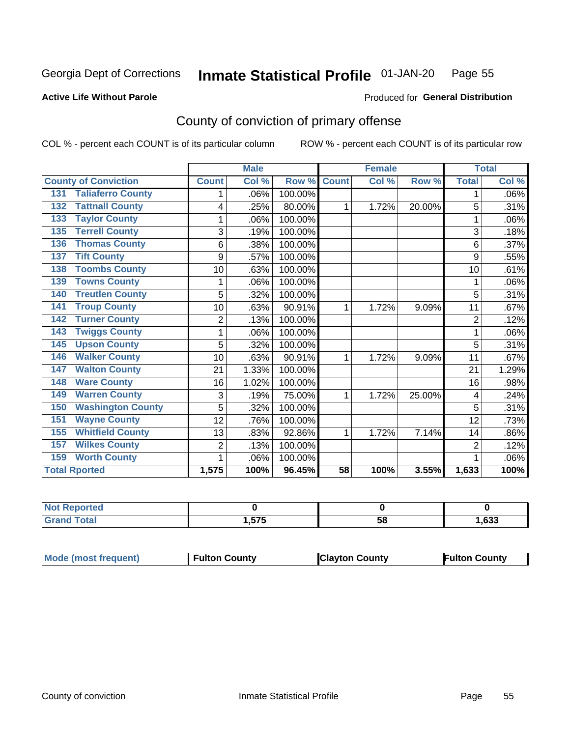Georgia Dept of Corrections **Inmate Statistical Profile** 01-JAN-20

**Active Life Without Parole**

Produced for **General Distribution**

## County of conviction of primary offense

COL % - percent each COUNT is of its particular column ROW % - percent each COUNT is of its particular row

| County of Conviction | Male | | | Female | | | Total | |
|---|---|---|---|---|---|---|---|---|
| | Count | Col % | Row % | Count | Col % | Row % | Total | Col % |
| 131 Taliaferro County | 1 | .06% | 100.00% | | | | 1 | .06% |
| 132 Tattnall County | 4 | .25% | 80.00% | 1 | 1.72% | 20.00% | 5 | .31% |
| 133 Taylor County | 1 | .06% | 100.00% | | | | 1 | .06% |
| 135 Terrell County | 3 | .19% | 100.00% | | | | 3 | .18% |
| 136 Thomas County | 6 | .38% | 100.00% | | | | 6 | .37% |
| 137 Tift County | 9 | .57% | 100.00% | | | | 9 | .55% |
| 138 Toombs County | 10 | .63% | 100.00% | | | | 10 | .61% |
| 139 Towns County | 1 | .06% | 100.00% | | | | 1 | .06% |
| 140 Treutlen County | 5 | .32% | 100.00% | | | | 5 | .31% |
| 141 Troup County | 10 | .63% | 90.91% | 1 | 1.72% | 9.09% | 11 | .67% |
| 142 Turner County | 2 | .13% | 100.00% | | | | 2 | .12% |
| 143 Twiggs County | 1 | .06% | 100.00% | | | | 1 | .06% |
| 145 Upson County | 5 | .32% | 100.00% | | | | 5 | .31% |
| 146 Walker County | 10 | .63% | 90.91% | 1 | 1.72% | 9.09% | 11 | .67% |
| 147 Walton County | 21 | 1.33% | 100.00% | | | | 21 | 1.29% |
| 148 Ware County | 16 | 1.02% | 100.00% | | | | 16 | .98% |
| 149 Warren County | 3 | .19% | 75.00% | 1 | 1.72% | 25.00% | 4 | .24% |
| 150 Washington County | 5 | .32% | 100.00% | | | | 5 | .31% |
| 151 Wayne County | 12 | .76% | 100.00% | | | | 12 | .73% |
| 155 Whitfield County | 13 | .83% | 92.86% | 1 | 1.72% | 7.14% | 14 | .86% |
| 157 Wilkes County | 2 | .13% | 100.00% | | | | 2 | .12% |
| 159 Worth County | 1 | .06% | 100.00% | | | | 1 | .06% |
| **Total Rported** | **1,575** | **100%** | **96.45%** | **58** | **100%** | **3.55%** | **1,633** | **100%** |

| | Male | Female | Total |
|---|---|---|---|
| Not Reported | 0 | 0 | 0 |
| Grand Total | 1,575 | 58 | 1,633 |

| | Male | Female | Total |
|---|---|---|---|
| Mode (most frequent) | Fulton County | Clayton County | Fulton County |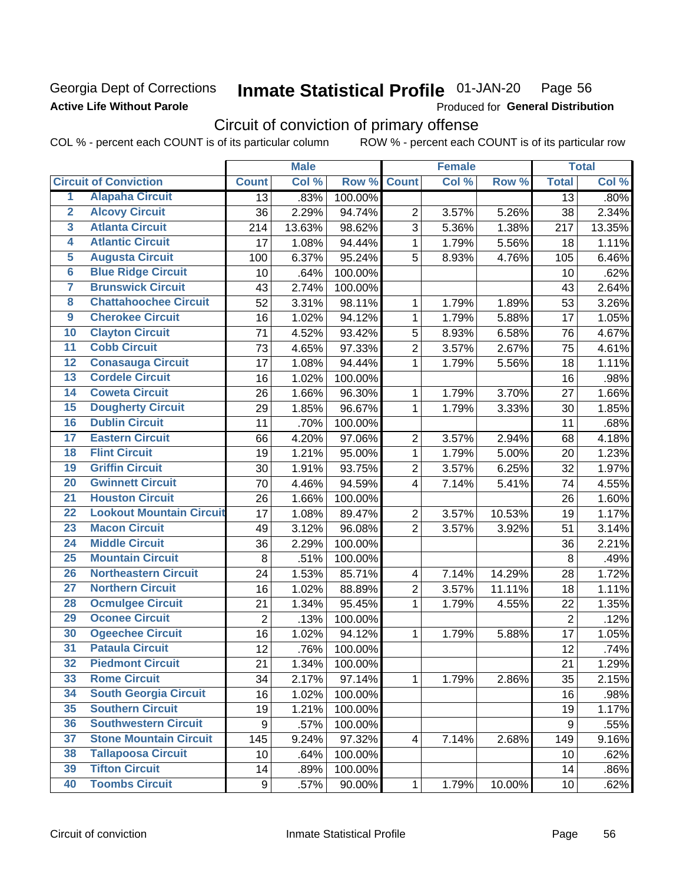Georgia Dept of Corrections **Inmate Statistical Profile** 01-JAN-20 Page 56

**Active Life Without Parole**

Produced for **General Distribution**

## Circuit of conviction of primary offense

COL % - percent each COUNT is of its particular column ROW % - percent each COUNT is of its particular row

| | | Male | | | Female | | | Total | |
|---|---|---|---|---|---|---|---|---|---|
| **Circuit of Conviction** | | **Count** | **Col %** | **Row %** | **Count** | **Col %** | **Row %** | **Total** | **Col %** |
| 1 | Alapaha Circuit | 13 | .83% | 100.00% | | | | 13 | .80% |
| 2 | Alcovy Circuit | 36 | 2.29% | 94.74% | 2 | 3.57% | 5.26% | 38 | 2.34% |
| 3 | Atlanta Circuit | 214 | 13.63% | 98.62% | 3 | 5.36% | 1.38% | 217 | 13.35% |
| 4 | Atlantic Circuit | 17 | 1.08% | 94.44% | 1 | 1.79% | 5.56% | 18 | 1.11% |
| 5 | Augusta Circuit | 100 | 6.37% | 95.24% | 5 | 8.93% | 4.76% | 105 | 6.46% |
| 6 | Blue Ridge Circuit | 10 | .64% | 100.00% | | | | 10 | .62% |
| 7 | Brunswick Circuit | 43 | 2.74% | 100.00% | | | | 43 | 2.64% |
| 8 | Chattahoochee Circuit | 52 | 3.31% | 98.11% | 1 | 1.79% | 1.89% | 53 | 3.26% |
| 9 | Cherokee Circuit | 16 | 1.02% | 94.12% | 1 | 1.79% | 5.88% | 17 | 1.05% |
| 10 | Clayton Circuit | 71 | 4.52% | 93.42% | 5 | 8.93% | 6.58% | 76 | 4.67% |
| 11 | Cobb Circuit | 73 | 4.65% | 97.33% | 2 | 3.57% | 2.67% | 75 | 4.61% |
| 12 | Conasauga Circuit | 17 | 1.08% | 94.44% | 1 | 1.79% | 5.56% | 18 | 1.11% |
| 13 | Cordele Circuit | 16 | 1.02% | 100.00% | | | | 16 | .98% |
| 14 | Coweta Circuit | 26 | 1.66% | 96.30% | 1 | 1.79% | 3.70% | 27 | 1.66% |
| 15 | Dougherty Circuit | 29 | 1.85% | 96.67% | 1 | 1.79% | 3.33% | 30 | 1.85% |
| 16 | Dublin Circuit | 11 | .70% | 100.00% | | | | 11 | .68% |
| 17 | Eastern Circuit | 66 | 4.20% | 97.06% | 2 | 3.57% | 2.94% | 68 | 4.18% |
| 18 | Flint Circuit | 19 | 1.21% | 95.00% | 1 | 1.79% | 5.00% | 20 | 1.23% |
| 19 | Griffin Circuit | 30 | 1.91% | 93.75% | 2 | 3.57% | 6.25% | 32 | 1.97% |
| 20 | Gwinnett Circuit | 70 | 4.46% | 94.59% | 4 | 7.14% | 5.41% | 74 | 4.55% |
| 21 | Houston Circuit | 26 | 1.66% | 100.00% | | | | 26 | 1.60% |
| 22 | Lookout Mountain Circuit | 17 | 1.08% | 89.47% | 2 | 3.57% | 10.53% | 19 | 1.17% |
| 23 | Macon Circuit | 49 | 3.12% | 96.08% | 2 | 3.57% | 3.92% | 51 | 3.14% |
| 24 | Middle Circuit | 36 | 2.29% | 100.00% | | | | 36 | 2.21% |
| 25 | Mountain Circuit | 8 | .51% | 100.00% | | | | 8 | .49% |
| 26 | Northeastern Circuit | 24 | 1.53% | 85.71% | 4 | 7.14% | 14.29% | 28 | 1.72% |
| 27 | Northern Circuit | 16 | 1.02% | 88.89% | 2 | 3.57% | 11.11% | 18 | 1.11% |
| 28 | Ocmulgee Circuit | 21 | 1.34% | 95.45% | 1 | 1.79% | 4.55% | 22 | 1.35% |
| 29 | Oconee Circuit | 2 | .13% | 100.00% | | | | 2 | .12% |
| 30 | Ogeechee Circuit | 16 | 1.02% | 94.12% | 1 | 1.79% | 5.88% | 17 | 1.05% |
| 31 | Pataula Circuit | 12 | .76% | 100.00% | | | | 12 | .74% |
| 32 | Piedmont Circuit | 21 | 1.34% | 100.00% | | | | 21 | 1.29% |
| 33 | Rome Circuit | 34 | 2.17% | 97.14% | 1 | 1.79% | 2.86% | 35 | 2.15% |
| 34 | South Georgia Circuit | 16 | 1.02% | 100.00% | | | | 16 | .98% |
| 35 | Southern Circuit | 19 | 1.21% | 100.00% | | | | 19 | 1.17% |
| 36 | Southwestern Circuit | 9 | .57% | 100.00% | | | | 9 | .55% |
| 37 | Stone Mountain Circuit | 145 | 9.24% | 97.32% | 4 | 7.14% | 2.68% | 149 | 9.16% |
| 38 | Tallapoosa Circuit | 10 | .64% | 100.00% | | | | 10 | .62% |
| 39 | Tifton Circuit | 14 | .89% | 100.00% | | | | 14 | .86% |
| 40 | Toombs Circuit | 9 | .57% | 90.00% | 1 | 1.79% | 10.00% | 10 | .62% |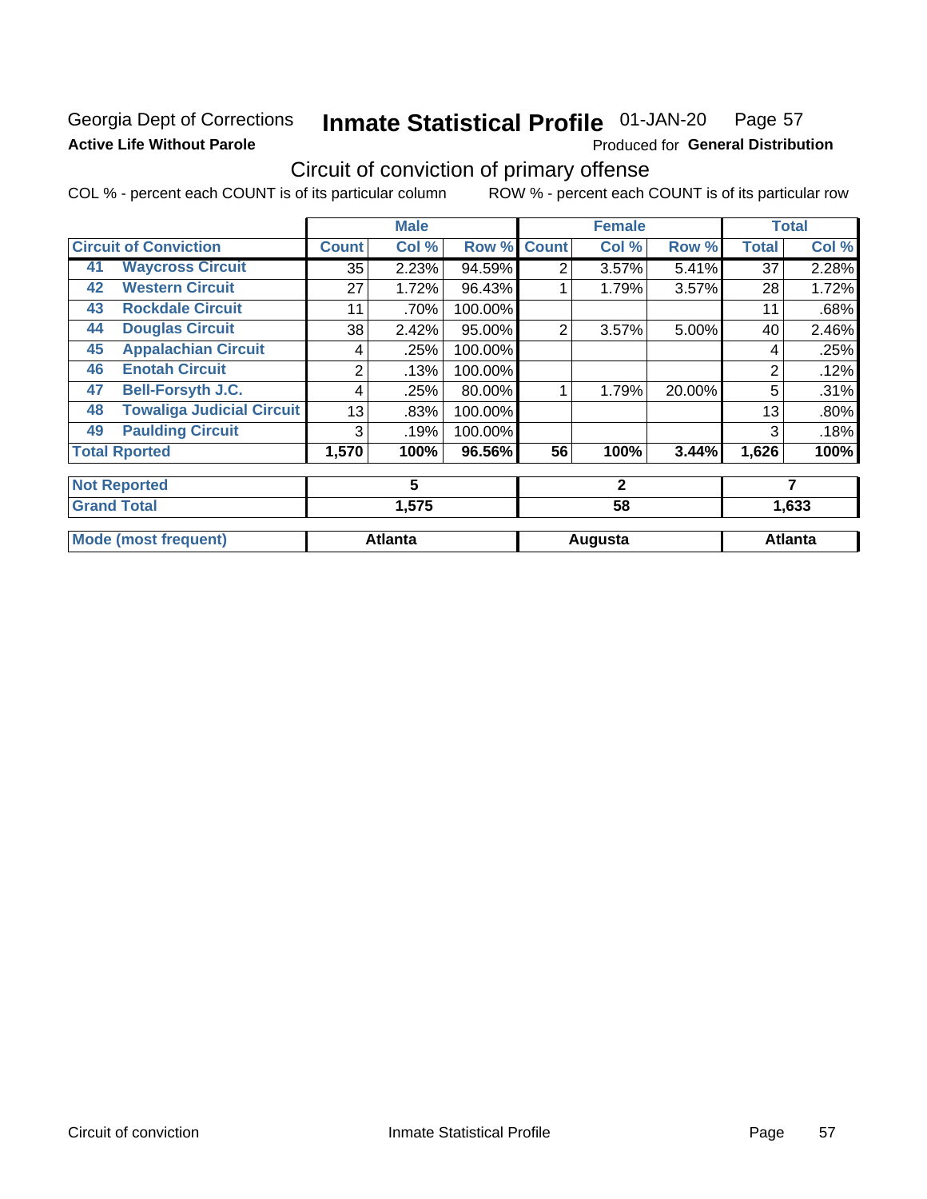Georgia Dept of Corrections
**Active Life Without Parole**

# Inmate Statistical Profile 01-JAN-20 Page 57

Produced for **General Distribution**

## Circuit of conviction of primary offense

COL % - percent each COUNT is of its particular column ROW % - percent each COUNT is of its particular row

| Circuit of Conviction | | Male | | | Female | | | Total | |
|---|---|---|---|---|---|---|---|---|---|
| | | Count | Col % | Row % | Count | Col % | Row % | Total | Col % |
| 41 | Waycross Circuit | 35 | 2.23% | 94.59% | 2 | 3.57% | 5.41% | 37 | 2.28% |
| 42 | Western Circuit | 27 | 1.72% | 96.43% | 1 | 1.79% | 3.57% | 28 | 1.72% |
| 43 | Rockdale Circuit | 11 | .70% | 100.00% | | | | 11 | .68% |
| 44 | Douglas Circuit | 38 | 2.42% | 95.00% | 2 | 3.57% | 5.00% | 40 | 2.46% |
| 45 | Appalachian Circuit | 4 | .25% | 100.00% | | | | 4 | .25% |
| 46 | Enotah Circuit | 2 | .13% | 100.00% | | | | 2 | .12% |
| 47 | Bell-Forsyth J.C. | 4 | .25% | 80.00% | 1 | 1.79% | 20.00% | 5 | .31% |
| 48 | Towaliga Judicial Circuit | 13 | .83% | 100.00% | | | | 13 | .80% |
| 49 | Paulding Circuit | 3 | .19% | 100.00% | | | | 3 | .18% |
| **Total Rported** | | **1,570** | **100%** | **96.56%** | **56** | **100%** | **3.44%** | **1,626** | **100%** |
| **Not Reported** | | **5** | | | **2** | | | **7** | |
| **Grand Total** | | **1,575** | | | **58** | | | **1,633** | |
| **Mode (most frequent)** | | **Atlanta** | | | **Augusta** | | | **Atlanta** | |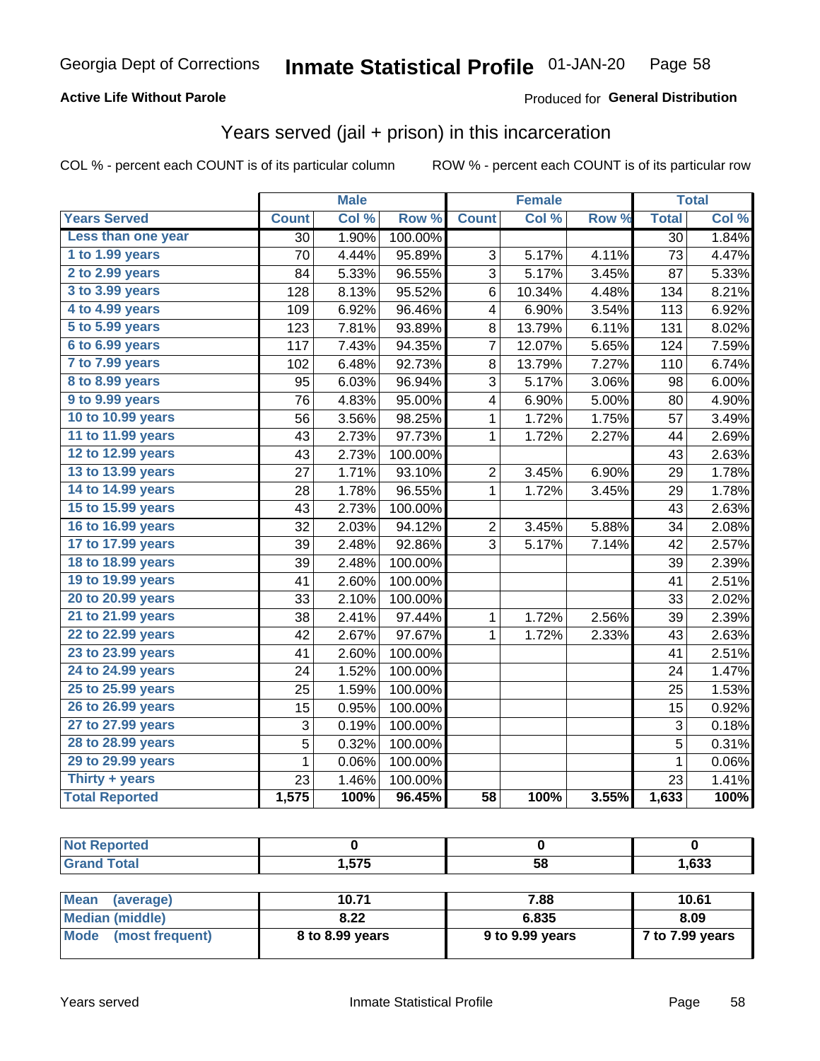Georgia Dept of Corrections **Inmate Statistical Profile** 01-JAN-20

**Active Life Without Parole**

Produced for **General Distribution**

## Years served (jail + prison) in this incarceration

COL % - percent each COUNT is of its particular column    ROW % - percent each COUNT is of its particular row

| | Male | | | Female | | | Total | |
|---|---|---|---|---|---|---|---|---|
| **Years Served** | **Count** | **Col %** | **Row %** | **Count** | **Col %** | **Row %** | **Total** | **Col %** |
| Less than one year | 30 | 1.90% | 100.00% | | | | 30 | 1.84% |
| 1 to 1.99 years | 70 | 4.44% | 95.89% | 3 | 5.17% | 4.11% | 73 | 4.47% |
| 2 to 2.99 years | 84 | 5.33% | 96.55% | 3 | 5.17% | 3.45% | 87 | 5.33% |
| 3 to 3.99 years | 128 | 8.13% | 95.52% | 6 | 10.34% | 4.48% | 134 | 8.21% |
| 4 to 4.99 years | 109 | 6.92% | 96.46% | 4 | 6.90% | 3.54% | 113 | 6.92% |
| 5 to 5.99 years | 123 | 7.81% | 93.89% | 8 | 13.79% | 6.11% | 131 | 8.02% |
| 6 to 6.99 years | 117 | 7.43% | 94.35% | 7 | 12.07% | 5.65% | 124 | 7.59% |
| 7 to 7.99 years | 102 | 6.48% | 92.73% | 8 | 13.79% | 7.27% | 110 | 6.74% |
| 8 to 8.99 years | 95 | 6.03% | 96.94% | 3 | 5.17% | 3.06% | 98 | 6.00% |
| 9 to 9.99 years | 76 | 4.83% | 95.00% | 4 | 6.90% | 5.00% | 80 | 4.90% |
| 10 to 10.99 years | 56 | 3.56% | 98.25% | 1 | 1.72% | 1.75% | 57 | 3.49% |
| 11 to 11.99 years | 43 | 2.73% | 97.73% | 1 | 1.72% | 2.27% | 44 | 2.69% |
| 12 to 12.99 years | 43 | 2.73% | 100.00% | | | | 43 | 2.63% |
| 13 to 13.99 years | 27 | 1.71% | 93.10% | 2 | 3.45% | 6.90% | 29 | 1.78% |
| 14 to 14.99 years | 28 | 1.78% | 96.55% | 1 | 1.72% | 3.45% | 29 | 1.78% |
| 15 to 15.99 years | 43 | 2.73% | 100.00% | | | | 43 | 2.63% |
| 16 to 16.99 years | 32 | 2.03% | 94.12% | 2 | 3.45% | 5.88% | 34 | 2.08% |
| 17 to 17.99 years | 39 | 2.48% | 92.86% | 3 | 5.17% | 7.14% | 42 | 2.57% |
| 18 to 18.99 years | 39 | 2.48% | 100.00% | | | | 39 | 2.39% |
| 19 to 19.99 years | 41 | 2.60% | 100.00% | | | | 41 | 2.51% |
| 20 to 20.99 years | 33 | 2.10% | 100.00% | | | | 33 | 2.02% |
| 21 to 21.99 years | 38 | 2.41% | 97.44% | 1 | 1.72% | 2.56% | 39 | 2.39% |
| 22 to 22.99 years | 42 | 2.67% | 97.67% | 1 | 1.72% | 2.33% | 43 | 2.63% |
| 23 to 23.99 years | 41 | 2.60% | 100.00% | | | | 41 | 2.51% |
| 24 to 24.99 years | 24 | 1.52% | 100.00% | | | | 24 | 1.47% |
| 25 to 25.99 years | 25 | 1.59% | 100.00% | | | | 25 | 1.53% |
| 26 to 26.99 years | 15 | 0.95% | 100.00% | | | | 15 | 0.92% |
| 27 to 27.99 years | 3 | 0.19% | 100.00% | | | | 3 | 0.18% |
| 28 to 28.99 years | 5 | 0.32% | 100.00% | | | | 5 | 0.31% |
| 29 to 29.99 years | 1 | 0.06% | 100.00% | | | | 1 | 0.06% |
| Thirty + years | 23 | 1.46% | 100.00% | | | | 23 | 1.41% |
| **Total Reported** | **1,575** | **100%** | **96.45%** | **58** | **100%** | **3.55%** | **1,633** | **100%** |

| | Male | Female | Total |
|---|---|---|---|
| Not Reported | 0 | 0 | 0 |
| Grand Total | 1,575 | 58 | 1,633 |

| | Male | Female | Total |
|---|---|---|---|
| Mean (average) | 10.71 | 7.88 | 10.61 |
| Median (middle) | 8.22 | 6.835 | 8.09 |
| Mode (most frequent) | 8 to 8.99 years | 9 to 9.99 years | 7 to 7.99 years |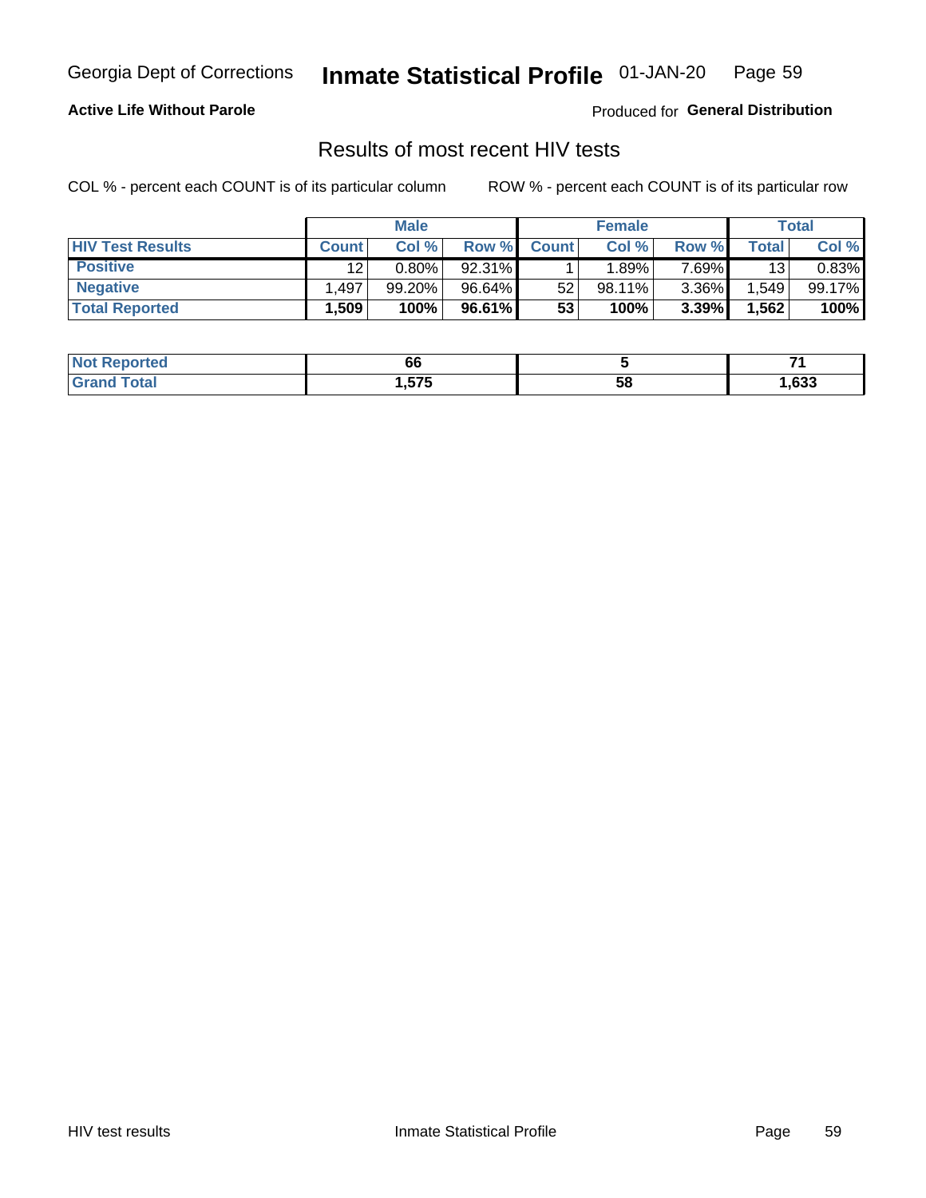Georgia Dept of Corrections **Inmate Statistical Profile** 01-JAN-20

**Active Life Without Parole**

Produced for **General Distribution**

## Results of most recent HIV tests

COL % - percent each COUNT is of its particular column

ROW % - percent each COUNT is of its particular row

| | Male | | | Female | | | Total | |
|---|---|---|---|---|---|---|---|---|
| **HIV Test Results** | **Count** | **Col %** | **Row %** | **Count** | **Col %** | **Row %** | **Total** | **Col %** |
| **Positive** | 12 | 0.80% | 92.31% | 1 | 1.89% | 7.69% | 13 | 0.83% |
| **Negative** | 1,497 | 99.20% | 96.64% | 52 | 98.11% | 3.36% | 1,549 | 99.17% |
| **Total Reported** | **1,509** | **100%** | **96.61%** | **53** | **100%** | **3.39%** | **1,562** | **100%** |

| | Male | Female | Total |
|---|---|---|---|
| **Not Reported** | **66** | **5** | **71** |
| **Grand Total** | **1,575** | **58** | **1,633** |

HIV test results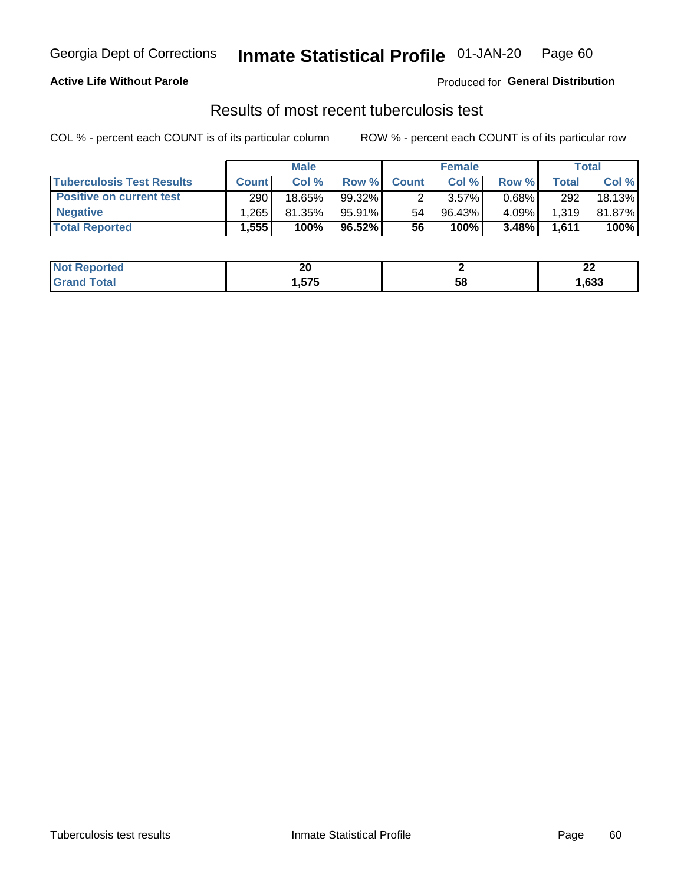Georgia Dept of Corrections **Inmate Statistical Profile** 01-JAN-20 Page 60

**Active Life Without Parole**

Produced for **General Distribution**

## Results of most recent tuberculosis test

COL % - percent each COUNT is of its particular column

ROW % - percent each COUNT is of its particular row

| | Male | | | Female | | | Total | |
|---|---|---|---|---|---|---|---|---|
| **Tuberculosis Test Results** | **Count** | **Col %** | **Row %** | **Count** | **Col %** | **Row %** | **Total** | **Col %** |
| **Positive on current test** | 290 | 18.65% | 99.32% | 2 | 3.57% | 0.68% | 292 | 18.13% |
| **Negative** | 1,265 | 81.35% | 95.91% | 54 | 96.43% | 4.09% | 1,319 | 81.87% |
| **Total Reported** | **1,555** | **100%** | **96.52%** | **56** | **100%** | **3.48%** | **1,611** | **100%** |

| | Male | Female | Total |
|---|---|---|---|
| **Not Reported** | **20** | **2** | **22** |
| **Grand Total** | **1,575** | **58** | **1,633** |

Tuberculosis test results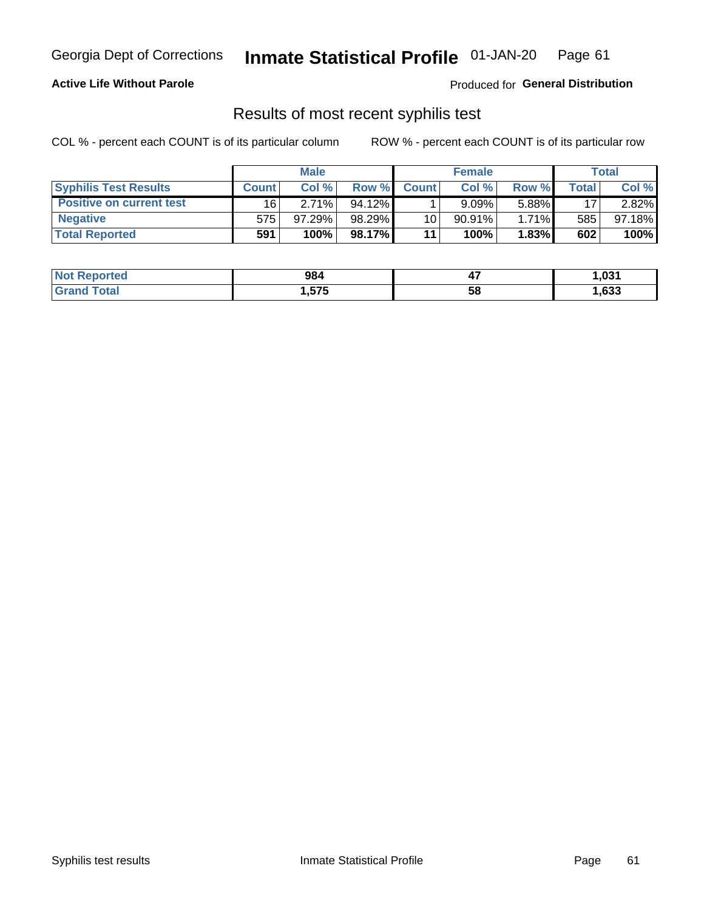Georgia Dept of Corrections **Inmate Statistical Profile** 01-JAN-20

**Active Life Without Parole**

Produced for **General Distribution**

## Results of most recent syphilis test

COL % - percent each COUNT is of its particular column

ROW % - percent each COUNT is of its particular row

| | Male | | | Female | | | Total | |
|---|---|---|---|---|---|---|---|---|
| **Syphilis Test Results** | **Count** | **Col %** | **Row %** | **Count** | **Col %** | **Row %** | **Total** | **Col %** |
| **Positive on current test** | 16 | 2.71% | 94.12% | 1 | 9.09% | 5.88% | 17 | 2.82% |
| **Negative** | 575 | 97.29% | 98.29% | 10 | 90.91% | 1.71% | 585 | 97.18% |
| **Total Reported** | **591** | **100%** | **98.17%** | **11** | **100%** | **1.83%** | **602** | **100%** |

| | Male | Female | Total |
|---|---|---|---|
| **Not Reported** | **984** | **47** | **1,031** |
| **Grand Total** | **1,575** | **58** | **1,633** |

Syphilis test results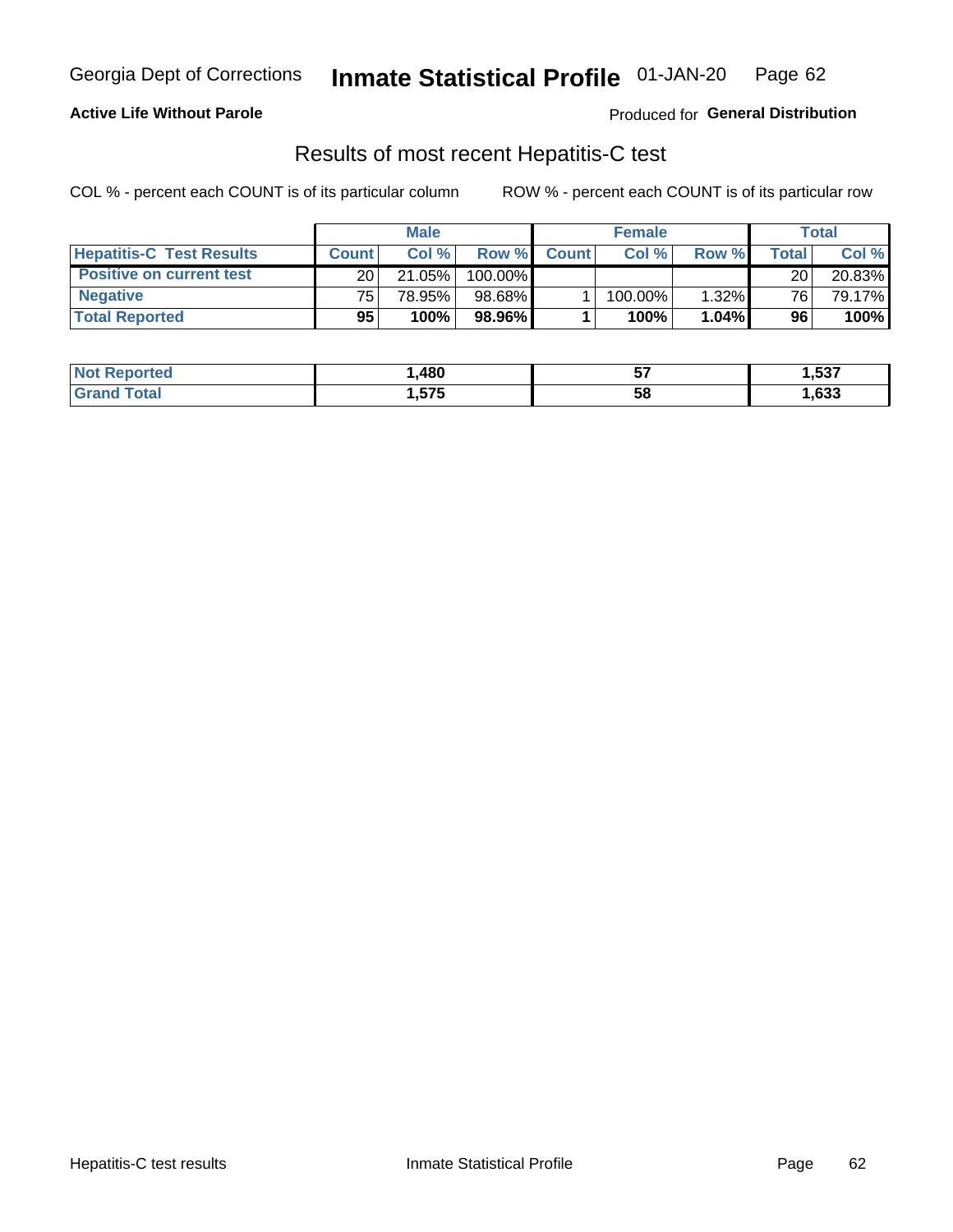Georgia Dept of Corrections **Inmate Statistical Profile** 01-JAN-20

**Active Life Without Parole**

Produced for **General Distribution**

## Results of most recent Hepatitis-C test

COL % - percent each COUNT is of its particular column    ROW % - percent each COUNT is of its particular row

| | Male | | | Female | | | Total | |
|---|---|---|---|---|---|---|---|---|
| **Hepatitis-C Test Results** | **Count** | **Col %** | **Row %** | **Count** | **Col %** | **Row %** | **Total** | **Col %** |
| **Positive on current test** | 20 | 21.05% | 100.00% | | | | 20 | 20.83% |
| **Negative** | 75 | 78.95% | 98.68% | 1 | 100.00% | 1.32% | 76 | 79.17% |
| **Total Reported** | **95** | **100%** | **98.96%** | **1** | **100%** | **1.04%** | **96** | **100%** |

| | Male | Female | Total |
|---|---|---|---|
| **Not Reported** | **1,480** | **57** | **1,537** |
| **Grand Total** | **1,575** | **58** | **1,633** |